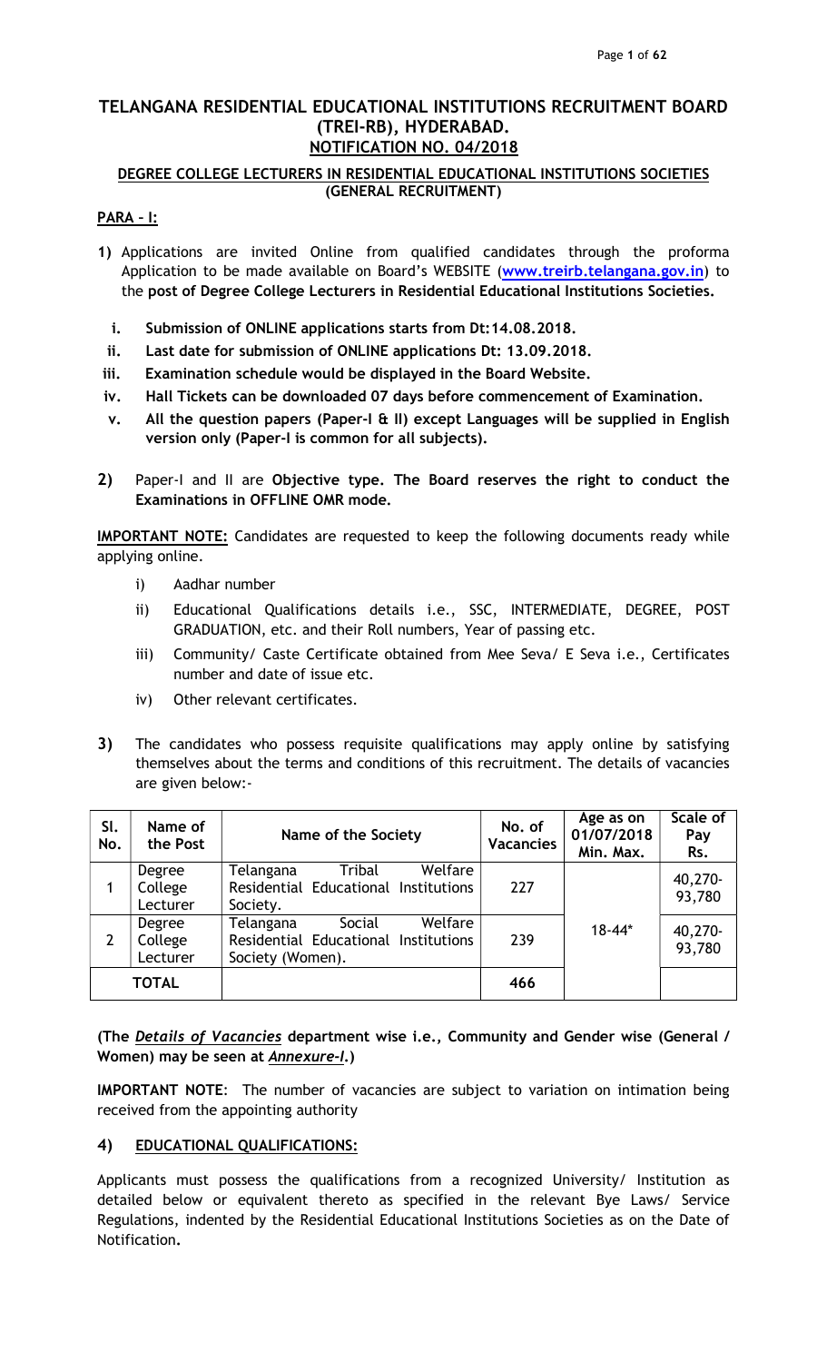# TELANGANA RESIDENTIAL EDUCATIONAL INSTITUTIONS RECRUITMENT BOARD (TREI-RB), HYDERABAD.

## NOTIFICATION NO. 04/2018

### DEGREE COLLEGE LECTURERS IN RESIDENTIAL EDUCATIONAL INSTITUTIONS SOCIETIES (GENERAL RECRUITMENT)

**PARA – I:**

**1)** Applications are invited Online from qualified candidates through the proforma Application to be made available on Board's WEBSITE (**www.treirb.telangana.gov.in**) to the **post of Degree College Lecturers in Residential Educational Institutions Societies.**

   i. **Submission of ONLINE applications starts from Dt:14.08.2018.**
   ii. **Last date for submission of ONLINE applications Dt: 13.09.2018.**
   iii. **Examination schedule would be displayed in the Board Website.**
   iv. **Hall Tickets can be downloaded 07 days before commencement of Examination.**
   v. **All the question papers (Paper-I & II) except Languages will be supplied in English version only (Paper-I is common for all subjects).**

**2)** Paper-I and II are **Objective type. The Board reserves the right to conduct the Examinations in OFFLINE OMR mode.**

**IMPORTANT NOTE:** Candidates are requested to keep the following documents ready while applying online.

   i) Aadhar number
   ii) Educational Qualifications details i.e., SSC, INTERMEDIATE, DEGREE, POST GRADUATION, etc. and their Roll numbers, Year of passing etc.
   iii) Community/ Caste Certificate obtained from Mee Seva/ E Seva i.e., Certificates number and date of issue etc.
   iv) Other relevant certificates.

**3)** The candidates who possess requisite qualifications may apply online by satisfying themselves about the terms and conditions of this recruitment. The details of vacancies are given below:-

| Sl. No. | Name of the Post | Name of the Society | No. of Vacancies | Age as on 01/07/2018 Min. Max. | Scale of Pay Rs. |
|---|---|---|---|---|---|
| 1 | Degree College Lecturer | Telangana Tribal Welfare Residential Educational Institutions Society. | 227 | 18-44* | 40,270-93,780 |
| 2 | Degree College Lecturer | Telangana Social Welfare Residential Educational Institutions Society (Women). | 239 | | 40,270-93,780 |
| **TOTAL** | | | **466** | | |

**(The *Details of Vacancies* department wise i.e., Community and Gender wise (General / Women) may be seen at *Annexure-I*.)**

**IMPORTANT NOTE**: The number of vacancies are subject to variation on intimation being received from the appointing authority

**4) EDUCATIONAL QUALIFICATIONS:**

Applicants must possess the qualifications from a recognized University/ Institution as detailed below or equivalent thereto as specified in the relevant Bye Laws/ Service Regulations, indented by the Residential Educational Institutions Societies as on the Date of Notification**.**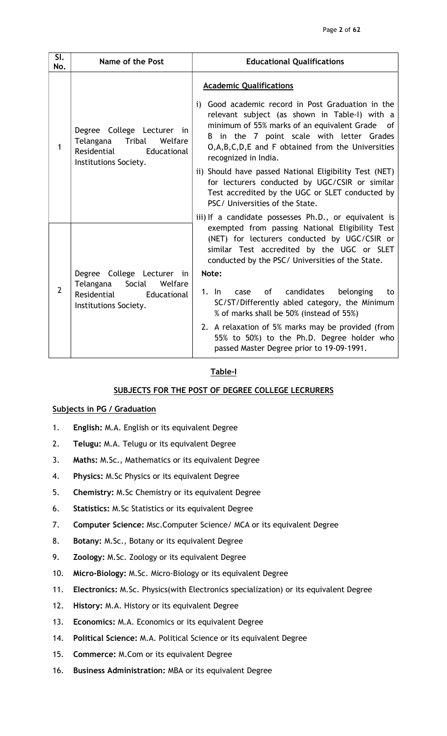| Sl. No. | Name of the Post | Educational Qualifications |
|---|---|---|
| 1 | Degree College Lecturer in Telangana Tribal Welfare Residential Educational Institutions Society. | **Academic Qualifications**<br><br>i) Good academic record in Post Graduation in the relevant subject (as shown in Table-I) with a minimum of 55% marks of an equivalent Grade of B in the 7 point scale with letter Grades O,A,B,C,D,E and F obtained from the Universities recognized in India.<br><br>ii) Should have passed National Eligibility Test (NET) for lecturers conducted by UGC/CSIR or similar Test accredited by the UGC or SLET conducted by PSC/ Universities of the State.<br><br>iii) If a candidate possesses Ph.D., or equivalent is exempted from passing National Eligibility Test (NET) for lecturers conducted by UGC/CSIR or similar Test accredited by the UGC or SLET conducted by the PSC/ Universities of the State.<br><br>**Note:**<br><br>1. In case of candidates belonging to SC/ST/Differently abled category, the Minimum % of marks shall be 50% (instead of 55%)<br><br>2. A relaxation of 5% marks may be provided (from 55% to 50%) to the Ph.D. Degree holder who passed Master Degree prior to 19-09-1991. |
| 2 | Degree College Lecturer in Telangana Social Welfare Residential Educational Institutions Society. | |

## Table-I

### SUBJECTS FOR THE POST OF DEGREE COLLEGE LECRURERS

**Subjects in PG / Graduation**

1. **English:** M.A. English or its equivalent Degree
2. **Telugu:** M.A. Telugu or its equivalent Degree
3. **Maths:** M.Sc., Mathematics or its equivalent Degree
4. **Physics:** M.Sc Physics or its equivalent Degree
5. **Chemistry:** M.Sc Chemistry or its equivalent Degree
6. **Statistics:** M.Sc Statistics or its equivalent Degree
7. **Computer Science:** Msc.Computer Science/ MCA or its equivalent Degree
8. **Botany:** M.Sc., Botany or its equivalent Degree
9. **Zoology:** M.Sc. Zoology or its equivalent Degree
10. **Micro-Biology:** M.Sc. Micro-Biology or its equivalent Degree
11. **Electronics:** M.Sc. Physics(with Electronics specialization) or its equivalent Degree
12. **History:** M.A. History or its equivalent Degree
13. **Economics:** M.A. Economics or its equivalent Degree
14. **Political Science:** M.A. Political Science or its equivalent Degree
15. **Commerce:** M.Com or its equivalent Degree
16. **Business Administration:** MBA or its equivalent Degree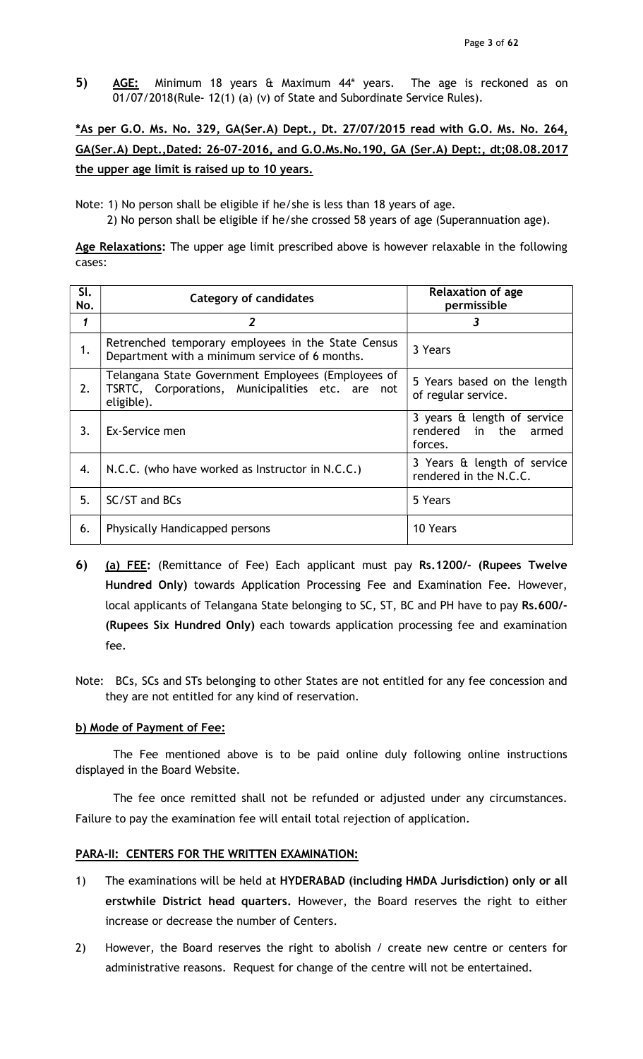**5)** **AGE:** Minimum 18 years & Maximum 44* years. The age is reckoned as on 01/07/2018(Rule- 12(1) (a) (v) of State and Subordinate Service Rules).

**\*As per G.O. Ms. No. 329, GA(Ser.A) Dept., Dt. 27/07/2015 read with G.O. Ms. No. 264, GA(Ser.A) Dept.,Dated: 26-07-2016, and G.O.Ms.No.190, GA (Ser.A) Dept:, dt;08.08.2017 the upper age limit is raised up to 10 years.**

Note: 1) No person shall be eligible if he/she is less than 18 years of age.

2) No person shall be eligible if he/she crossed 58 years of age (Superannuation age).

**Age Relaxations:** The upper age limit prescribed above is however relaxable in the following cases:

| Sl. No. | Category of candidates | Relaxation of age permissible |
|---|---|---|
| *1* | *2* | *3* |
| 1. | Retrenched temporary employees in the State Census Department with a minimum service of 6 months. | 3 Years |
| 2. | Telangana State Government Employees (Employees of TSRTC, Corporations, Municipalities etc. are not eligible). | 5 Years based on the length of regular service. |
| 3. | Ex-Service men | 3 years & length of service rendered in the armed forces. |
| 4. | N.C.C. (who have worked as Instructor in N.C.C.) | 3 Years & length of service rendered in the N.C.C. |
| 5. | SC/ST and BCs | 5 Years |
| 6. | Physically Handicapped persons | 10 Years |

**6)** **(a) FEE:** (Remittance of Fee) Each applicant must pay **Rs.1200/- (Rupees Twelve Hundred Only)** towards Application Processing Fee and Examination Fee. However, local applicants of Telangana State belonging to SC, ST, BC and PH have to pay **Rs.600/- (Rupees Six Hundred Only)** each towards application processing fee and examination fee.

Note: BCs, SCs and STs belonging to other States are not entitled for any fee concession and they are not entitled for any kind of reservation.

**b) Mode of Payment of Fee:**

The Fee mentioned above is to be paid online duly following online instructions displayed in the Board Website.

The fee once remitted shall not be refunded or adjusted under any circumstances. Failure to pay the examination fee will entail total rejection of application.

**PARA-II: CENTERS FOR THE WRITTEN EXAMINATION:**

1) The examinations will be held at **HYDERABAD (including HMDA Jurisdiction) only or all erstwhile District head quarters.** However, the Board reserves the right to either increase or decrease the number of Centers.

2) However, the Board reserves the right to abolish / create new centre or centers for administrative reasons. Request for change of the centre will not be entertained.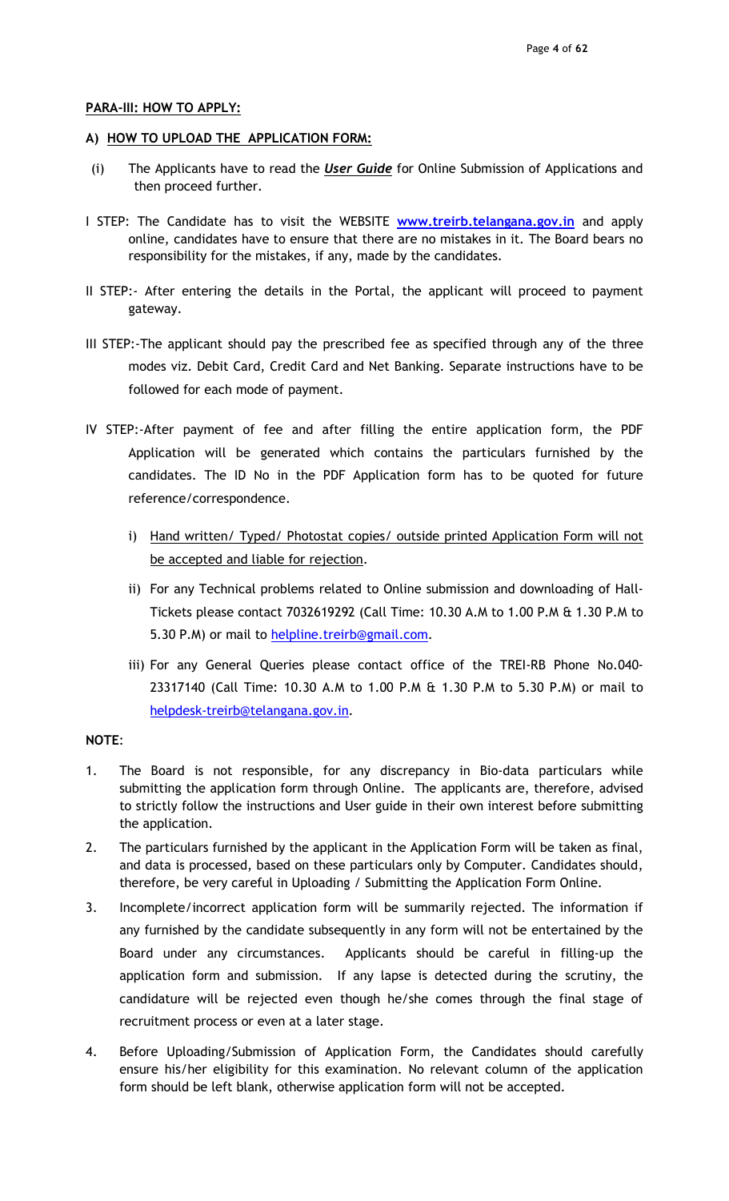**PARA-III: HOW TO APPLY:**

**A) HOW TO UPLOAD THE APPLICATION FORM:**

(i) The Applicants have to read the ***User Guide*** for Online Submission of Applications and then proceed further.

I STEP: The Candidate has to visit the WEBSITE **www.treirb.telangana.gov.in** and apply online, candidates have to ensure that there are no mistakes in it. The Board bears no responsibility for the mistakes, if any, made by the candidates.

II STEP:- After entering the details in the Portal, the applicant will proceed to payment gateway.

III STEP:-The applicant should pay the prescribed fee as specified through any of the three modes viz. Debit Card, Credit Card and Net Banking. Separate instructions have to be followed for each mode of payment.

IV STEP:-After payment of fee and after filling the entire application form, the PDF Application will be generated which contains the particulars furnished by the candidates. The ID No in the PDF Application form has to be quoted for future reference/correspondence.

i) Hand written/ Typed/ Photostat copies/ outside printed Application Form will not be accepted and liable for rejection.

ii) For any Technical problems related to Online submission and downloading of Hall-Tickets please contact 7032619292 (Call Time: 10.30 A.M to 1.00 P.M & 1.30 P.M to 5.30 P.M) or mail to helpline.treirb@gmail.com.

iii) For any General Queries please contact office of the TREI-RB Phone No.040-23317140 (Call Time: 10.30 A.M to 1.00 P.M & 1.30 P.M to 5.30 P.M) or mail to helpdesk-treirb@telangana.gov.in.

**NOTE**:

1. The Board is not responsible, for any discrepancy in Bio-data particulars while submitting the application form through Online. The applicants are, therefore, advised to strictly follow the instructions and User guide in their own interest before submitting the application.
2. The particulars furnished by the applicant in the Application Form will be taken as final, and data is processed, based on these particulars only by Computer. Candidates should, therefore, be very careful in Uploading / Submitting the Application Form Online.
3. Incomplete/incorrect application form will be summarily rejected. The information if any furnished by the candidate subsequently in any form will not be entertained by the Board under any circumstances. Applicants should be careful in filling-up the application form and submission. If any lapse is detected during the scrutiny, the candidature will be rejected even though he/she comes through the final stage of recruitment process or even at a later stage.
4. Before Uploading/Submission of Application Form, the Candidates should carefully ensure his/her eligibility for this examination. No relevant column of the application form should be left blank, otherwise application form will not be accepted.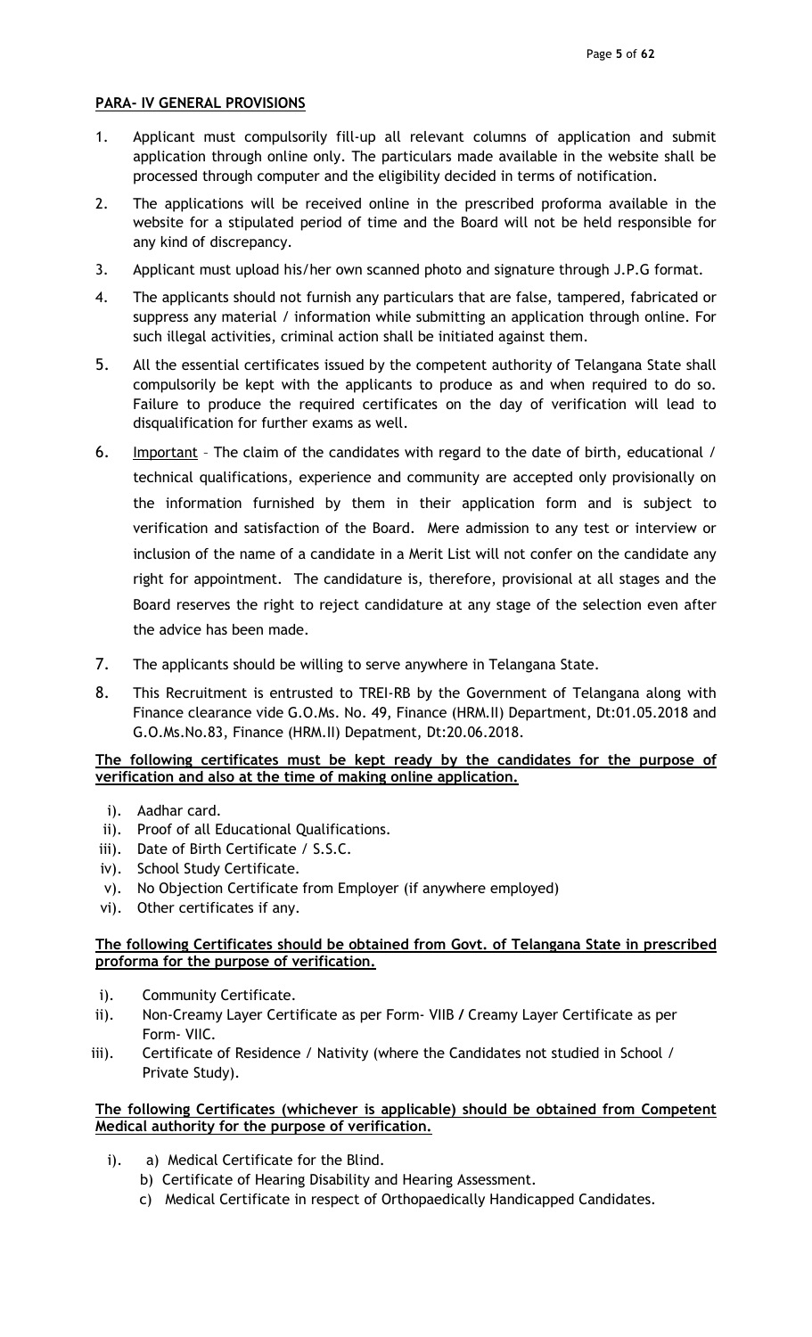**PARA- IV GENERAL PROVISIONS**

1. Applicant must compulsorily fill-up all relevant columns of application and submit application through online only. The particulars made available in the website shall be processed through computer and the eligibility decided in terms of notification.
2. The applications will be received online in the prescribed proforma available in the website for a stipulated period of time and the Board will not be held responsible for any kind of discrepancy.
3. Applicant must upload his/her own scanned photo and signature through J.P.G format.
4. The applicants should not furnish any particulars that are false, tampered, fabricated or suppress any material / information while submitting an application through online. For such illegal activities, criminal action shall be initiated against them.
5. All the essential certificates issued by the competent authority of Telangana State shall compulsorily be kept with the applicants to produce as and when required to do so. Failure to produce the required certificates on the day of verification will lead to disqualification for further exams as well.
6. Important – The claim of the candidates with regard to the date of birth, educational / technical qualifications, experience and community are accepted only provisionally on the information furnished by them in their application form and is subject to verification and satisfaction of the Board. Mere admission to any test or interview or inclusion of the name of a candidate in a Merit List will not confer on the candidate any right for appointment. The candidature is, therefore, provisional at all stages and the Board reserves the right to reject candidature at any stage of the selection even after the advice has been made.
7. The applicants should be willing to serve anywhere in Telangana State.
8. This Recruitment is entrusted to TREI-RB by the Government of Telangana along with Finance clearance vide G.O.Ms. No. 49, Finance (HRM.II) Department, Dt:01.05.2018 and G.O.Ms.No.83, Finance (HRM.II) Depatment, Dt:20.06.2018.

**The following certificates must be kept ready by the candidates for the purpose of verification and also at the time of making online application.**

i). Aadhar card.
ii). Proof of all Educational Qualifications.
iii). Date of Birth Certificate / S.S.C.
iv). School Study Certificate.
v). No Objection Certificate from Employer (if anywhere employed)
vi). Other certificates if any.

**The following Certificates should be obtained from Govt. of Telangana State in prescribed proforma for the purpose of verification.**

i). Community Certificate.
ii). Non-Creamy Layer Certificate as per Form- VIIB / Creamy Layer Certificate as per Form- VIIC.
iii). Certificate of Residence / Nativity (where the Candidates not studied in School / Private Study).

**The following Certificates (whichever is applicable) should be obtained from Competent Medical authority for the purpose of verification.**

i). a) Medical Certificate for the Blind.
b) Certificate of Hearing Disability and Hearing Assessment.
c) Medical Certificate in respect of Orthopaedically Handicapped Candidates.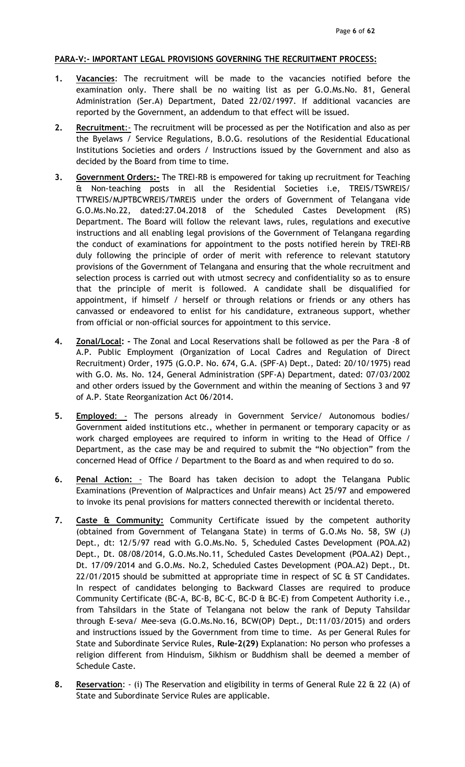**PARA-V:- IMPORTANT LEGAL PROVISIONS GOVERNING THE RECRUITMENT PROCESS:**

1. **Vacancies**: The recruitment will be made to the vacancies notified before the examination only. There shall be no waiting list as per G.O.Ms.No. 81, General Administration (Ser.A) Department, Dated 22/02/1997. If additional vacancies are reported by the Government, an addendum to that effect will be issued.

2. **Recruitment**:- The recruitment will be processed as per the Notification and also as per the Byelaws / Service Regulations, B.O.G. resolutions of the Residential Educational Institutions Societies and orders / Instructions issued by the Government and also as decided by the Board from time to time.

3. **Government Orders:-** The TREI-RB is empowered for taking up recruitment for Teaching & Non-teaching posts in all the Residential Societies i.e, TREIS/TSWREIS/ TTWREIS/MJPTBCWREIS/TMREIS under the orders of Government of Telangana vide G.O.Ms.No.22, dated:27.04.2018 of the Scheduled Castes Development (RS) Department. The Board will follow the relevant laws, rules, regulations and executive instructions and all enabling legal provisions of the Government of Telangana regarding the conduct of examinations for appointment to the posts notified herein by TREI-RB duly following the principle of order of merit with reference to relevant statutory provisions of the Government of Telangana and ensuring that the whole recruitment and selection process is carried out with utmost secrecy and confidentiality so as to ensure that the principle of merit is followed. A candidate shall be disqualified for appointment, if himself / herself or through relations or friends or any others has canvassed or endeavored to enlist for his candidature, extraneous support, whether from official or non-official sources for appointment to this service.

4. **Zonal/Local: -** The Zonal and Local Reservations shall be followed as per the Para -8 of A.P. Public Employment (Organization of Local Cadres and Regulation of Direct Recruitment) Order, 1975 (G.O.P. No. 674, G.A. (SPF-A) Dept., Dated: 20/10/1975) read with G.O. Ms. No. 124, General Administration (SPF-A) Department, dated: 07/03/2002 and other orders issued by the Government and within the meaning of Sections 3 and 97 of A.P. State Reorganization Act 06/2014.

5. **Employed**: - The persons already in Government Service/ Autonomous bodies/ Government aided institutions etc., whether in permanent or temporary capacity or as work charged employees are required to inform in writing to the Head of Office / Department, as the case may be and required to submit the "No objection" from the concerned Head of Office / Department to the Board as and when required to do so.

6. **Penal Action:** - The Board has taken decision to adopt the Telangana Public Examinations (Prevention of Malpractices and Unfair means) Act 25/97 and empowered to invoke its penal provisions for matters connected therewith or incidental thereto.

7. **Caste & Community:** Community Certificate issued by the competent authority (obtained from Government of Telangana State) in terms of G.O.Ms No. 58, SW (J) Dept., dt: 12/5/97 read with G.O.Ms.No. 5, Scheduled Castes Development (POA.A2) Dept., Dt. 08/08/2014, G.O.Ms.No.11, Scheduled Castes Development (POA.A2) Dept., Dt. 17/09/2014 and G.O.Ms. No.2, Scheduled Castes Development (POA.A2) Dept., Dt. 22/01/2015 should be submitted at appropriate time in respect of SC & ST Candidates. In respect of candidates belonging to Backward Classes are required to produce Community Certificate (BC-A, BC-B, BC-C, BC-D & BC-E) from Competent Authority i.e., from Tahsildars in the State of Telangana not below the rank of Deputy Tahsildar through E-seva/ Mee-seva (G.O.Ms.No.16, BCW(OP) Dept., Dt:11/03/2015) and orders and instructions issued by the Government from time to time. As per General Rules for State and Subordinate Service Rules, **Rule-2(29)** Explanation: No person who professes a religion different from Hinduism, Sikhism or Buddhism shall be deemed a member of Schedule Caste.

8. **Reservation**: - (i) The Reservation and eligibility in terms of General Rule 22 & 22 (A) of State and Subordinate Service Rules are applicable.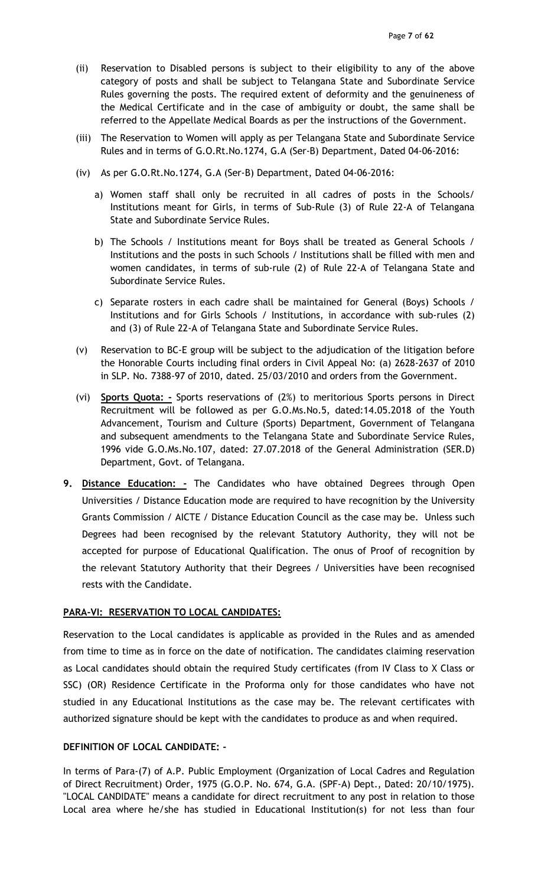(ii) Reservation to Disabled persons is subject to their eligibility to any of the above category of posts and shall be subject to Telangana State and Subordinate Service Rules governing the posts. The required extent of deformity and the genuineness of the Medical Certificate and in the case of ambiguity or doubt, the same shall be referred to the Appellate Medical Boards as per the instructions of the Government.

(iii) The Reservation to Women will apply as per Telangana State and Subordinate Service Rules and in terms of G.O.Rt.No.1274, G.A (Ser-B) Department, Dated 04-06-2016:

(iv) As per G.O.Rt.No.1274, G.A (Ser-B) Department, Dated 04-06-2016:

a) Women staff shall only be recruited in all cadres of posts in the Schools/ Institutions meant for Girls, in terms of Sub-Rule (3) of Rule 22-A of Telangana State and Subordinate Service Rules.

b) The Schools / Institutions meant for Boys shall be treated as General Schools / Institutions and the posts in such Schools / Institutions shall be filled with men and women candidates, in terms of sub-rule (2) of Rule 22-A of Telangana State and Subordinate Service Rules.

c) Separate rosters in each cadre shall be maintained for General (Boys) Schools / Institutions and for Girls Schools / Institutions, in accordance with sub-rules (2) and (3) of Rule 22-A of Telangana State and Subordinate Service Rules.

(v) Reservation to BC-E group will be subject to the adjudication of the litigation before the Honorable Courts including final orders in Civil Appeal No: (a) 2628-2637 of 2010 in SLP. No. 7388-97 of 2010, dated. 25/03/2010 and orders from the Government.

(vi) **Sports Quota: -** Sports reservations of (2%) to meritorious Sports persons in Direct Recruitment will be followed as per G.O.Ms.No.5, dated:14.05.2018 of the Youth Advancement, Tourism and Culture (Sports) Department, Government of Telangana and subsequent amendments to the Telangana State and Subordinate Service Rules, 1996 vide G.O.Ms.No.107, dated: 27.07.2018 of the General Administration (SER.D) Department, Govt. of Telangana.

**9. Distance Education: -** The Candidates who have obtained Degrees through Open Universities / Distance Education mode are required to have recognition by the University Grants Commission / AICTE / Distance Education Council as the case may be. Unless such Degrees had been recognised by the relevant Statutory Authority, they will not be accepted for purpose of Educational Qualification. The onus of Proof of recognition by the relevant Statutory Authority that their Degrees / Universities have been recognised rests with the Candidate.

**PARA-VI: RESERVATION TO LOCAL CANDIDATES:**

Reservation to the Local candidates is applicable as provided in the Rules and as amended from time to time as in force on the date of notification. The candidates claiming reservation as Local candidates should obtain the required Study certificates (from IV Class to X Class or SSC) (OR) Residence Certificate in the Proforma only for those candidates who have not studied in any Educational Institutions as the case may be. The relevant certificates with authorized signature should be kept with the candidates to produce as and when required.

**DEFINITION OF LOCAL CANDIDATE: -**

In terms of Para-(7) of A.P. Public Employment (Organization of Local Cadres and Regulation of Direct Recruitment) Order, 1975 (G.O.P. No. 674, G.A. (SPF-A) Dept., Dated: 20/10/1975). "LOCAL CANDIDATE" means a candidate for direct recruitment to any post in relation to those Local area where he/she has studied in Educational Institution(s) for not less than four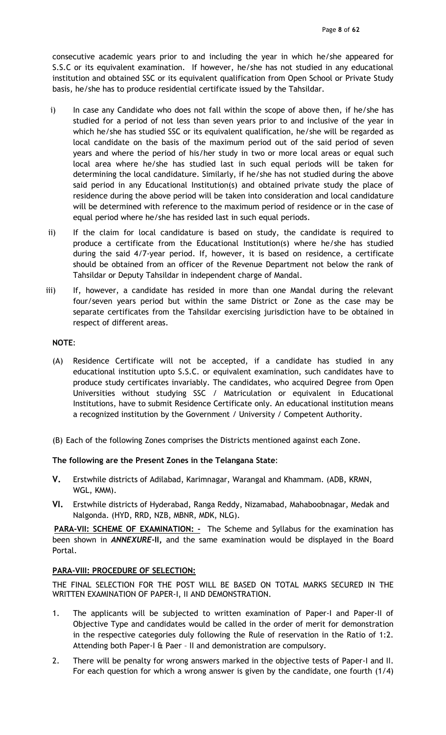consecutive academic years prior to and including the year in which he/she appeared for S.S.C or its equivalent examination. If however, he/she has not studied in any educational institution and obtained SSC or its equivalent qualification from Open School or Private Study basis, he/she has to produce residential certificate issued by the Tahsildar.

i) In case any Candidate who does not fall within the scope of above then, if he/she has studied for a period of not less than seven years prior to and inclusive of the year in which he/she has studied SSC or its equivalent qualification, he/she will be regarded as local candidate on the basis of the maximum period out of the said period of seven years and where the period of his/her study in two or more local areas or equal such local area where he/she has studied last in such equal periods will be taken for determining the local candidature. Similarly, if he/she has not studied during the above said period in any Educational Institution(s) and obtained private study the place of residence during the above period will be taken into consideration and local candidature will be determined with reference to the maximum period of residence or in the case of equal period where he/she has resided last in such equal periods.

ii) If the claim for local candidature is based on study, the candidate is required to produce a certificate from the Educational Institution(s) where he/she has studied during the said 4/7-year period. If, however, it is based on residence, a certificate should be obtained from an officer of the Revenue Department not below the rank of Tahsildar or Deputy Tahsildar in independent charge of Mandal.

iii) If, however, a candidate has resided in more than one Mandal during the relevant four/seven years period but within the same District or Zone as the case may be separate certificates from the Tahsildar exercising jurisdiction have to be obtained in respect of different areas.

**NOTE**:

(A) Residence Certificate will not be accepted, if a candidate has studied in any educational institution upto S.S.C. or equivalent examination, such candidates have to produce study certificates invariably. The candidates, who acquired Degree from Open Universities without studying SSC / Matriculation or equivalent in Educational Institutions, have to submit Residence Certificate only. An educational institution means a recognized institution by the Government / University / Competent Authority.

(B) Each of the following Zones comprises the Districts mentioned against each Zone.

**The following are the Present Zones in the Telangana State**:

**V.** Erstwhile districts of Adilabad, Karimnagar, Warangal and Khammam. (ADB, KRMN, WGL, KMM).

**VI.** Erstwhile districts of Hyderabad, Ranga Reddy, Nizamabad, Mahaboobnagar, Medak and Nalgonda. (HYD, RRD, NZB, MBNR, MDK, NLG).

**PARA-VII: SCHEME OF EXAMINATION: -** The Scheme and Syllabus for the examination has been shown in ***ANNEXURE*-II,** and the same examination would be displayed in the Board Portal.

**PARA-VIII: PROCEDURE OF SELECTION:**

THE FINAL SELECTION FOR THE POST WILL BE BASED ON TOTAL MARKS SECURED IN THE WRITTEN EXAMINATION OF PAPER-I, II AND DEMONSTRATION.

1. The applicants will be subjected to written examination of Paper-I and Paper-II of Objective Type and candidates would be called in the order of merit for demonstration in the respective categories duly following the Rule of reservation in the Ratio of 1:2. Attending both Paper-I & Paer – II and demonstration are compulsory.
2. There will be penalty for wrong answers marked in the objective tests of Paper-I and II. For each question for which a wrong answer is given by the candidate, one fourth (1/4)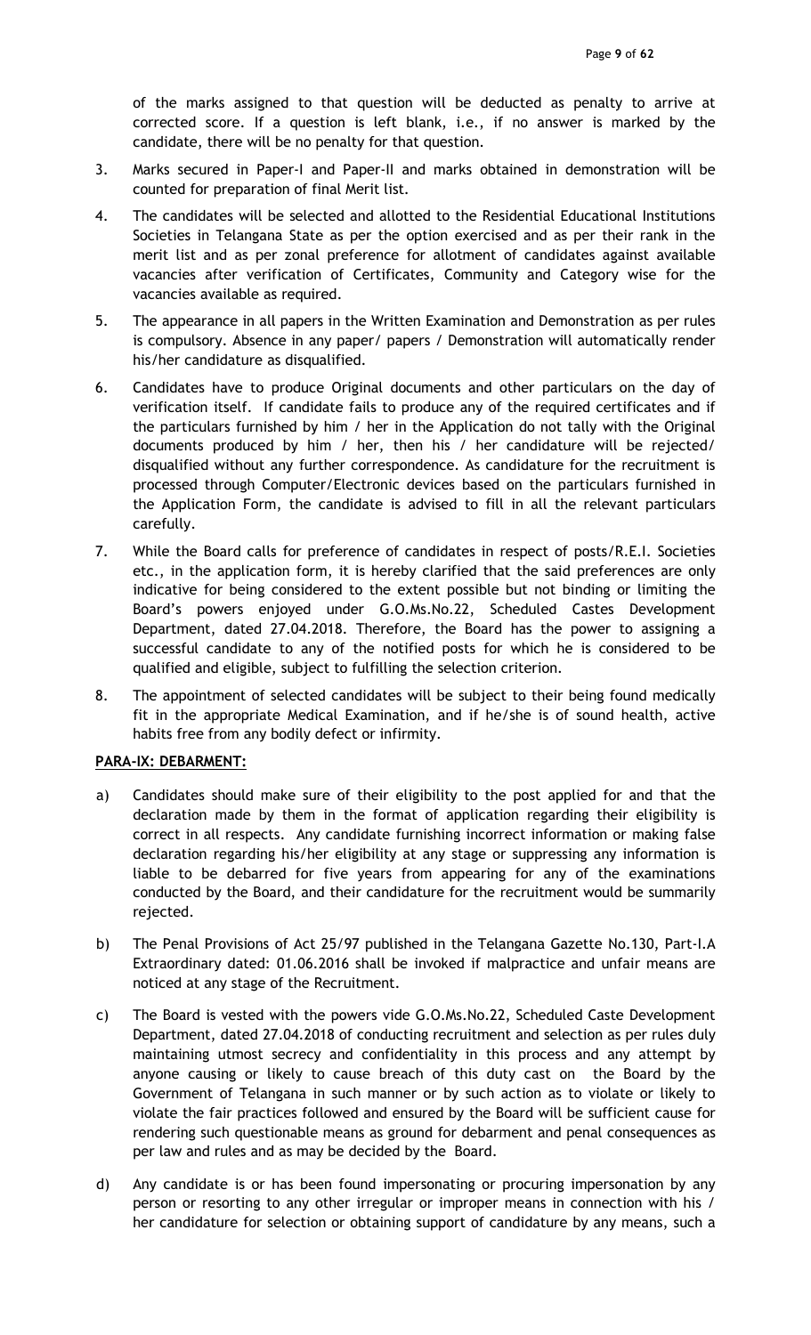of the marks assigned to that question will be deducted as penalty to arrive at corrected score. If a question is left blank, i.e., if no answer is marked by the candidate, there will be no penalty for that question.

3. Marks secured in Paper-I and Paper-II and marks obtained in demonstration will be counted for preparation of final Merit list.

4. The candidates will be selected and allotted to the Residential Educational Institutions Societies in Telangana State as per the option exercised and as per their rank in the merit list and as per zonal preference for allotment of candidates against available vacancies after verification of Certificates, Community and Category wise for the vacancies available as required.

5. The appearance in all papers in the Written Examination and Demonstration as per rules is compulsory. Absence in any paper/ papers / Demonstration will automatically render his/her candidature as disqualified.

6. Candidates have to produce Original documents and other particulars on the day of verification itself. If candidate fails to produce any of the required certificates and if the particulars furnished by him / her in the Application do not tally with the Original documents produced by him / her, then his / her candidature will be rejected/ disqualified without any further correspondence. As candidature for the recruitment is processed through Computer/Electronic devices based on the particulars furnished in the Application Form, the candidate is advised to fill in all the relevant particulars carefully.

7. While the Board calls for preference of candidates in respect of posts/R.E.I. Societies etc., in the application form, it is hereby clarified that the said preferences are only indicative for being considered to the extent possible but not binding or limiting the Board's powers enjoyed under G.O.Ms.No.22, Scheduled Castes Development Department, dated 27.04.2018. Therefore, the Board has the power to assigning a successful candidate to any of the notified posts for which he is considered to be qualified and eligible, subject to fulfilling the selection criterion.

8. The appointment of selected candidates will be subject to their being found medically fit in the appropriate Medical Examination, and if he/she is of sound health, active habits free from any bodily defect or infirmity.

**PARA-IX: DEBARMENT:**

a) Candidates should make sure of their eligibility to the post applied for and that the declaration made by them in the format of application regarding their eligibility is correct in all respects. Any candidate furnishing incorrect information or making false declaration regarding his/her eligibility at any stage or suppressing any information is liable to be debarred for five years from appearing for any of the examinations conducted by the Board, and their candidature for the recruitment would be summarily rejected.

b) The Penal Provisions of Act 25/97 published in the Telangana Gazette No.130, Part-I.A Extraordinary dated: 01.06.2016 shall be invoked if malpractice and unfair means are noticed at any stage of the Recruitment.

c) The Board is vested with the powers vide G.O.Ms.No.22, Scheduled Caste Development Department, dated 27.04.2018 of conducting recruitment and selection as per rules duly maintaining utmost secrecy and confidentiality in this process and any attempt by anyone causing or likely to cause breach of this duty cast on the Board by the Government of Telangana in such manner or by such action as to violate or likely to violate the fair practices followed and ensured by the Board will be sufficient cause for rendering such questionable means as ground for debarment and penal consequences as per law and rules and as may be decided by the Board.

d) Any candidate is or has been found impersonating or procuring impersonation by any person or resorting to any other irregular or improper means in connection with his / her candidature for selection or obtaining support of candidature by any means, such a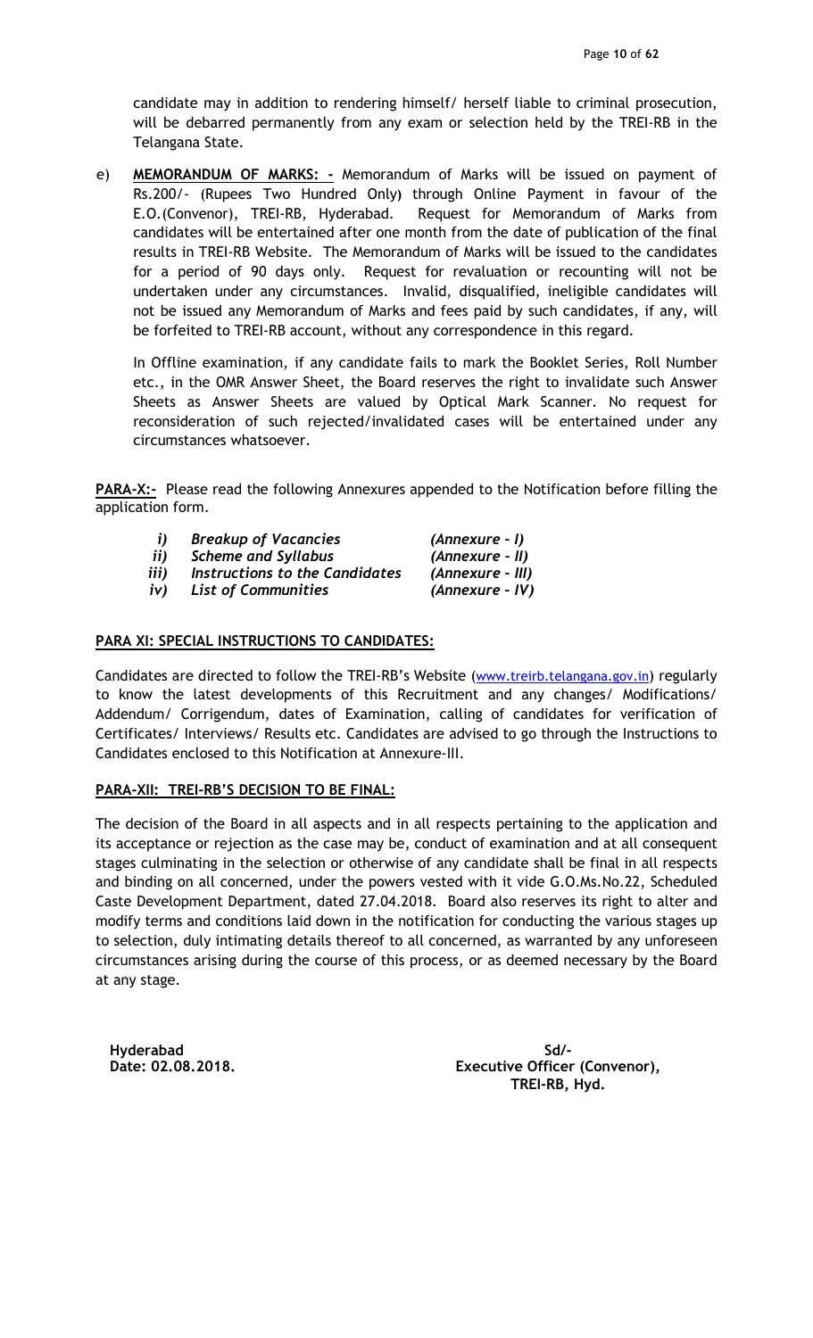candidate may in addition to rendering himself/ herself liable to criminal prosecution, will be debarred permanently from any exam or selection held by the TREI-RB in the Telangana State.

e) **MEMORANDUM OF MARKS: -** Memorandum of Marks will be issued on payment of Rs.200/- (Rupees Two Hundred Only) through Online Payment in favour of the E.O.(Convenor), TREI-RB, Hyderabad. Request for Memorandum of Marks from candidates will be entertained after one month from the date of publication of the final results in TREI-RB Website. The Memorandum of Marks will be issued to the candidates for a period of 90 days only. Request for revaluation or recounting will not be undertaken under any circumstances. Invalid, disqualified, ineligible candidates will not be issued any Memorandum of Marks and fees paid by such candidates, if any, will be forfeited to TREI-RB account, without any correspondence in this regard.

In Offline examination, if any candidate fails to mark the Booklet Series, Roll Number etc., in the OMR Answer Sheet, the Board reserves the right to invalidate such Answer Sheets as Answer Sheets are valued by Optical Mark Scanner. No request for reconsideration of such rejected/invalidated cases will be entertained under any circumstances whatsoever.

**PARA-X:-** Please read the following Annexures appended to the Notification before filling the application form.

| | | |
|---|---|---|
| *i)* | *Breakup of Vacancies* | *(Annexure - I)* |
| *ii)* | *Scheme and Syllabus* | *(Annexure - II)* |
| *iii)* | *Instructions to the Candidates* | *(Annexure - III)* |
| *iv)* | *List of Communities* | *(Annexure - IV)* |

**PARA XI: SPECIAL INSTRUCTIONS TO CANDIDATES:**

Candidates are directed to follow the TREI-RB's Website (www.treirb.telangana.gov.in) regularly to know the latest developments of this Recruitment and any changes/ Modifications/ Addendum/ Corrigendum, dates of Examination, calling of candidates for verification of Certificates/ Interviews/ Results etc. Candidates are advised to go through the Instructions to Candidates enclosed to this Notification at Annexure-III.

**PARA-XII: TREI-RB'S DECISION TO BE FINAL:**

The decision of the Board in all aspects and in all respects pertaining to the application and its acceptance or rejection as the case may be, conduct of examination and at all consequent stages culminating in the selection or otherwise of any candidate shall be final in all respects and binding on all concerned, under the powers vested with it vide G.O.Ms.No.22, Scheduled Caste Development Department, dated 27.04.2018. Board also reserves its right to alter and modify terms and conditions laid down in the notification for conducting the various stages up to selection, duly intimating details thereof to all concerned, as warranted by any unforeseen circumstances arising during the course of this process, or as deemed necessary by the Board at any stage.

**Hyderabad**
**Date: 02.08.2018.**

**Sd/-**
**Executive Officer (Convenor),**
**TREI-RB, Hyd.**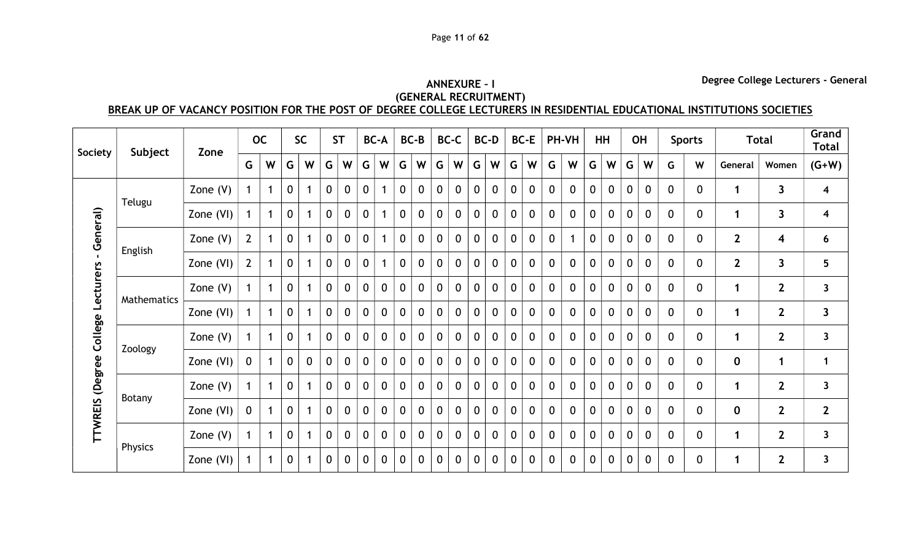Degree College Lecturers - General

## ANNEXURE – I
## (GENERAL RECRUITMENT)

**BREAK UP OF VACANCY POSITION FOR THE POST OF DEGREE COLLEGE LECTURERS IN RESIDENTIAL EDUCATIONAL INSTITUTIONS SOCIETIES**

| Society | Subject | Zone | OC | | SC | | ST | | BC-A | | BC-B | | BC-C | | BC-D | | BC-E | | PH-VH | | HH | | OH | | Sports | | Total | | Grand Total |
|---|---|---|---|---|---|---|---|---|---|---|---|---|---|---|---|---|---|---|---|---|---|---|---|---|---|---|---|---|---|
| | | | G | W | G | W | G | W | G | W | G | W | G | W | G | W | G | W | G | W | G | W | G | W | G | W | General | Women | (G+W) |
| TTWREIS (Degree College Lecturers - General) | Telugu | Zone (V) | 1 | 1 | 0 | 1 | 0 | 0 | 0 | 1 | 0 | 0 | 0 | 0 | 0 | 0 | 0 | 0 | 0 | 0 | 0 | 0 | 0 | 0 | 0 | 0 | 1 | 3 | 4 |
| | | Zone (VI) | 1 | 1 | 0 | 1 | 0 | 0 | 0 | 1 | 0 | 0 | 0 | 0 | 0 | 0 | 0 | 0 | 0 | 0 | 0 | 0 | 0 | 0 | 0 | 0 | 1 | 3 | 4 |
| | English | Zone (V) | 2 | 1 | 0 | 1 | 0 | 0 | 0 | 1 | 0 | 0 | 0 | 0 | 0 | 0 | 0 | 0 | 0 | 1 | 0 | 0 | 0 | 0 | 0 | 0 | 2 | 4 | 6 |
| | | Zone (VI) | 2 | 1 | 0 | 1 | 0 | 0 | 0 | 1 | 0 | 0 | 0 | 0 | 0 | 0 | 0 | 0 | 0 | 0 | 0 | 0 | 0 | 0 | 0 | 0 | 2 | 3 | 5 |
| | Mathematics | Zone (V) | 1 | 1 | 0 | 1 | 0 | 0 | 0 | 0 | 0 | 0 | 0 | 0 | 0 | 0 | 0 | 0 | 0 | 0 | 0 | 0 | 0 | 0 | 0 | 0 | 1 | 2 | 3 |
| | | Zone (VI) | 1 | 1 | 0 | 1 | 0 | 0 | 0 | 0 | 0 | 0 | 0 | 0 | 0 | 0 | 0 | 0 | 0 | 0 | 0 | 0 | 0 | 0 | 0 | 0 | 1 | 2 | 3 |
| | Zoology | Zone (V) | 1 | 1 | 0 | 1 | 0 | 0 | 0 | 0 | 0 | 0 | 0 | 0 | 0 | 0 | 0 | 0 | 0 | 0 | 0 | 0 | 0 | 0 | 0 | 0 | 1 | 2 | 3 |
| | | Zone (VI) | 0 | 1 | 0 | 0 | 0 | 0 | 0 | 0 | 0 | 0 | 0 | 0 | 0 | 0 | 0 | 0 | 0 | 0 | 0 | 0 | 0 | 0 | 0 | 0 | 0 | 1 | 1 |
| | Botany | Zone (V) | 1 | 1 | 0 | 1 | 0 | 0 | 0 | 0 | 0 | 0 | 0 | 0 | 0 | 0 | 0 | 0 | 0 | 0 | 0 | 0 | 0 | 0 | 0 | 0 | 1 | 2 | 3 |
| | | Zone (VI) | 0 | 1 | 0 | 1 | 0 | 0 | 0 | 0 | 0 | 0 | 0 | 0 | 0 | 0 | 0 | 0 | 0 | 0 | 0 | 0 | 0 | 0 | 0 | 0 | 0 | 2 | 2 |
| | Physics | Zone (V) | 1 | 1 | 0 | 1 | 0 | 0 | 0 | 0 | 0 | 0 | 0 | 0 | 0 | 0 | 0 | 0 | 0 | 0 | 0 | 0 | 0 | 0 | 0 | 0 | 1 | 2 | 3 |
| | | Zone (VI) | 1 | 1 | 0 | 1 | 0 | 0 | 0 | 0 | 0 | 0 | 0 | 0 | 0 | 0 | 0 | 0 | 0 | 0 | 0 | 0 | 0 | 0 | 0 | 0 | 1 | 2 | 3 |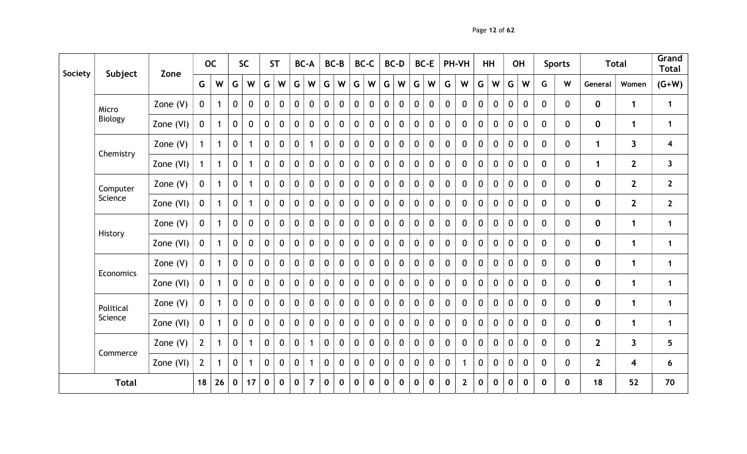| Society | Subject | Zone | OC | | SC | | ST | | BC-A | | BC-B | | BC-C | | BC-D | | BC-E | | PH-VH | | HH | | OH | | Sports | | Total | | Grand Total |
|---|---|---|---|---|---|---|---|---|---|---|---|---|---|---|---|---|---|---|---|---|---|---|---|---|---|---|---|---|---|
| | | | G | W | G | W | G | W | G | W | G | W | G | W | G | W | G | W | G | W | G | W | G | W | G | W | General | Women | (G+W) |
| | Micro Biology | Zone (V) | 0 | 1 | 0 | 0 | 0 | 0 | 0 | 0 | 0 | 0 | 0 | 0 | 0 | 0 | 0 | 0 | 0 | 0 | 0 | 0 | 0 | 0 | 0 | 0 | **0** | **1** | **1** |
| | | Zone (VI) | 0 | 1 | 0 | 0 | 0 | 0 | 0 | 0 | 0 | 0 | 0 | 0 | 0 | 0 | 0 | 0 | 0 | 0 | 0 | 0 | 0 | 0 | 0 | 0 | **0** | **1** | **1** |
| | Chemistry | Zone (V) | 1 | 1 | 0 | 1 | 0 | 0 | 0 | 1 | 0 | 0 | 0 | 0 | 0 | 0 | 0 | 0 | 0 | 0 | 0 | 0 | 0 | 0 | 0 | 0 | **1** | **3** | **4** |
| | | Zone (VI) | 1 | 1 | 0 | 1 | 0 | 0 | 0 | 0 | 0 | 0 | 0 | 0 | 0 | 0 | 0 | 0 | 0 | 0 | 0 | 0 | 0 | 0 | 0 | 0 | **1** | **2** | **3** |
| | Computer Science | Zone (V) | 0 | 1 | 0 | 1 | 0 | 0 | 0 | 0 | 0 | 0 | 0 | 0 | 0 | 0 | 0 | 0 | 0 | 0 | 0 | 0 | 0 | 0 | 0 | 0 | **0** | **2** | **2** |
| | | Zone (VI) | 0 | 1 | 0 | 1 | 0 | 0 | 0 | 0 | 0 | 0 | 0 | 0 | 0 | 0 | 0 | 0 | 0 | 0 | 0 | 0 | 0 | 0 | 0 | 0 | **0** | **2** | **2** |
| | History | Zone (V) | 0 | 1 | 0 | 0 | 0 | 0 | 0 | 0 | 0 | 0 | 0 | 0 | 0 | 0 | 0 | 0 | 0 | 0 | 0 | 0 | 0 | 0 | 0 | 0 | **0** | **1** | **1** |
| | | Zone (VI) | 0 | 1 | 0 | 0 | 0 | 0 | 0 | 0 | 0 | 0 | 0 | 0 | 0 | 0 | 0 | 0 | 0 | 0 | 0 | 0 | 0 | 0 | 0 | 0 | **0** | **1** | **1** |
| | Economics | Zone (V) | 0 | 1 | 0 | 0 | 0 | 0 | 0 | 0 | 0 | 0 | 0 | 0 | 0 | 0 | 0 | 0 | 0 | 0 | 0 | 0 | 0 | 0 | 0 | 0 | **0** | **1** | **1** |
| | | Zone (VI) | 0 | 1 | 0 | 0 | 0 | 0 | 0 | 0 | 0 | 0 | 0 | 0 | 0 | 0 | 0 | 0 | 0 | 0 | 0 | 0 | 0 | 0 | 0 | 0 | **0** | **1** | **1** |
| | Political Science | Zone (V) | 0 | 1 | 0 | 0 | 0 | 0 | 0 | 0 | 0 | 0 | 0 | 0 | 0 | 0 | 0 | 0 | 0 | 0 | 0 | 0 | 0 | 0 | 0 | 0 | **0** | **1** | **1** |
| | | Zone (VI) | 0 | 1 | 0 | 0 | 0 | 0 | 0 | 0 | 0 | 0 | 0 | 0 | 0 | 0 | 0 | 0 | 0 | 0 | 0 | 0 | 0 | 0 | 0 | 0 | **0** | **1** | **1** |
| | Commerce | Zone (V) | 2 | 1 | 0 | 1 | 0 | 0 | 0 | 1 | 0 | 0 | 0 | 0 | 0 | 0 | 0 | 0 | 0 | 0 | 0 | 0 | 0 | 0 | 0 | 0 | **2** | **3** | **5** |
| | | Zone (VI) | 2 | 1 | 0 | 1 | 0 | 0 | 0 | 1 | 0 | 0 | 0 | 0 | 0 | 0 | 0 | 0 | 0 | 1 | 0 | 0 | 0 | 0 | 0 | 0 | **2** | **4** | **6** |
| **Total** | | | **18** | **26** | **0** | **17** | **0** | **0** | **0** | **7** | **0** | **0** | **0** | **0** | **0** | **0** | **0** | **0** | **0** | **2** | **0** | **0** | **0** | **0** | **0** | **0** | **18** | **52** | **70** |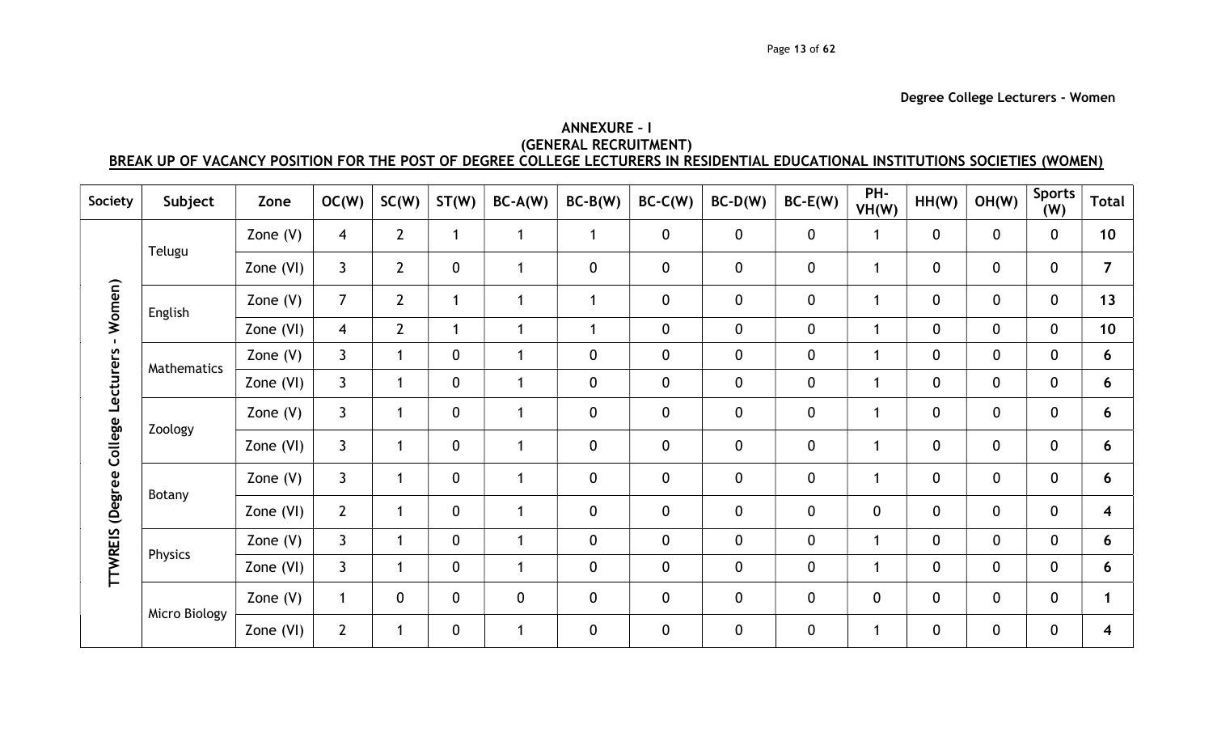**Degree College Lecturers - Women**

**ANNEXURE – I**
**(GENERAL RECRUITMENT)**
**BREAK UP OF VACANCY POSITION FOR THE POST OF DEGREE COLLEGE LECTURERS IN RESIDENTIAL EDUCATIONAL INSTITUTIONS SOCIETIES (WOMEN)**

| Society | Subject | Zone | OC(W) | SC(W) | ST(W) | BC-A(W) | BC-B(W) | BC-C(W) | BC-D(W) | BC-E(W) | PH-VH(W) | HH(W) | OH(W) | Sports (W) | Total |
|---|---|---|---|---|---|---|---|---|---|---|---|---|---|---|---|
| TTWREIS (Degree College Lecturers - Women) | Telugu | Zone (V) | 4 | 2 | 1 | 1 | 1 | 0 | 0 | 0 | 1 | 0 | 0 | 0 | **10** |
| | | Zone (VI) | 3 | 2 | 0 | 1 | 0 | 0 | 0 | 0 | 1 | 0 | 0 | 0 | **7** |
| | English | Zone (V) | 7 | 2 | 1 | 1 | 1 | 0 | 0 | 0 | 1 | 0 | 0 | 0 | **13** |
| | | Zone (VI) | 4 | 2 | 1 | 1 | 1 | 0 | 0 | 0 | 1 | 0 | 0 | 0 | **10** |
| | Mathematics | Zone (V) | 3 | 1 | 0 | 1 | 0 | 0 | 0 | 0 | 1 | 0 | 0 | 0 | **6** |
| | | Zone (VI) | 3 | 1 | 0 | 1 | 0 | 0 | 0 | 0 | 1 | 0 | 0 | 0 | **6** |
| | Zoology | Zone (V) | 3 | 1 | 0 | 1 | 0 | 0 | 0 | 0 | 1 | 0 | 0 | 0 | **6** |
| | | Zone (VI) | 3 | 1 | 0 | 1 | 0 | 0 | 0 | 0 | 1 | 0 | 0 | 0 | **6** |
| | Botany | Zone (V) | 3 | 1 | 0 | 1 | 0 | 0 | 0 | 0 | 1 | 0 | 0 | 0 | **6** |
| | | Zone (VI) | 2 | 1 | 0 | 1 | 0 | 0 | 0 | 0 | 0 | 0 | 0 | 0 | **4** |
| | Physics | Zone (V) | 3 | 1 | 0 | 1 | 0 | 0 | 0 | 0 | 1 | 0 | 0 | 0 | **6** |
| | | Zone (VI) | 3 | 1 | 0 | 1 | 0 | 0 | 0 | 0 | 1 | 0 | 0 | 0 | **6** |
| | Micro Biology | Zone (V) | 1 | 0 | 0 | 0 | 0 | 0 | 0 | 0 | 0 | 0 | 0 | 0 | **1** |
| | | Zone (VI) | 2 | 1 | 0 | 1 | 0 | 0 | 0 | 0 | 1 | 0 | 0 | 0 | **4** |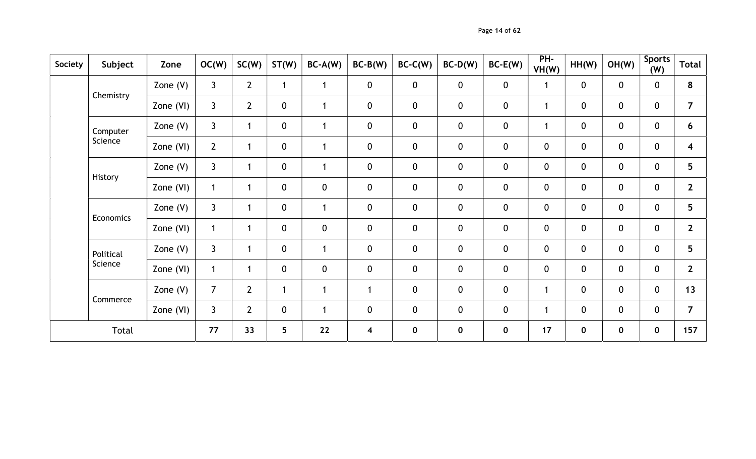| Society | Subject | Zone | OC(W) | SC(W) | ST(W) | BC-A(W) | BC-B(W) | BC-C(W) | BC-D(W) | BC-E(W) | PH-VH(W) | HH(W) | OH(W) | Sports (W) | Total |
|---|---|---|---|---|---|---|---|---|---|---|---|---|---|---|---|
| | Chemistry | Zone (V) | 3 | 2 | 1 | 1 | 0 | 0 | 0 | 0 | 1 | 0 | 0 | 0 | **8** |
| | | Zone (VI) | 3 | 2 | 0 | 1 | 0 | 0 | 0 | 0 | 1 | 0 | 0 | 0 | **7** |
| | Computer Science | Zone (V) | 3 | 1 | 0 | 1 | 0 | 0 | 0 | 0 | 1 | 0 | 0 | 0 | **6** |
| | | Zone (VI) | 2 | 1 | 0 | 1 | 0 | 0 | 0 | 0 | 0 | 0 | 0 | 0 | **4** |
| | History | Zone (V) | 3 | 1 | 0 | 1 | 0 | 0 | 0 | 0 | 0 | 0 | 0 | 0 | **5** |
| | | Zone (VI) | 1 | 1 | 0 | 0 | 0 | 0 | 0 | 0 | 0 | 0 | 0 | 0 | **2** |
| | Economics | Zone (V) | 3 | 1 | 0 | 1 | 0 | 0 | 0 | 0 | 0 | 0 | 0 | 0 | **5** |
| | | Zone (VI) | 1 | 1 | 0 | 0 | 0 | 0 | 0 | 0 | 0 | 0 | 0 | 0 | **2** |
| | Political Science | Zone (V) | 3 | 1 | 0 | 1 | 0 | 0 | 0 | 0 | 0 | 0 | 0 | 0 | **5** |
| | | Zone (VI) | 1 | 1 | 0 | 0 | 0 | 0 | 0 | 0 | 0 | 0 | 0 | 0 | **2** |
| | Commerce | Zone (V) | 7 | 2 | 1 | 1 | 1 | 0 | 0 | 0 | 1 | 0 | 0 | 0 | **13** |
| | | Zone (VI) | 3 | 2 | 0 | 1 | 0 | 0 | 0 | 0 | 1 | 0 | 0 | 0 | **7** |
| Total | | | **77** | **33** | **5** | **22** | **4** | **0** | **0** | **0** | **17** | **0** | **0** | **0** | **157** |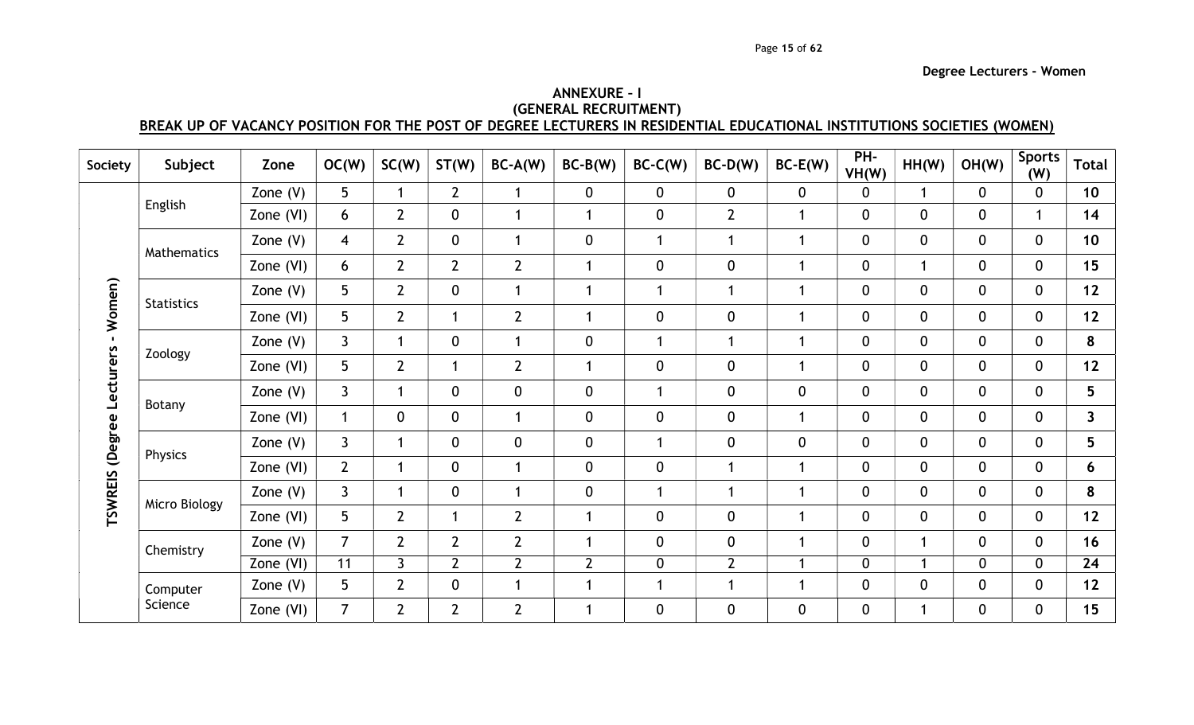Degree Lecturers - Women

## ANNEXURE – I
### (GENERAL RECRUITMENT)
### BREAK UP OF VACANCY POSITION FOR THE POST OF DEGREE LECTURERS IN RESIDENTIAL EDUCATIONAL INSTITUTIONS SOCIETIES (WOMEN)

| Society | Subject | Zone | OC(W) | SC(W) | ST(W) | BC-A(W) | BC-B(W) | BC-C(W) | BC-D(W) | BC-E(W) | PH-VH(W) | HH(W) | OH(W) | Sports (W) | Total |
|---|---|---|---|---|---|---|---|---|---|---|---|---|---|---|---|
| TSWREIS (Degree Lecturers - Women) | English | Zone (V) | 5 | 1 | 2 | 1 | 0 | 0 | 0 | 0 | 0 | 1 | 0 | 0 | **10** |
| | | Zone (VI) | 6 | 2 | 0 | 1 | 1 | 0 | 2 | 1 | 0 | 0 | 0 | 1 | **14** |
| | Mathematics | Zone (V) | 4 | 2 | 0 | 1 | 0 | 1 | 1 | 1 | 0 | 0 | 0 | 0 | **10** |
| | | Zone (VI) | 6 | 2 | 2 | 2 | 1 | 0 | 0 | 1 | 0 | 1 | 0 | 0 | **15** |
| | Statistics | Zone (V) | 5 | 2 | 0 | 1 | 1 | 1 | 1 | 1 | 0 | 0 | 0 | 0 | **12** |
| | | Zone (VI) | 5 | 2 | 1 | 2 | 1 | 0 | 0 | 1 | 0 | 0 | 0 | 0 | **12** |
| | Zoology | Zone (V) | 3 | 1 | 0 | 1 | 0 | 1 | 1 | 1 | 0 | 0 | 0 | 0 | **8** |
| | | Zone (VI) | 5 | 2 | 1 | 2 | 1 | 0 | 0 | 1 | 0 | 0 | 0 | 0 | **12** |
| | Botany | Zone (V) | 3 | 1 | 0 | 0 | 0 | 1 | 0 | 0 | 0 | 0 | 0 | 0 | **5** |
| | | Zone (VI) | 1 | 0 | 0 | 1 | 0 | 0 | 0 | 1 | 0 | 0 | 0 | 0 | **3** |
| | Physics | Zone (V) | 3 | 1 | 0 | 0 | 0 | 1 | 0 | 0 | 0 | 0 | 0 | 0 | **5** |
| | | Zone (VI) | 2 | 1 | 0 | 1 | 0 | 0 | 1 | 1 | 0 | 0 | 0 | 0 | **6** |
| | Micro Biology | Zone (V) | 3 | 1 | 0 | 1 | 0 | 1 | 1 | 1 | 0 | 0 | 0 | 0 | **8** |
| | | Zone (VI) | 5 | 2 | 1 | 2 | 1 | 0 | 0 | 1 | 0 | 0 | 0 | 0 | **12** |
| | Chemistry | Zone (V) | 7 | 2 | 2 | 2 | 1 | 0 | 0 | 1 | 0 | 1 | 0 | 0 | **16** |
| | | Zone (VI) | 11 | 3 | 2 | 2 | 2 | 0 | 2 | 1 | 0 | 1 | 0 | 0 | **24** |
| | Computer Science | Zone (V) | 5 | 2 | 0 | 1 | 1 | 1 | 1 | 1 | 0 | 0 | 0 | 0 | **12** |
| | | Zone (VI) | 7 | 2 | 2 | 2 | 1 | 0 | 0 | 0 | 0 | 1 | 0 | 0 | **15** |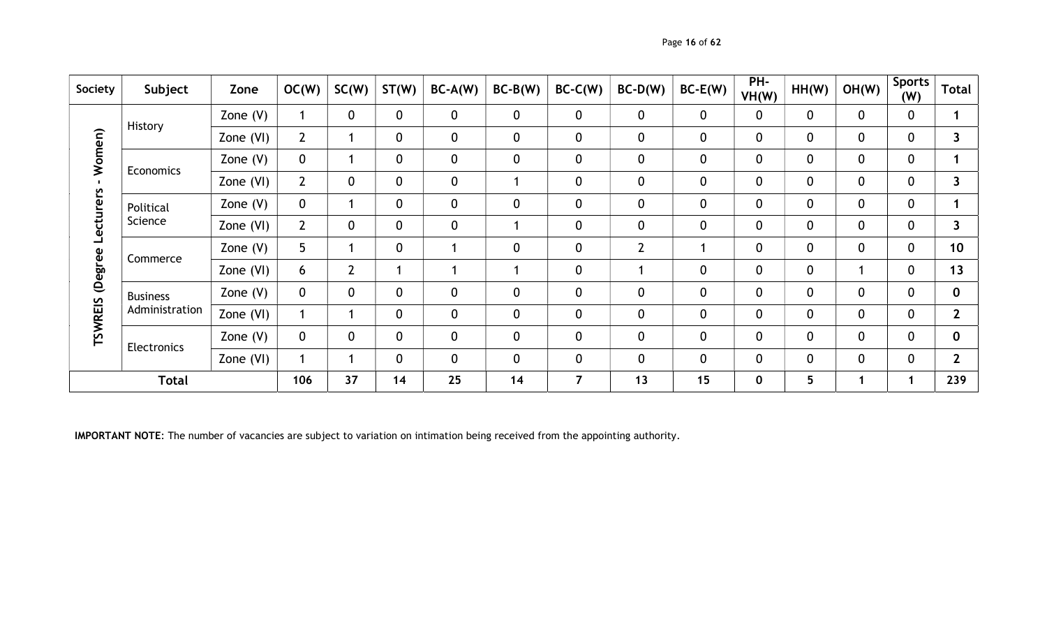| Society | Subject | Zone | OC(W) | SC(W) | ST(W) | BC-A(W) | BC-B(W) | BC-C(W) | BC-D(W) | BC-E(W) | PH-VH(W) | HH(W) | OH(W) | Sports (W) | Total |
|---|---|---|---|---|---|---|---|---|---|---|---|---|---|---|---|
| TSWREIS (Degree Lecturers - Women) | History | Zone (V) | 1 | 0 | 0 | 0 | 0 | 0 | 0 | 0 | 0 | 0 | 0 | 0 | 1 |
| | | Zone (VI) | 2 | 1 | 0 | 0 | 0 | 0 | 0 | 0 | 0 | 0 | 0 | 0 | 3 |
| | Economics | Zone (V) | 0 | 1 | 0 | 0 | 0 | 0 | 0 | 0 | 0 | 0 | 0 | 0 | 1 |
| | | Zone (VI) | 2 | 0 | 0 | 0 | 1 | 0 | 0 | 0 | 0 | 0 | 0 | 0 | 3 |
| | Political Science | Zone (V) | 0 | 1 | 0 | 0 | 0 | 0 | 0 | 0 | 0 | 0 | 0 | 0 | 1 |
| | | Zone (VI) | 2 | 0 | 0 | 0 | 1 | 0 | 0 | 0 | 0 | 0 | 0 | 0 | 3 |
| | Commerce | Zone (V) | 5 | 1 | 0 | 1 | 0 | 0 | 2 | 1 | 0 | 0 | 0 | 0 | 10 |
| | | Zone (VI) | 6 | 2 | 1 | 1 | 1 | 0 | 1 | 0 | 0 | 0 | 1 | 0 | 13 |
| | Business Administration | Zone (V) | 0 | 0 | 0 | 0 | 0 | 0 | 0 | 0 | 0 | 0 | 0 | 0 | 0 |
| | | Zone (VI) | 1 | 1 | 0 | 0 | 0 | 0 | 0 | 0 | 0 | 0 | 0 | 0 | 2 |
| | Electronics | Zone (V) | 0 | 0 | 0 | 0 | 0 | 0 | 0 | 0 | 0 | 0 | 0 | 0 | 0 |
| | | Zone (VI) | 1 | 1 | 0 | 0 | 0 | 0 | 0 | 0 | 0 | 0 | 0 | 0 | 2 |
| **Total** | | | **106** | **37** | **14** | **25** | **14** | **7** | **13** | **15** | **0** | **5** | **1** | **1** | **239** |

**IMPORTANT NOTE**: The number of vacancies are subject to variation on intimation being received from the appointing authority.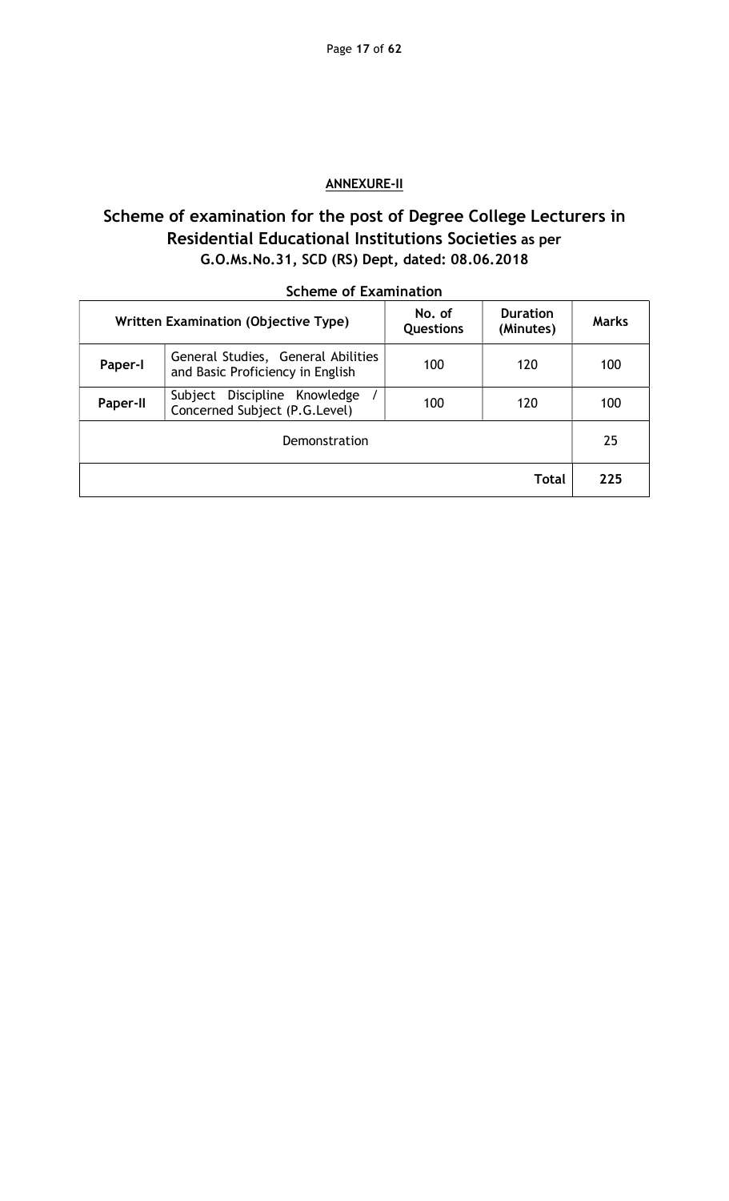**ANNEXURE-II**

## Scheme of examination for the post of Degree College Lecturers in Residential Educational Institutions Societies as per G.O.Ms.No.31, SCD (RS) Dept, dated: 08.06.2018

**Scheme of Examination**

| Written Examination (Objective Type) | | No. of Questions | Duration (Minutes) | Marks |
|---|---|---|---|---|
| **Paper-I** | General Studies, General Abilities and Basic Proficiency in English | 100 | 120 | 100 |
| **Paper-II** | Subject Discipline Knowledge / Concerned Subject (P.G.Level) | 100 | 120 | 100 |
| Demonstration | | | | 25 |
| | | | **Total** | **225** |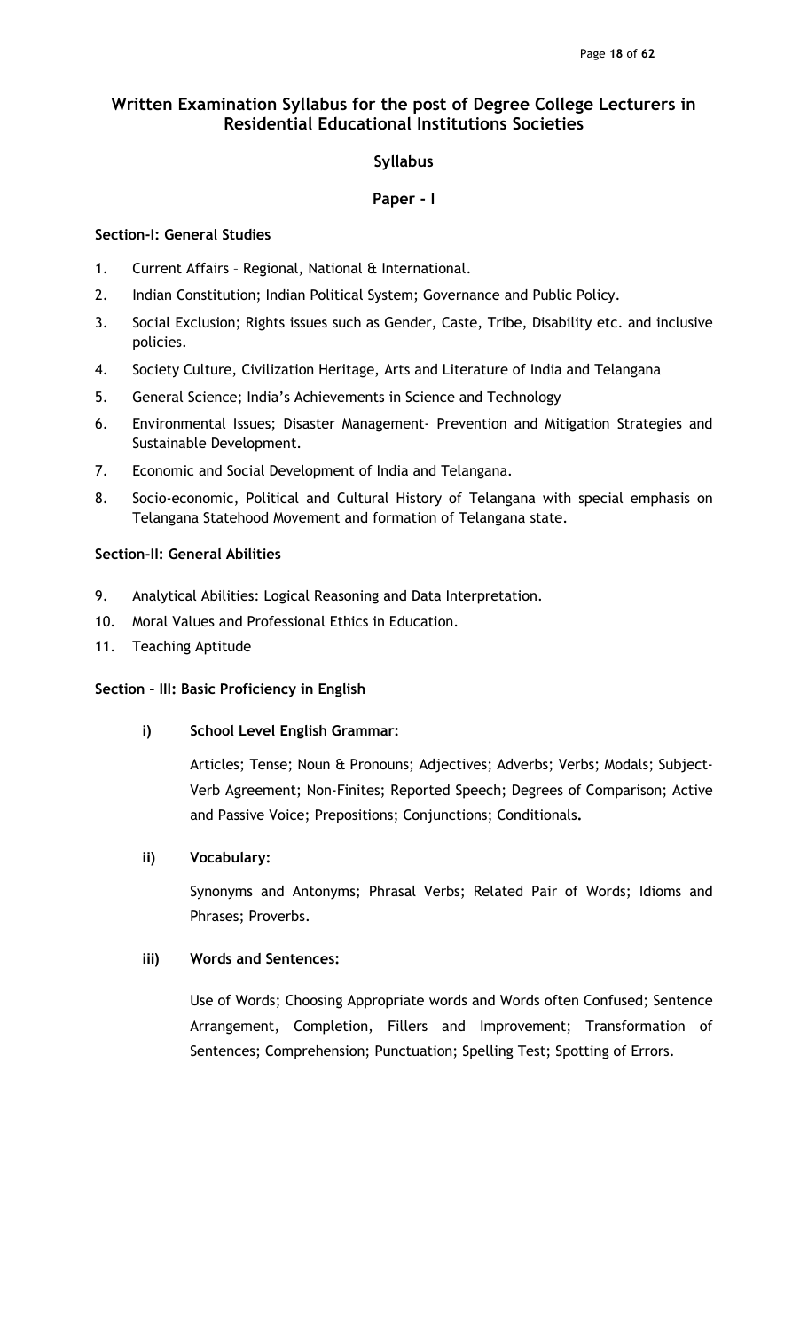# Written Examination Syllabus for the post of Degree College Lecturers in Residential Educational Institutions Societies

## Syllabus

## Paper - I

**Section-I: General Studies**

1. Current Affairs – Regional, National & International.
2. Indian Constitution; Indian Political System; Governance and Public Policy.
3. Social Exclusion; Rights issues such as Gender, Caste, Tribe, Disability etc. and inclusive policies.
4. Society Culture, Civilization Heritage, Arts and Literature of India and Telangana
5. General Science; India's Achievements in Science and Technology
6. Environmental Issues; Disaster Management- Prevention and Mitigation Strategies and Sustainable Development.
7. Economic and Social Development of India and Telangana.
8. Socio-economic, Political and Cultural History of Telangana with special emphasis on Telangana Statehood Movement and formation of Telangana state.

**Section-II: General Abilities**

9. Analytical Abilities: Logical Reasoning and Data Interpretation.
10. Moral Values and Professional Ethics in Education.
11. Teaching Aptitude

**Section – III: Basic Proficiency in English**

**i) School Level English Grammar:**

Articles; Tense; Noun & Pronouns; Adjectives; Adverbs; Verbs; Modals; Subject-Verb Agreement; Non-Finites; Reported Speech; Degrees of Comparison; Active and Passive Voice; Prepositions; Conjunctions; Conditionals**.**

**ii) Vocabulary:**

Synonyms and Antonyms; Phrasal Verbs; Related Pair of Words; Idioms and Phrases; Proverbs.

**iii) Words and Sentences:**

Use of Words; Choosing Appropriate words and Words often Confused; Sentence Arrangement, Completion, Fillers and Improvement; Transformation of Sentences; Comprehension; Punctuation; Spelling Test; Spotting of Errors.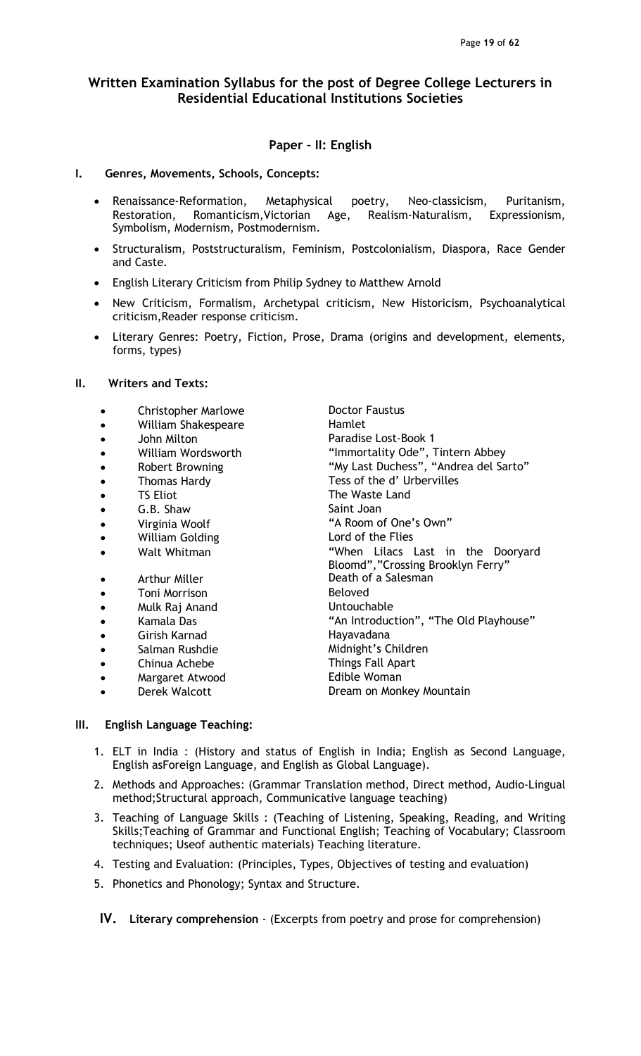## Written Examination Syllabus for the post of Degree College Lecturers in Residential Educational Institutions Societies

### Paper – II: English

**I. Genres, Movements, Schools, Concepts:**

- Renaissance-Reformation, Metaphysical poetry, Neo-classicism, Puritanism, Restoration, Romanticism,Victorian Age, Realism-Naturalism, Expressionism, Symbolism, Modernism, Postmodernism.
- Structuralism, Poststructuralism, Feminism, Postcolonialism, Diaspora, Race Gender and Caste.
- English Literary Criticism from Philip Sydney to Matthew Arnold
- New Criticism, Formalism, Archetypal criticism, New Historicism, Psychoanalytical criticism,Reader response criticism.
- Literary Genres: Poetry, Fiction, Prose, Drama (origins and development, elements, forms, types)

**II. Writers and Texts:**

- Christopher Marlowe — Doctor Faustus
- William Shakespeare — Hamlet
- John Milton — Paradise Lost-Book 1
- William Wordsworth — "Immortality Ode", Tintern Abbey
- Robert Browning — "My Last Duchess", "Andrea del Sarto"
- Thomas Hardy — Tess of the d' Urbervilles
- TS Eliot — The Waste Land
- G.B. Shaw — Saint Joan
- Virginia Woolf — "A Room of One's Own"
- William Golding — Lord of the Flies
- Walt Whitman — "When Lilacs Last in the Dooryard Bloomd","Crossing Brooklyn Ferry"
- Arthur Miller — Death of a Salesman
- Toni Morrison — Beloved
- Mulk Raj Anand — Untouchable
- Kamala Das — "An Introduction", "The Old Playhouse"
- Girish Karnad — Hayavadana
- Salman Rushdie — Midnight's Children
- Chinua Achebe — Things Fall Apart
- Margaret Atwood — Edible Woman
- Derek Walcott — Dream on Monkey Mountain

**III. English Language Teaching:**

1. ELT in India : (History and status of English in India; English as Second Language, English asForeign Language, and English as Global Language).
2. Methods and Approaches: (Grammar Translation method, Direct method, Audio-Lingual method;Structural approach, Communicative language teaching)
3. Teaching of Language Skills : (Teaching of Listening, Speaking, Reading, and Writing Skills;Teaching of Grammar and Functional English; Teaching of Vocabulary; Classroom techniques; Useof authentic materials) Teaching literature.
4. Testing and Evaluation: (Principles, Types, Objectives of testing and evaluation)
5. Phonetics and Phonology; Syntax and Structure.

**IV. Literary comprehension** - (Excerpts from poetry and prose for comprehension)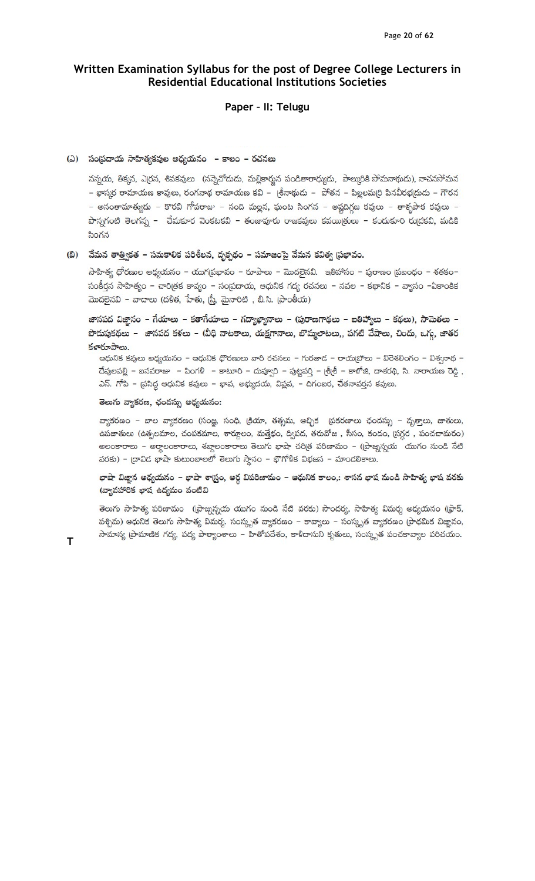## Written Examination Syllabus for the post of Degree College Lecturers in Residential Educational Institutions Societies

### Paper – II: Telugu

**(ఎ) సంప్రదాయ సాహిత్యకవుల అధ్యయనం – కాలం – రచనలు**

నన్నయ, తిక్కన, ఎర్రన, శివకవులు (నన్నెచోడుడు, మల్లికార్జున పండితారాధ్యుడు, పాల్కురికి సోమనాథుడు), నాచనసోమన – భాస్కర రామాయణ కవులు, రంగనాథ రామాయణ కవి – శ్రీనాథుడు – పోతన – పిల్లలమర్రి పినవీరభద్రుడు – గౌరన – అనంతామాత్యుడు – కొరవి గోపరాజు – నంది మల్లన, ఘంట సింగన – అష్టదిగ్గజ కవులు – దాక్షిణాత్య కవులు – పొన్నగంటి తెలగన్న – చేమకూర వెంకటకవి – తంజావూరు రాజకవులు కవయిత్రులు – కందుకూరి రుద్రకవి, మడికి సింగన

**(బి) వేమన తాత్త్వికత – సమకాలిక పరిశీలన, దృక్పథం – సమాజంపై వేమన కవిత్వ ప్రభావం.**

సాహిత్య ధోరణుల అధ్యయనం – యుగప్రభావం – రూపాలు – మొదలైనవి. ఇతిహాసం – పురాణం ప్రబంధం – శతకం– సంకీర్తన సాహిత్యం – చారిత్రక కావ్యం – సంప్రదాయ, ఆధునిక గద్య రచనలు – నవల – కథానిక – వ్యాసం –ఏకాంకిక మొదలైనవి – వాదాలు (దళిత, హేతు, స్త్రీ, మైనారిటి , బి.సి. ప్రాంతీయ)

**జానపద విజ్ఞానం – గేయాలు – కథాగేయాలు – గద్యాఖ్యానాలు – (పురాణగాథలు – ఐతిహ్యాలు – కథలు), సామెతలు – పొడుపుకథలు – జానపద కళలు – (వీధి నాటకాలు, యక్షగానాలు, బొమ్మలాటలు,, పగటి వేషాలు, చిందు, ఒగ్గు, జాతర కళారూపాలు.**

ఆధునిక కవులు అధ్యయనం – ఆధునిక ధోరణులు వారి రచనలు – గురజాడ – రాయప్రోలు – విరేశలింగం – విశ్వనాథ – దేవులపల్లి – బసవరాజు – పింగళి – కాటూరి – దువ్వూరి – పుట్టపర్తి – శ్రీశ్రీ – కాళోజీ, దాశరథి, సి. నారాయణ రెడ్డి , ఎన్. గోపి – ప్రసిద్ధ ఆధునిక కవులు – భావ, అభ్యుదయ, విప్లవ, – దిగంబర, చేతనావర్తన కవులు.

**తెలుగు వ్యాకరణ, ఛందస్సు అధ్యయనం:**

వ్యాకరణం – బాల వ్యాకరణం (సంజ్ఞ, సంధి, క్రియా, తత్సమ, ఆచ్ఛిక ప్రకరణాలు ఛందస్సు – వృత్తాలు, జాతులు, ఉపజాతులు (ఉత్పలమాల, చంపకమాల, శార్దూలం, మత్తేభం, ద్విపద, తరువోజ , సీసం, కందం, స్రగ్ధర , పంచచామరం) అలంకారాలు – అర్థాలంకారాలు, శబ్దాలంకారాలు తెలుగు భాషా చరిత్ర పరిణామం – (ప్రాఙ్నన్నయ యుగం నుండి నేటి వరకు) – ద్రావిడ భాషా కుటుంబాలలో తెలుగు స్థానం – భౌగోళిక విభజన – మాండలికాలు.

**భాషా విజ్ఞాన అధ్యయనం – భాషా శాస్త్రం, అర్థ విపరిణామం – ఆధునిక కాలం,: శాసన భాష నుండి సాహిత్య భాష వరకు (వ్యావహారిక భాష ఉద్యమం వంటివి**

తెలుగు సాహిత్య పరిణామం (ప్రాఙ్నన్నయ యుగం నుండి నేటి వరకు) సౌందర్య, సాహిత్య విమర్శ అధ్యయనం (ప్రాక్, పశ్చిమ) ఆధునిక తెలుగు సాహిత్య విమర్శ. సంస్కృత వ్యాకరణం – కావ్యాలు – సంస్కృత వ్యాకరణం ప్రాథమిక విజ్ఞానం, సామాన్య ప్రామాణిక గద్య, పద్య పాఠ్యాంశాలు – హితోపదేశం, కాళిదాసుని కృతులు, సంస్కృత పంచకావ్యాల పరిచయం.

T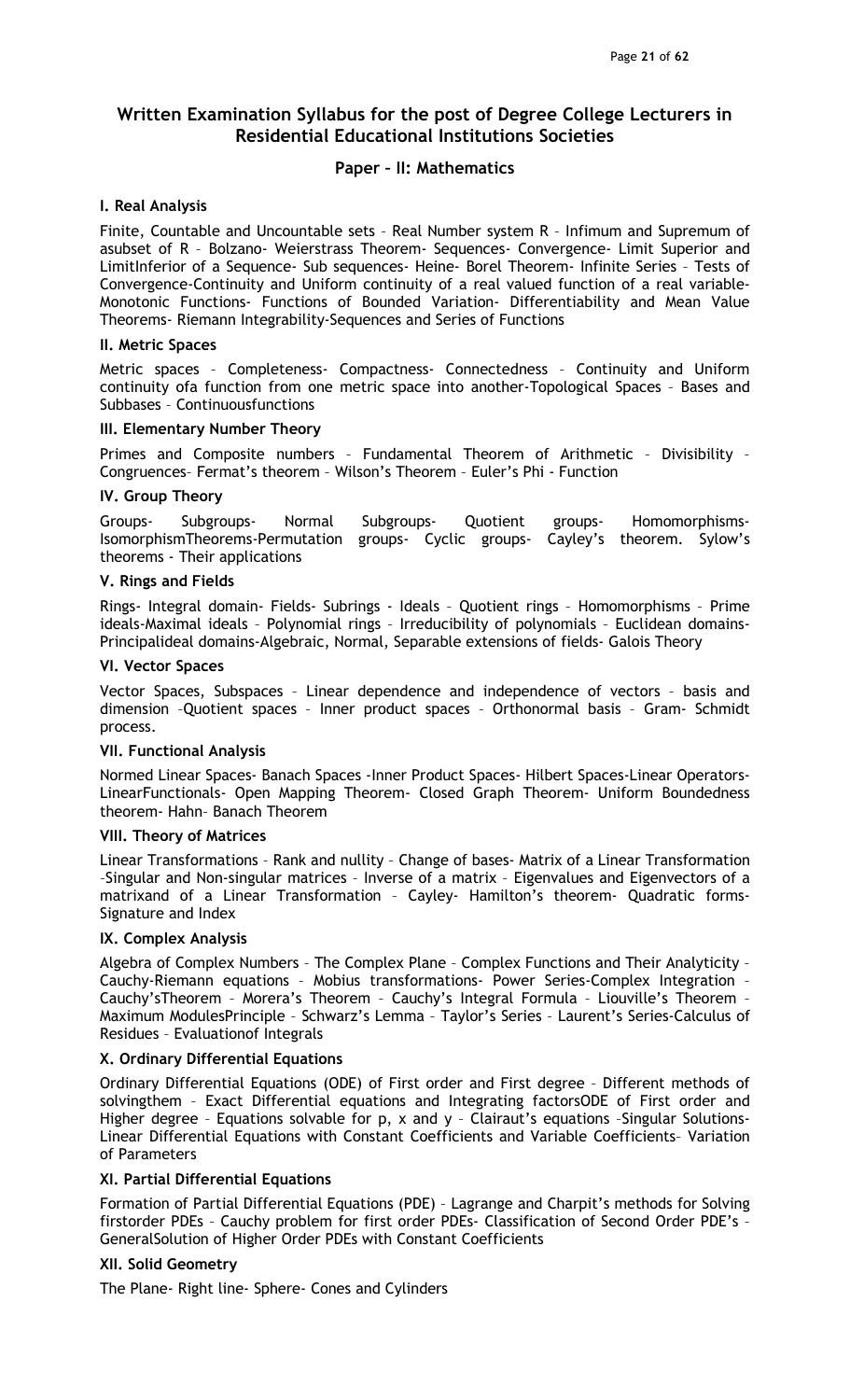## Written Examination Syllabus for the post of Degree College Lecturers in Residential Educational Institutions Societies

### Paper – II: Mathematics

#### I. Real Analysis

Finite, Countable and Uncountable sets – Real Number system R – Infimum and Supremum of asubset of R – Bolzano- Weierstrass Theorem- Sequences- Convergence- Limit Superior and LimitInferior of a Sequence- Sub sequences- Heine- Borel Theorem- Infinite Series – Tests of Convergence-Continuity and Uniform continuity of a real valued function of a real variable- Monotonic Functions- Functions of Bounded Variation- Differentiability and Mean Value Theorems- Riemann Integrability-Sequences and Series of Functions

#### II. Metric Spaces

Metric spaces – Completeness- Compactness- Connectedness – Continuity and Uniform continuity ofa function from one metric space into another-Topological Spaces – Bases and Subbases – Continuousfunctions

#### III. Elementary Number Theory

Primes and Composite numbers – Fundamental Theorem of Arithmetic – Divisibility – Congruences– Fermat's theorem – Wilson's Theorem – Euler's Phi - Function

#### IV. Group Theory

Groups- Subgroups- Normal Subgroups- Quotient groups- Homomorphisms- IsomorphismTheorems-Permutation groups- Cyclic groups- Cayley's theorem. Sylow's theorems - Their applications

#### V. Rings and Fields

Rings- Integral domain- Fields- Subrings - Ideals – Quotient rings – Homomorphisms – Prime ideals-Maximal ideals – Polynomial rings – Irreducibility of polynomials – Euclidean domains- Principalideal domains-Algebraic, Normal, Separable extensions of fields- Galois Theory

#### VI. Vector Spaces

Vector Spaces, Subspaces – Linear dependence and independence of vectors – basis and dimension –Quotient spaces – Inner product spaces – Orthonormal basis – Gram- Schmidt process.

#### VII. Functional Analysis

Normed Linear Spaces- Banach Spaces -Inner Product Spaces- Hilbert Spaces-Linear Operators- LinearFunctionals- Open Mapping Theorem- Closed Graph Theorem- Uniform Boundedness theorem- Hahn– Banach Theorem

#### VIII. Theory of Matrices

Linear Transformations – Rank and nullity – Change of bases- Matrix of a Linear Transformation –Singular and Non-singular matrices – Inverse of a matrix – Eigenvalues and Eigenvectors of a matrixand of a Linear Transformation – Cayley- Hamilton's theorem- Quadratic forms- Signature and Index

#### IX. Complex Analysis

Algebra of Complex Numbers – The Complex Plane – Complex Functions and Their Analyticity – Cauchy-Riemann equations – Mobius transformations- Power Series-Complex Integration – Cauchy'sTheorem – Morera's Theorem – Cauchy's Integral Formula – Liouville's Theorem – Maximum ModulesPrinciple – Schwarz's Lemma – Taylor's Series – Laurent's Series-Calculus of Residues – Evaluationof Integrals

#### X. Ordinary Differential Equations

Ordinary Differential Equations (ODE) of First order and First degree – Different methods of solvingthem – Exact Differential equations and Integrating factorsODE of First order and Higher degree – Equations solvable for p, x and y – Clairaut's equations –Singular Solutions- Linear Differential Equations with Constant Coefficients and Variable Coefficients– Variation of Parameters

#### XI. Partial Differential Equations

Formation of Partial Differential Equations (PDE) – Lagrange and Charpit's methods for Solving firstorder PDEs – Cauchy problem for first order PDEs- Classification of Second Order PDE's – GeneralSolution of Higher Order PDEs with Constant Coefficients

#### XII. Solid Geometry

The Plane- Right line- Sphere- Cones and Cylinders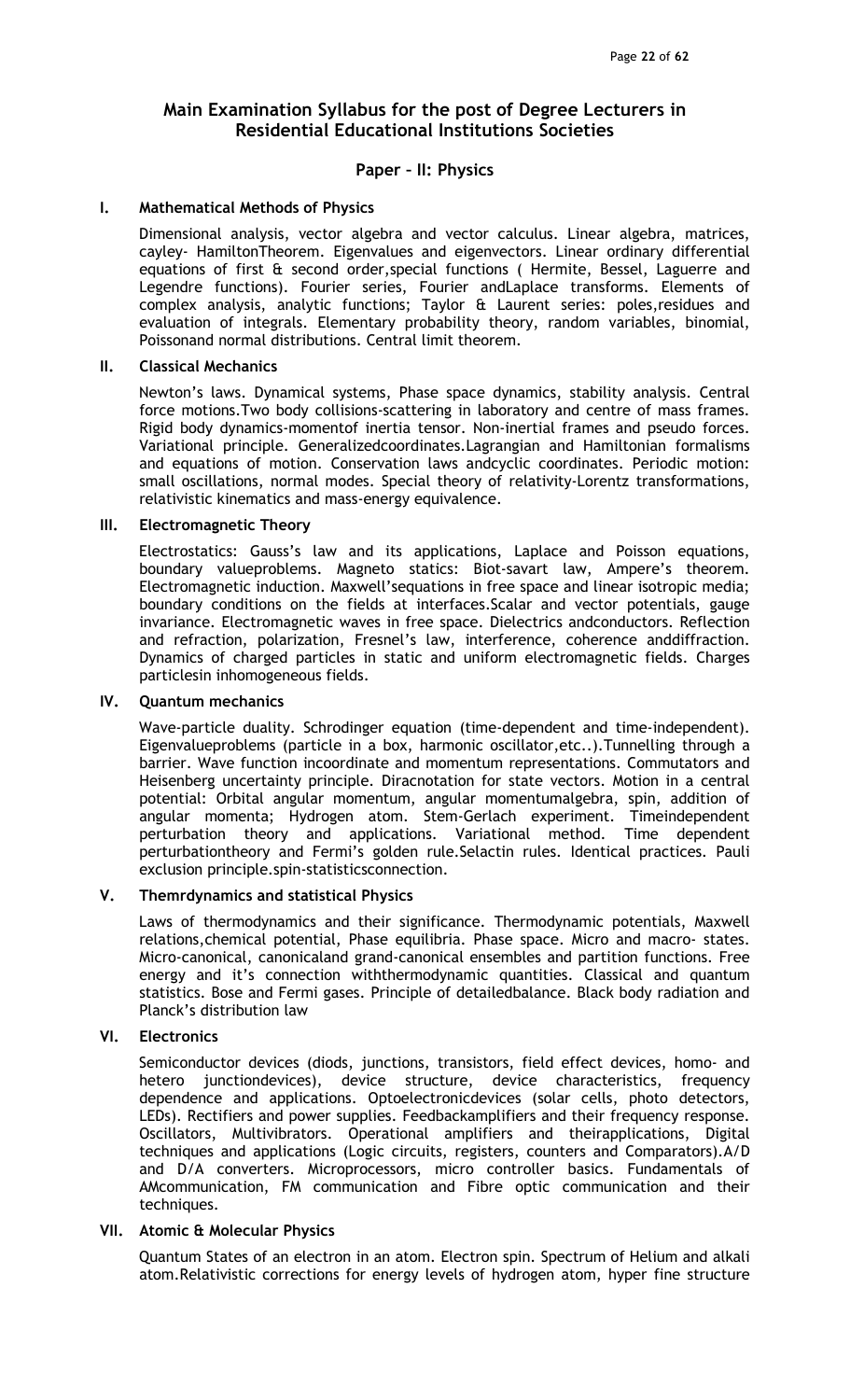## Main Examination Syllabus for the post of Degree Lecturers in Residential Educational Institutions Societies

### Paper – II: Physics

**I. Mathematical Methods of Physics**

Dimensional analysis, vector algebra and vector calculus. Linear algebra, matrices, cayley- HamiltonTheorem. Eigenvalues and eigenvectors. Linear ordinary differential equations of first & second order,special functions ( Hermite, Bessel, Laguerre and Legendre functions). Fourier series, Fourier andLaplace transforms. Elements of complex analysis, analytic functions; Taylor & Laurent series: poles,residues and evaluation of integrals. Elementary probability theory, random variables, binomial, Poissonand normal distributions. Central limit theorem.

**II. Classical Mechanics**

Newton's laws. Dynamical systems, Phase space dynamics, stability analysis. Central force motions.Two body collisions-scattering in laboratory and centre of mass frames. Rigid body dynamics-momentof inertia tensor. Non-inertial frames and pseudo forces. Variational principle. Generalizedcoordinates.Lagrangian and Hamiltonian formalisms and equations of motion. Conservation laws andcyclic coordinates. Periodic motion: small oscillations, normal modes. Special theory of relativity-Lorentz transformations, relativistic kinematics and mass-energy equivalence.

**III. Electromagnetic Theory**

Electrostatics: Gauss's law and its applications, Laplace and Poisson equations, boundary valueproblems. Magneto statics: Biot-savart law, Ampere's theorem. Electromagnetic induction. Maxwell'sequations in free space and linear isotropic media; boundary conditions on the fields at interfaces.Scalar and vector potentials, gauge invariance. Electromagnetic waves in free space. Dielectrics andconductors. Reflection and refraction, polarization, Fresnel's law, interference, coherence anddiffraction. Dynamics of charged particles in static and uniform electromagnetic fields. Charges particlesin inhomogeneous fields.

**IV. Quantum mechanics**

Wave-particle duality. Schrodinger equation (time-dependent and time-independent). Eigenvalueproblems (particle in a box, harmonic oscillator,etc..).Tunnelling through a barrier. Wave function incoordinate and momentum representations. Commutators and Heisenberg uncertainty principle. Diracnotation for state vectors. Motion in a central potential: Orbital angular momentum, angular momentumalgebra, spin, addition of angular momenta; Hydrogen atom. Stem-Gerlach experiment. Timeindependent perturbation theory and applications. Variational method. Time dependent perturbationtheory and Fermi's golden rule.Selactin rules. Identical practices. Pauli exclusion principle.spin-statisticsconnection.

**V. Themrdynamics and statistical Physics**

Laws of thermodynamics and their significance. Thermodynamic potentials, Maxwell relations,chemical potential, Phase equilibria. Phase space. Micro and macro- states. Micro-canonical, canonicaland grand-canonical ensembles and partition functions. Free energy and it's connection withthermodynamic quantities. Classical and quantum statistics. Bose and Fermi gases. Principle of detailedbalance. Black body radiation and Planck's distribution law

**VI. Electronics**

Semiconductor devices (diodes, junctions, transistors, field effect devices, homo- and hetero junctiondevices), device structure, device characteristics, frequency dependence and applications. Optoelectronicdevices (solar cells, photo detectors, LEDs). Rectifiers and power supplies. Feedbackamplifiers and their frequency response. Oscillators, Multivibrators. Operational amplifiers and theirapplications, Digital techniques and applications (Logic circuits, registers, counters and Comparators).A/D and D/A converters. Microprocessors, micro controller basics. Fundamentals of AMcommunication, FM communication and Fibre optic communication and their techniques.

**VII. Atomic & Molecular Physics**

Quantum States of an electron in an atom. Electron spin. Spectrum of Helium and alkali atom.Relativistic corrections for energy levels of hydrogen atom, hyper fine structure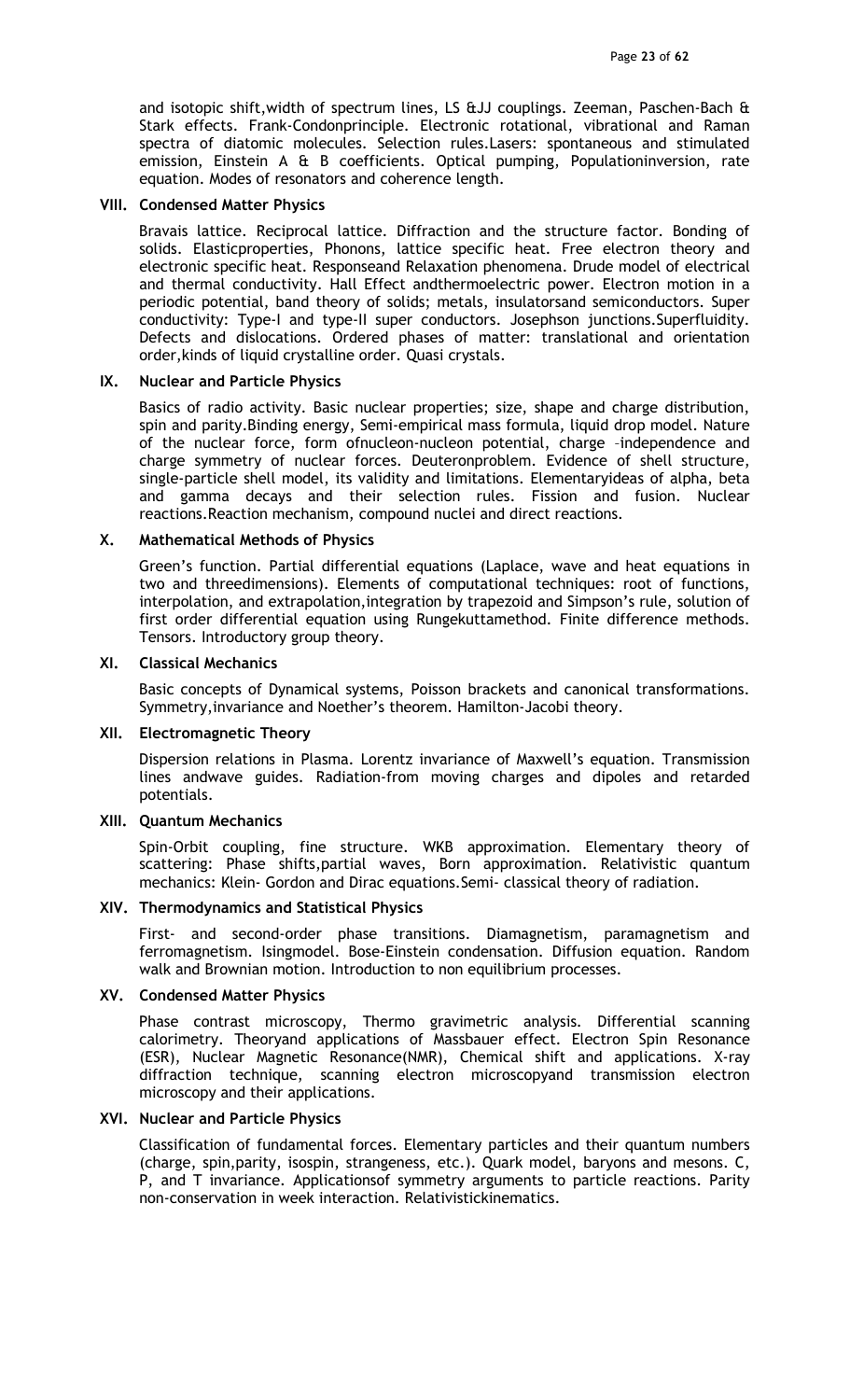and isotopic shift,width of spectrum lines, LS &JJ couplings. Zeeman, Paschen-Bach & Stark effects. Frank-Condonprinciple. Electronic rotational, vibrational and Raman spectra of diatomic molecules. Selection rules.Lasers: spontaneous and stimulated emission, Einstein A & B coefficients. Optical pumping, Populationinversion, rate equation. Modes of resonators and coherence length.

### VIII. Condensed Matter Physics

Bravais lattice. Reciprocal lattice. Diffraction and the structure factor. Bonding of solids. Elasticproperties, Phonons, lattice specific heat. Free electron theory and electronic specific heat. Responseand Relaxation phenomena. Drude model of electrical and thermal conductivity. Hall Effect andthermoelectric power. Electron motion in a periodic potential, band theory of solids; metals, insulatorsand semiconductors. Super conductivity: Type-I and type-II super conductors. Josephson junctions.Superfluidity. Defects and dislocations. Ordered phases of matter: translational and orientation order,kinds of liquid crystalline order. Quasi crystals.

### IX. Nuclear and Particle Physics

Basics of radio activity. Basic nuclear properties; size, shape and charge distribution, spin and parity.Binding energy, Semi-empirical mass formula, liquid drop model. Nature of the nuclear force, form ofnucleon-nucleon potential, charge –independence and charge symmetry of nuclear forces. Deuteronproblem. Evidence of shell structure, single-particle shell model, its validity and limitations. Elementaryideas of alpha, beta and gamma decays and their selection rules. Fission and fusion. Nuclear reactions.Reaction mechanism, compound nuclei and direct reactions.

### X. Mathematical Methods of Physics

Green's function. Partial differential equations (Laplace, wave and heat equations in two and threedimensions). Elements of computational techniques: root of functions, interpolation, and extrapolation,integration by trapezoid and Simpson's rule, solution of first order differential equation using Rungekuttamethod. Finite difference methods. Tensors. Introductory group theory.

### XI. Classical Mechanics

Basic concepts of Dynamical systems, Poisson brackets and canonical transformations. Symmetry,invariance and Noether's theorem. Hamilton-Jacobi theory.

### XII. Electromagnetic Theory

Dispersion relations in Plasma. Lorentz invariance of Maxwell's equation. Transmission lines andwave guides. Radiation-from moving charges and dipoles and retarded potentials.

### XIII. Quantum Mechanics

Spin-Orbit coupling, fine structure. WKB approximation. Elementary theory of scattering: Phase shifts,partial waves, Born approximation. Relativistic quantum mechanics: Klein- Gordon and Dirac equations.Semi- classical theory of radiation.

### XIV. Thermodynamics and Statistical Physics

First- and second-order phase transitions. Diamagnetism, paramagnetism and ferromagnetism. Isingmodel. Bose-Einstein condensation. Diffusion equation. Random walk and Brownian motion. Introduction to non equilibrium processes.

### XV. Condensed Matter Physics

Phase contrast microscopy, Thermo gravimetric analysis. Differential scanning calorimetry. Theoryand applications of Massbauer effect. Electron Spin Resonance (ESR), Nuclear Magnetic Resonance(NMR), Chemical shift and applications. X-ray diffraction technique, scanning electron microscopyand transmission electron microscopy and their applications.

### XVI. Nuclear and Particle Physics

Classification of fundamental forces. Elementary particles and their quantum numbers (charge, spin,parity, isospin, strangeness, etc.). Quark model, baryons and mesons. C, P, and T invariance. Applicationsof symmetry arguments to particle reactions. Parity non-conservation in week interaction. Relativistickinematics.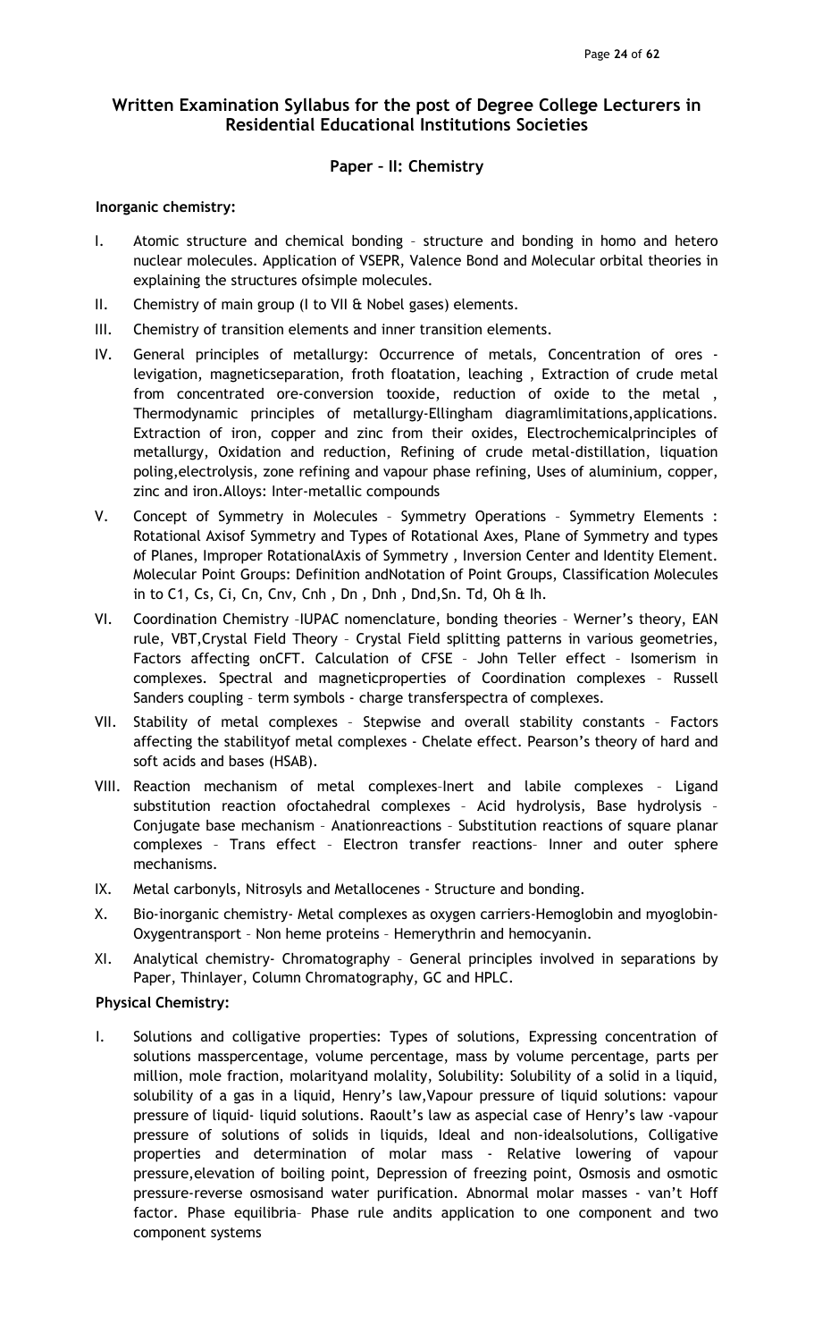## Written Examination Syllabus for the post of Degree College Lecturers in Residential Educational Institutions Societies

### Paper – II: Chemistry

**Inorganic chemistry:**

I. Atomic structure and chemical bonding – structure and bonding in homo and hetero nuclear molecules. Application of VSEPR, Valence Bond and Molecular orbital theories in explaining the structures ofsimple molecules.

II. Chemistry of main group (I to VII & Nobel gases) elements.

III. Chemistry of transition elements and inner transition elements.

IV. General principles of metallurgy: Occurrence of metals, Concentration of ores - levigation, magneticseparation, froth floatation, leaching , Extraction of crude metal from concentrated ore-conversion tooxide, reduction of oxide to the metal , Thermodynamic principles of metallurgy-Ellingham diagramlimitations,applications. Extraction of iron, copper and zinc from their oxides, Electrochemicalprinciples of metallurgy, Oxidation and reduction, Refining of crude metal-distillation, liquation poling,electrolysis, zone refining and vapour phase refining, Uses of aluminium, copper, zinc and iron.Alloys: Inter-metallic compounds

V. Concept of Symmetry in Molecules – Symmetry Operations – Symmetry Elements : Rotational Axisof Symmetry and Types of Rotational Axes, Plane of Symmetry and types of Planes, Improper RotationalAxis of Symmetry , Inversion Center and Identity Element. Molecular Point Groups: Definition andNotation of Point Groups, Classification Molecules in to C1, Cs, Ci, Cn, Cnv, Cnh , Dn , Dnh , Dnd,Sn. Td, Oh & Ih.

VI. Coordination Chemistry –IUPAC nomenclature, bonding theories – Werner's theory, EAN rule, VBT,Crystal Field Theory – Crystal Field splitting patterns in various geometries, Factors affecting onCFT. Calculation of CFSE – John Teller effect – Isomerism in complexes. Spectral and magneticproperties of Coordination complexes – Russell Sanders coupling – term symbols - charge transferspectra of complexes.

VII. Stability of metal complexes – Stepwise and overall stability constants – Factors affecting the stabilityof metal complexes - Chelate effect. Pearson's theory of hard and soft acids and bases (HSAB).

VIII. Reaction mechanism of metal complexes–Inert and labile complexes – Ligand substitution reaction ofoctahedral complexes – Acid hydrolysis, Base hydrolysis – Conjugate base mechanism – Anationreactions – Substitution reactions of square planar complexes – Trans effect – Electron transfer reactions– Inner and outer sphere mechanisms.

IX. Metal carbonyls, Nitrosyls and Metallocenes - Structure and bonding.

X. Bio-inorganic chemistry- Metal complexes as oxygen carriers-Hemoglobin and myoglobin-Oxygentransport – Non heme proteins – Hemerythrin and hemocyanin.

XI. Analytical chemistry- Chromatography – General principles involved in separations by Paper, Thinlayer, Column Chromatography, GC and HPLC.

**Physical Chemistry:**

I. Solutions and colligative properties: Types of solutions, Expressing concentration of solutions masspercentage, volume percentage, mass by volume percentage, parts per million, mole fraction, molarityand molality, Solubility: Solubility of a solid in a liquid, solubility of a gas in a liquid, Henry's law,Vapour pressure of liquid solutions: vapour pressure of liquid- liquid solutions. Raoult's law as aspecial case of Henry's law -vapour pressure of solutions of solids in liquids, Ideal and non-idealsolutions, Colligative properties and determination of molar mass - Relative lowering of vapour pressure,elevation of boiling point, Depression of freezing point, Osmosis and osmotic pressure-reverse osmosisand water purification. Abnormal molar masses - van't Hoff factor. Phase equilibria– Phase rule andits application to one component and two component systems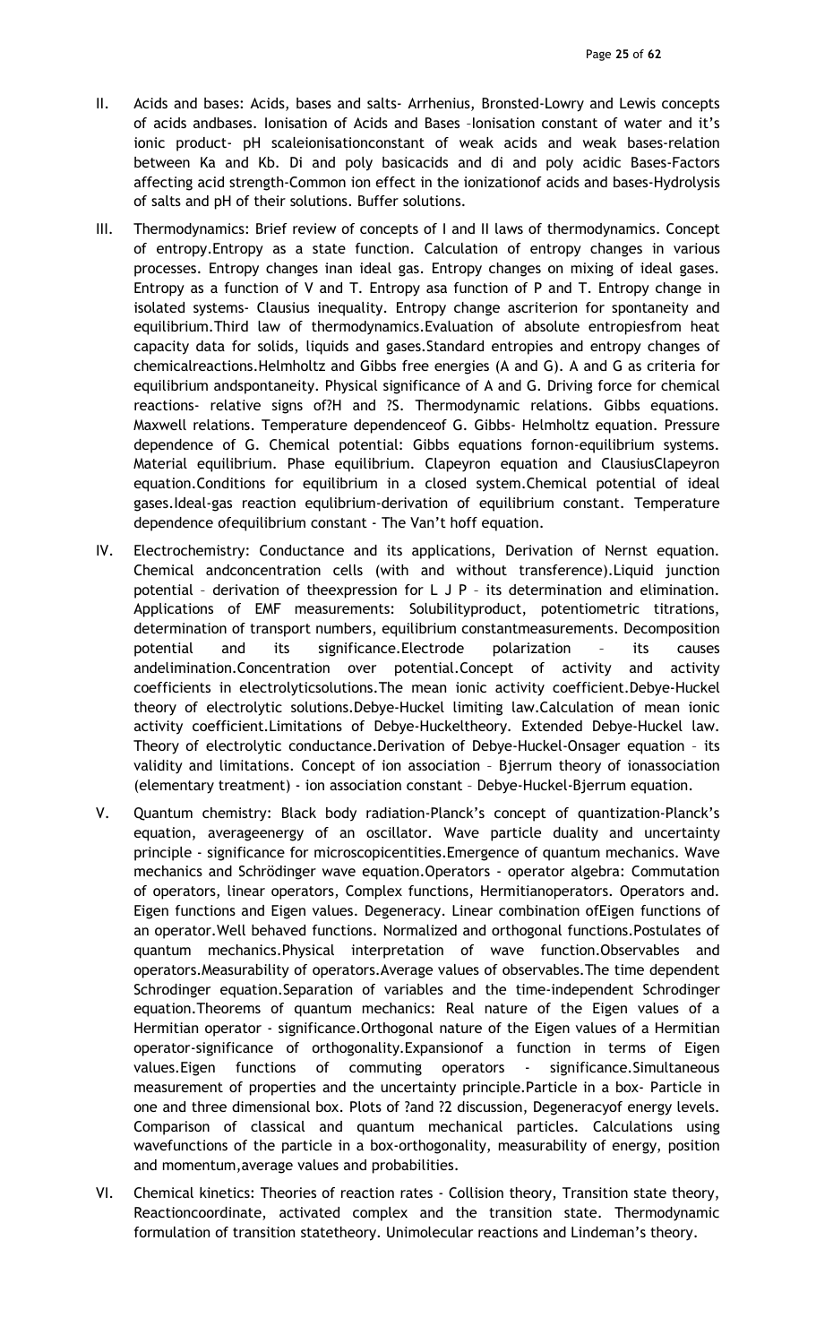II. Acids and bases: Acids, bases and salts- Arrhenius, Bronsted-Lowry and Lewis concepts of acids andbases. Ionisation of Acids and Bases –Ionisation constant of water and it's ionic product- pH scaleionisationconstant of weak acids and weak bases-relation between Ka and Kb. Di and poly basicacids and di and poly acidic Bases-Factors affecting acid strength-Common ion effect in the ionizationof acids and bases-Hydrolysis of salts and pH of their solutions. Buffer solutions.

III. Thermodynamics: Brief review of concepts of I and II laws of thermodynamics. Concept of entropy.Entropy as a state function. Calculation of entropy changes in various processes. Entropy changes inan ideal gas. Entropy changes on mixing of ideal gases. Entropy as a function of V and T. Entropy asa function of P and T. Entropy change in isolated systems- Clausius inequality. Entropy change ascriterion for spontaneity and equilibrium.Third law of thermodynamics.Evaluation of absolute entropiesfrom heat capacity data for solids, liquids and gases.Standard entropies and entropy changes of chemicalreactions.Helmholtz and Gibbs free energies (A and G). A and G as criteria for equilibrium andspontaneity. Physical significance of A and G. Driving force for chemical reactions- relative signs of?H and ?S. Thermodynamic relations. Gibbs equations. Maxwell relations. Temperature dependenceof G. Gibbs- Helmholtz equation. Pressure dependence of G. Chemical potential: Gibbs equations fornon-equilibrium systems. Material equilibrium. Phase equilibrium. Clapeyron equation and ClausiusClapeyron equation.Conditions for equilibrium in a closed system.Chemical potential of ideal gases.Ideal-gas reaction equlibrium-derivation of equilibrium constant. Temperature dependence ofequilibrium constant - The Van't hoff equation.

IV. Electrochemistry: Conductance and its applications, Derivation of Nernst equation. Chemical andconcentration cells (with and without transference).Liquid junction potential – derivation of theexpression for L J P – its determination and elimination. Applications of EMF measurements: Solubilityproduct, potentiometric titrations, determination of transport numbers, equilibrium constantmeasurements. Decomposition potential and its significance.Electrode polarization – its causes andelimination.Concentration over potential.Concept of activity and activity coefficients in electrolyticsolutions.The mean ionic activity coefficient.Debye-Huckel theory of electrolytic solutions.Debye-Huckel limiting law.Calculation of mean ionic activity coefficient.Limitations of Debye-Huckeltheory. Extended Debye-Huckel law. Theory of electrolytic conductance.Derivation of Debye-Huckel-Onsager equation – its validity and limitations. Concept of ion association – Bjerrum theory of ionassociation (elementary treatment) - ion association constant – Debye-Huckel-Bjerrum equation.

V. Quantum chemistry: Black body radiation-Planck's concept of quantization-Planck's equation, averageenergy of an oscillator. Wave particle duality and uncertainty principle - significance for microscopicentities.Emergence of quantum mechanics. Wave mechanics and Schrödinger wave equation.Operators - operator algebra: Commutation of operators, linear operators, Complex functions, Hermitianoperators. Operators and. Eigen functions and Eigen values. Degeneracy. Linear combination ofEigen functions of an operator.Well behaved functions. Normalized and orthogonal functions.Postulates of quantum mechanics.Physical interpretation of wave function.Observables and operators.Measurability of operators.Average values of observables.The time dependent Schrodinger equation.Separation of variables and the time-independent Schrodinger equation.Theorems of quantum mechanics: Real nature of the Eigen values of a Hermitian operator - significance.Orthogonal nature of the Eigen values of a Hermitian operator-significance of orthogonality.Expansionof a function in terms of Eigen values.Eigen functions of commuting operators - significance.Simultaneous measurement of properties and the uncertainty principle.Particle in a box- Particle in one and three dimensional box. Plots of ?and ?2 discussion, Degeneracyof energy levels. Comparison of classical and quantum mechanical particles. Calculations using wavefunctions of the particle in a box-orthogonality, measurability of energy, position and momentum,average values and probabilities.

VI. Chemical kinetics: Theories of reaction rates - Collision theory, Transition state theory, Reactioncoordinate, activated complex and the transition state. Thermodynamic formulation of transition statetheory. Unimolecular reactions and Lindeman's theory.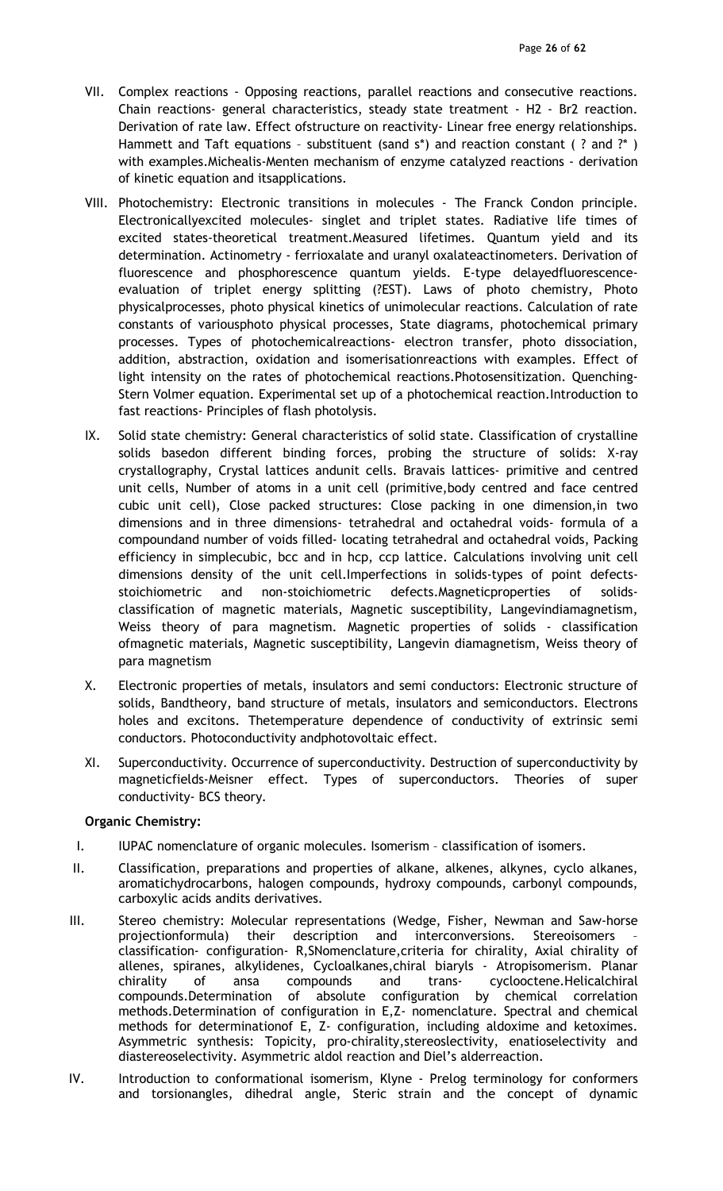VII. Complex reactions - Opposing reactions, parallel reactions and consecutive reactions. Chain reactions- general characteristics, steady state treatment - H2 - Br2 reaction. Derivation of rate law. Effect ofstructure on reactivity- Linear free energy relationships. Hammett and Taft equations – substituent (sand s*) and reaction constant ( ? and ?* ) with examples.Michealis-Menten mechanism of enzyme catalyzed reactions - derivation of kinetic equation and itsapplications.

VIII. Photochemistry: Electronic transitions in molecules - The Franck Condon principle. Electronicallyexcited molecules- singlet and triplet states. Radiative life times of excited states-theoretical treatment.Measured lifetimes. Quantum yield and its determination. Actinometry - ferrioxalate and uranyl oxalateactinometers. Derivation of fluorescence and phosphorescence quantum yields. E-type delayedfluorescence-evaluation of triplet energy splitting (?EST). Laws of photo chemistry, Photo physicalprocesses, photo physical kinetics of unimolecular reactions. Calculation of rate constants of variousphoto physical processes, State diagrams, photochemical primary processes. Types of photochemicalreactions- electron transfer, photo dissociation, addition, abstraction, oxidation and isomerisationreactions with examples. Effect of light intensity on the rates of photochemical reactions.Photosensitization. Quenching- Stern Volmer equation. Experimental set up of a photochemical reaction.Introduction to fast reactions- Principles of flash photolysis.

IX. Solid state chemistry: General characteristics of solid state. Classification of crystalline solids basedon different binding forces, probing the structure of solids: X-ray crystallography, Crystal lattices andunit cells. Bravais lattices- primitive and centred unit cells, Number of atoms in a unit cell (primitive,body centred and face centred cubic unit cell), Close packed structures: Close packing in one dimension,in two dimensions and in three dimensions- tetrahedral and octahedral voids- formula of a compoundand number of voids filled- locating tetrahedral and octahedral voids, Packing efficiency in simplecubic, bcc and in hcp, ccp lattice. Calculations involving unit cell dimensions density of the unit cell.Imperfections in solids-types of point defects-stoichiometric and non-stoichiometric defects.Magneticproperties of solids-classification of magnetic materials, Magnetic susceptibility, Langevindiamagnetism, Weiss theory of para magnetism. Magnetic properties of solids - classification ofmagnetic materials, Magnetic susceptibility, Langevin diamagnetism, Weiss theory of para magnetism

X. Electronic properties of metals, insulators and semi conductors: Electronic structure of solids, Bandtheory, band structure of metals, insulators and semiconductors. Electrons holes and excitons. Thetemperature dependence of conductivity of extrinsic semi conductors. Photoconductivity andphotovoltaic effect.

XI. Superconductivity. Occurrence of superconductivity. Destruction of superconductivity by magneticfields-Meisner effect. Types of superconductors. Theories of super conductivity- BCS theory.

**Organic Chemistry:**

I. IUPAC nomenclature of organic molecules. Isomerism – classification of isomers.

II. Classification, preparations and properties of alkane, alkenes, alkynes, cyclo alkanes, aromatichydrocarbons, halogen compounds, hydroxy compounds, carbonyl compounds, carboxylic acids andits derivatives.

III. Stereo chemistry: Molecular representations (Wedge, Fisher, Newman and Saw-horse projectionformula) their description and interconversions. Stereoisomers – classification- configuration- R,SNomenclature,criteria for chirality, Axial chirality of allenes, spiranes, alkylidenes, Cycloalkanes,chiral biaryls - Atropisomerism. Planar chirality of ansa compounds and trans- cyclooctene.Helicalchiral compounds.Determination of absolute configuration by chemical correlation methods.Determination of configuration in E,Z- nomenclature. Spectral and chemical methods for determinationof E, Z- configuration, including aldoxime and ketoximes. Asymmetric synthesis: Topicity, pro-chirality,stereoslectivity, enatioselectivity and diastereoselectivity. Asymmetric aldol reaction and Diel's alderreaction.

IV. Introduction to conformational isomerism, Klyne - Prelog terminology for conformers and torsionangles, dihedral angle, Steric strain and the concept of dynamic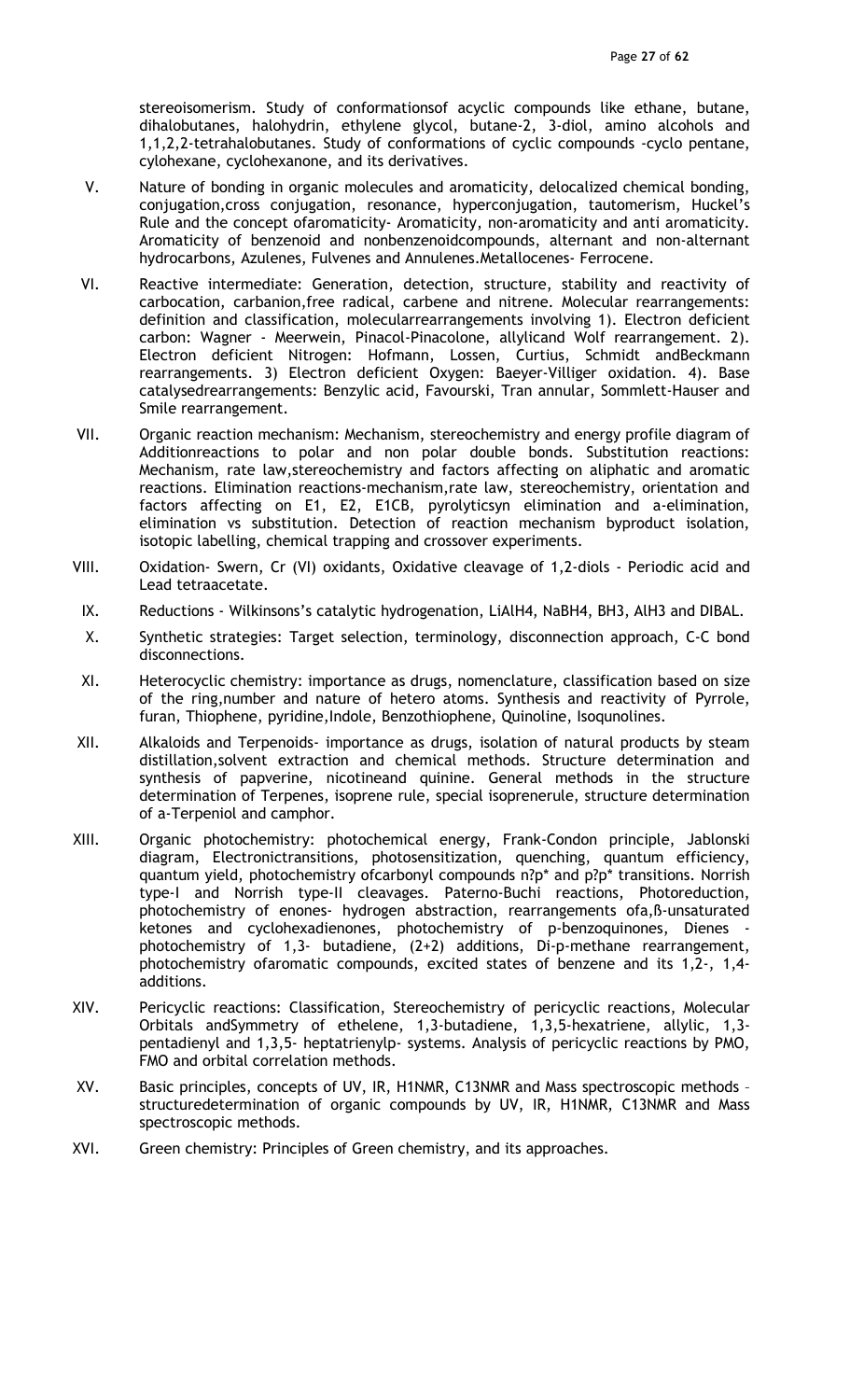stereoisomerism. Study of conformationsof acyclic compounds like ethane, butane, dihalobutanes, halohydrin, ethylene glycol, butane-2, 3-diol, amino alcohols and 1,1,2,2-tetrahalobutanes. Study of conformations of cyclic compounds -cyclo pentane, cylohexane, cyclohexanone, and its derivatives.

V. Nature of bonding in organic molecules and aromaticity, delocalized chemical bonding, conjugation,cross conjugation, resonance, hyperconjugation, tautomerism, Huckel's Rule and the concept ofaromaticity- Aromaticity, non-aromaticity and anti aromaticity. Aromaticity of benzenoid and nonbenzenoidcompounds, alternant and non-alternant hydrocarbons, Azulenes, Fulvenes and Annulenes.Metallocenes- Ferrocene.

VI. Reactive intermediate: Generation, detection, structure, stability and reactivity of carbocation, carbanion,free radical, carbene and nitrene. Molecular rearrangements: definition and classification, molecularrearrangements involving 1). Electron deficient carbon: Wagner - Meerwein, Pinacol-Pinacolone, allylicand Wolf rearrangement. 2). Electron deficient Nitrogen: Hofmann, Lossen, Curtius, Schmidt andBeckmann rearrangements. 3) Electron deficient Oxygen: Baeyer-Villiger oxidation. 4). Base catalysedrearrangements: Benzylic acid, Favourski, Tran annular, Sommlett-Hauser and Smile rearrangement.

VII. Organic reaction mechanism: Mechanism, stereochemistry and energy profile diagram of Additionreactions to polar and non polar double bonds. Substitution reactions: Mechanism, rate law,stereochemistry and factors affecting on aliphatic and aromatic reactions. Elimination reactions-mechanism,rate law, stereochemistry, orientation and factors affecting on E1, E2, E1CB, pyrolyticsyn elimination and a-elimination, elimination vs substitution. Detection of reaction mechanism byproduct isolation, isotopic labelling, chemical trapping and crossover experiments.

VIII. Oxidation- Swern, Cr (VI) oxidants, Oxidative cleavage of 1,2-diols - Periodic acid and Lead tetraacetate.

IX. Reductions - Wilkinsons's catalytic hydrogenation, $LiAlH_4$, $NaBH_4$, $BH_3$, $AlH_3$ and DIBAL.

X. Synthetic strategies: Target selection, terminology, disconnection approach, C-C bond disconnections.

XI. Heterocyclic chemistry: importance as drugs, nomenclature, classification based on size of the ring,number and nature of hetero atoms. Synthesis and reactivity of Pyrrole, furan, Thiophene, pyridine,Indole, Benzothiophene, Quinoline, Isoqunolines.

XII. Alkaloids and Terpenoids- importance as drugs, isolation of natural products by steam distillation,solvent extraction and chemical methods. Structure determination and synthesis of papverine, nicotineand quinine. General methods in the structure determination of Terpenes, isoprene rule, special isoprenerule, structure determination of a-Terpeniol and camphor.

XIII. Organic photochemistry: photochemical energy, Frank-Condon principle, Jablonski diagram, Electronictransitions, photosensitization, quenching, quantum efficiency, quantum yield, photochemistry ofcarbonyl compounds n?p* and p?p* transitions. Norrish type-I and Norrish type-II cleavages. Paterno-Buchi reactions, Photoreduction, photochemistry of enones- hydrogen abstraction, rearrangements ofa,ß-unsaturated ketones and cyclohexadienones, photochemistry of p-benzoquinones, Dienes - photochemistry of 1,3- butadiene, (2+2) additions, Di-p-methane rearrangement, photochemistry ofaromatic compounds, excited states of benzene and its 1,2-, 1,4- additions.

XIV. Pericyclic reactions: Classification, Stereochemistry of pericyclic reactions, Molecular Orbitals andSymmetry of ethelene, 1,3-butadiene, 1,3,5-hexatriene, allylic, 1,3-pentadienyl and 1,3,5- heptatrienylp- systems. Analysis of pericyclic reactions by PMO, FMO and orbital correlation methods.

XV. Basic principles, concepts of UV, IR, H1NMR, C13NMR and Mass spectroscopic methods – structuredetermination of organic compounds by UV, IR, H1NMR, C13NMR and Mass spectroscopic methods.

XVI. Green chemistry: Principles of Green chemistry, and its approaches.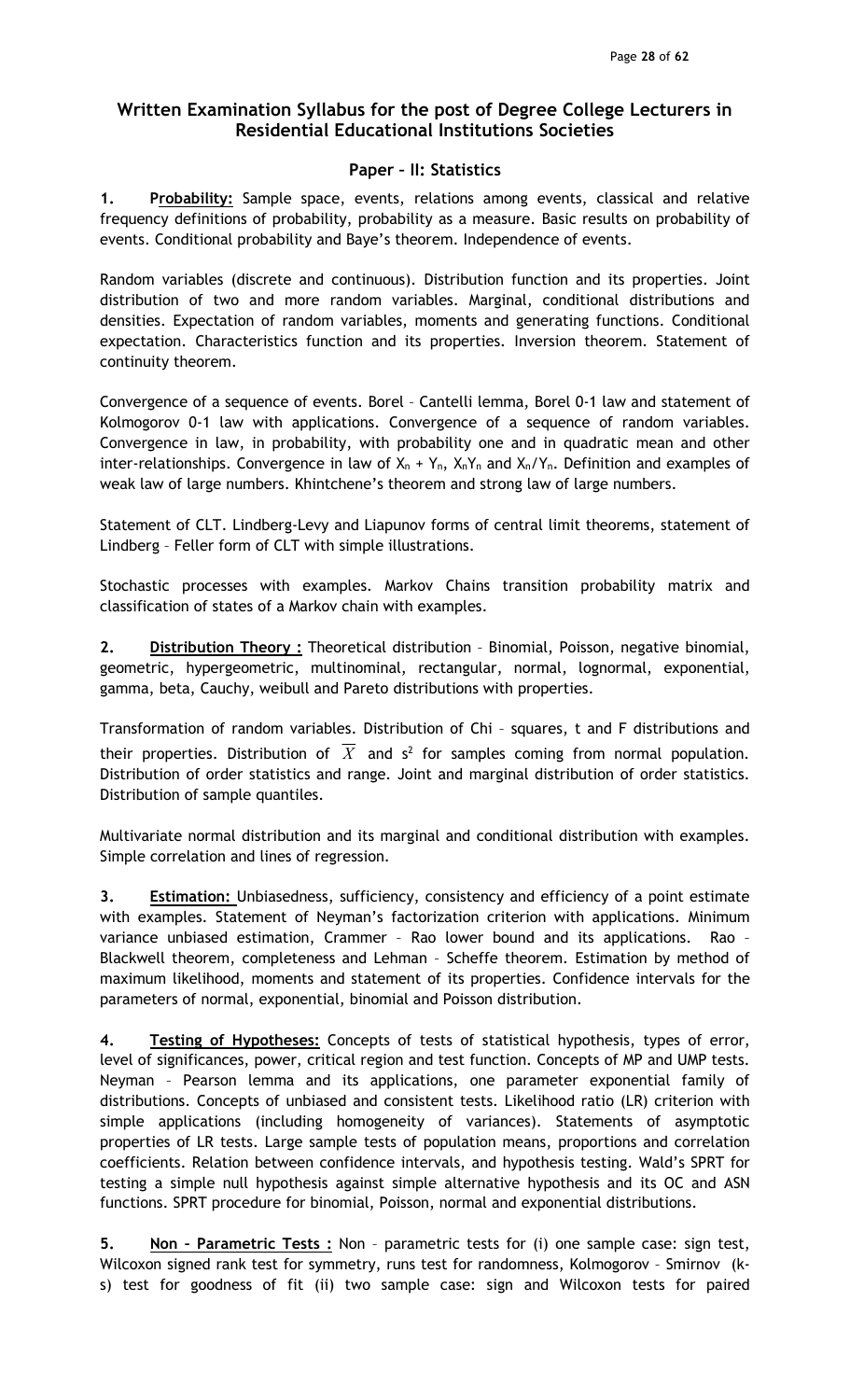## Written Examination Syllabus for the post of Degree College Lecturers in Residential Educational Institutions Societies

### Paper – II: Statistics

**1. Probability:** Sample space, events, relations among events, classical and relative frequency definitions of probability, probability as a measure. Basic results on probability of events. Conditional probability and Baye's theorem. Independence of events.

Random variables (discrete and continuous). Distribution function and its properties. Joint distribution of two and more random variables. Marginal, conditional distributions and densities. Expectation of random variables, moments and generating functions. Conditional expectation. Characteristics function and its properties. Inversion theorem. Statement of continuity theorem.

Convergence of a sequence of events. Borel – Cantelli lemma, Borel 0-1 law and statement of Kolmogorov 0-1 law with applications. Convergence of a sequence of random variables. Convergence in law, in probability, with probability one and in quadratic mean and other inter-relationships. Convergence in law of $X_n + Y_n$, $X_nY_n$ and $X_n/Y_n$. Definition and examples of weak law of large numbers. Khintchene's theorem and strong law of large numbers.

Statement of CLT. Lindberg-Levy and Liapunov forms of central limit theorems, statement of Lindberg – Feller form of CLT with simple illustrations.

Stochastic processes with examples. Markov Chains transition probability matrix and classification of states of a Markov chain with examples.

**2. Distribution Theory :** Theoretical distribution – Binomial, Poisson, negative binomial, geometric, hypergeometric, multinominal, rectangular, normal, lognormal, exponential, gamma, beta, Cauchy, weibull and Pareto distributions with properties.

Transformation of random variables. Distribution of Chi – squares, t and F distributions and their properties. Distribution of $\overline{X}$ and $s^2$ for samples coming from normal population. Distribution of order statistics and range. Joint and marginal distribution of order statistics. Distribution of sample quantiles.

Multivariate normal distribution and its marginal and conditional distribution with examples. Simple correlation and lines of regression.

**3. Estimation:** Unbiasedness, sufficiency, consistency and efficiency of a point estimate with examples. Statement of Neyman's factorization criterion with applications. Minimum variance unbiased estimation, Crammer – Rao lower bound and its applications. Rao – Blackwell theorem, completeness and Lehman – Scheffe theorem. Estimation by method of maximum likelihood, moments and statement of its properties. Confidence intervals for the parameters of normal, exponential, binomial and Poisson distribution.

**4. Testing of Hypotheses:** Concepts of tests of statistical hypothesis, types of error, level of significances, power, critical region and test function. Concepts of MP and UMP tests. Neyman – Pearson lemma and its applications, one parameter exponential family of distributions. Concepts of unbiased and consistent tests. Likelihood ratio (LR) criterion with simple applications (including homogeneity of variances). Statements of asymptotic properties of LR tests. Large sample tests of population means, proportions and correlation coefficients. Relation between confidence intervals, and hypothesis testing. Wald's SPRT for testing a simple null hypothesis against simple alternative hypothesis and its OC and ASN functions. SPRT procedure for binomial, Poisson, normal and exponential distributions.

**5. Non – Parametric Tests :** Non – parametric tests for (i) one sample case: sign test, Wilcoxon signed rank test for symmetry, runs test for randomness, Kolmogorov – Smirnov (k-s) test for goodness of fit (ii) two sample case: sign and Wilcoxon tests for paired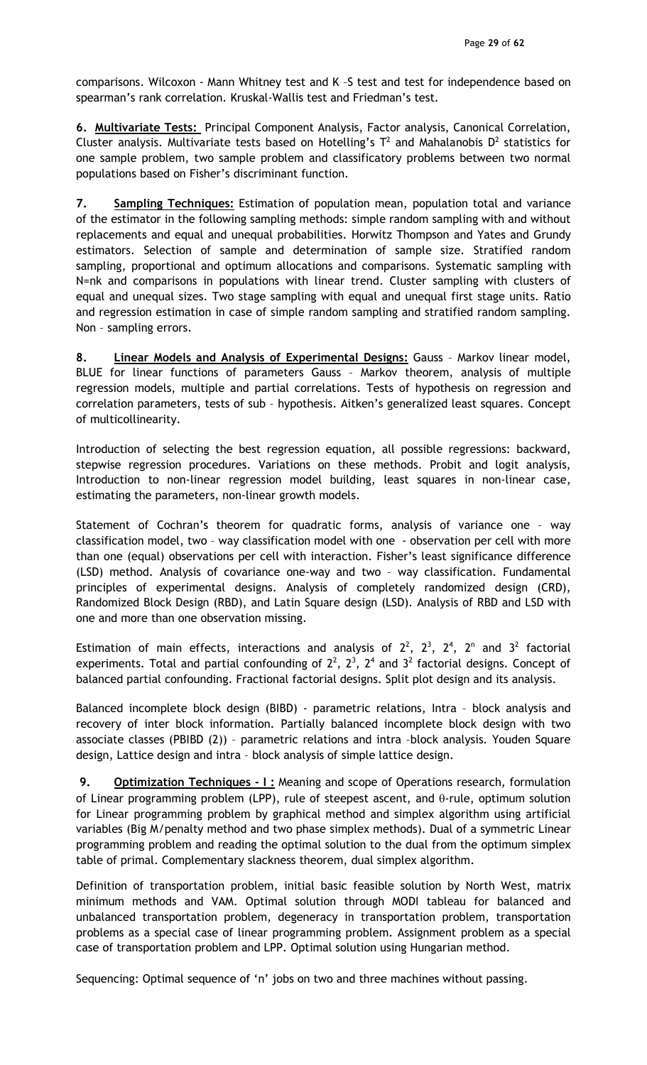comparisons. Wilcoxon - Mann Whitney test and K –S test and test for independence based on spearman's rank correlation. Kruskal-Wallis test and Friedman's test.

**6. Multivariate Tests:** Principal Component Analysis, Factor analysis, Canonical Correlation, Cluster analysis. Multivariate tests based on Hotelling's $T^2$ and Mahalanobis $D^2$ statistics for one sample problem, two sample problem and classificatory problems between two normal populations based on Fisher's discriminant function.

**7. Sampling Techniques:** Estimation of population mean, population total and variance of the estimator in the following sampling methods: simple random sampling with and without replacements and equal and unequal probabilities. Horwitz Thompson and Yates and Grundy estimators. Selection of sample and determination of sample size. Stratified random sampling, proportional and optimum allocations and comparisons. Systematic sampling with N=nk and comparisons in populations with linear trend. Cluster sampling with clusters of equal and unequal sizes. Two stage sampling with equal and unequal first stage units. Ratio and regression estimation in case of simple random sampling and stratified random sampling. Non – sampling errors.

**8. Linear Models and Analysis of Experimental Designs:** Gauss – Markov linear model, BLUE for linear functions of parameters Gauss – Markov theorem, analysis of multiple regression models, multiple and partial correlations. Tests of hypothesis on regression and correlation parameters, tests of sub – hypothesis. Aitken's generalized least squares. Concept of multicollinearity.

Introduction of selecting the best regression equation, all possible regressions: backward, stepwise regression procedures. Variations on these methods. Probit and logit analysis, Introduction to non-linear regression model building, least squares in non-linear case, estimating the parameters, non-linear growth models.

Statement of Cochran's theorem for quadratic forms, analysis of variance one – way classification model, two – way classification model with one - observation per cell with more than one (equal) observations per cell with interaction. Fisher's least significance difference (LSD) method. Analysis of covariance one-way and two – way classification. Fundamental principles of experimental designs. Analysis of completely randomized design (CRD), Randomized Block Design (RBD), and Latin Square design (LSD). Analysis of RBD and LSD with one and more than one observation missing.

Estimation of main effects, interactions and analysis of $2^2$, $2^3$, $2^4$, $2^n$ and $3^2$ factorial experiments. Total and partial confounding of $2^2$, $2^3$, $2^4$ and $3^2$ factorial designs. Concept of balanced partial confounding. Fractional factorial designs. Split plot design and its analysis.

Balanced incomplete block design (BIBD) - parametric relations, Intra – block analysis and recovery of inter block information. Partially balanced incomplete block design with two associate classes (PBIBD (2)) – parametric relations and intra –block analysis. Youden Square design, Lattice design and intra – block analysis of simple lattice design.

**9. Optimization Techniques - I :** Meaning and scope of Operations research, formulation of Linear programming problem (LPP), rule of steepest ascent, and $\theta$-rule, optimum solution for Linear programming problem by graphical method and simplex algorithm using artificial variables (Big M/penalty method and two phase simplex methods). Dual of a symmetric Linear programming problem and reading the optimal solution to the dual from the optimum simplex table of primal. Complementary slackness theorem, dual simplex algorithm.

Definition of transportation problem, initial basic feasible solution by North West, matrix minimum methods and VAM. Optimal solution through MODI tableau for balanced and unbalanced transportation problem, degeneracy in transportation problem, transportation problems as a special case of linear programming problem. Assignment problem as a special case of transportation problem and LPP. Optimal solution using Hungarian method.

Sequencing: Optimal sequence of 'n' jobs on two and three machines without passing.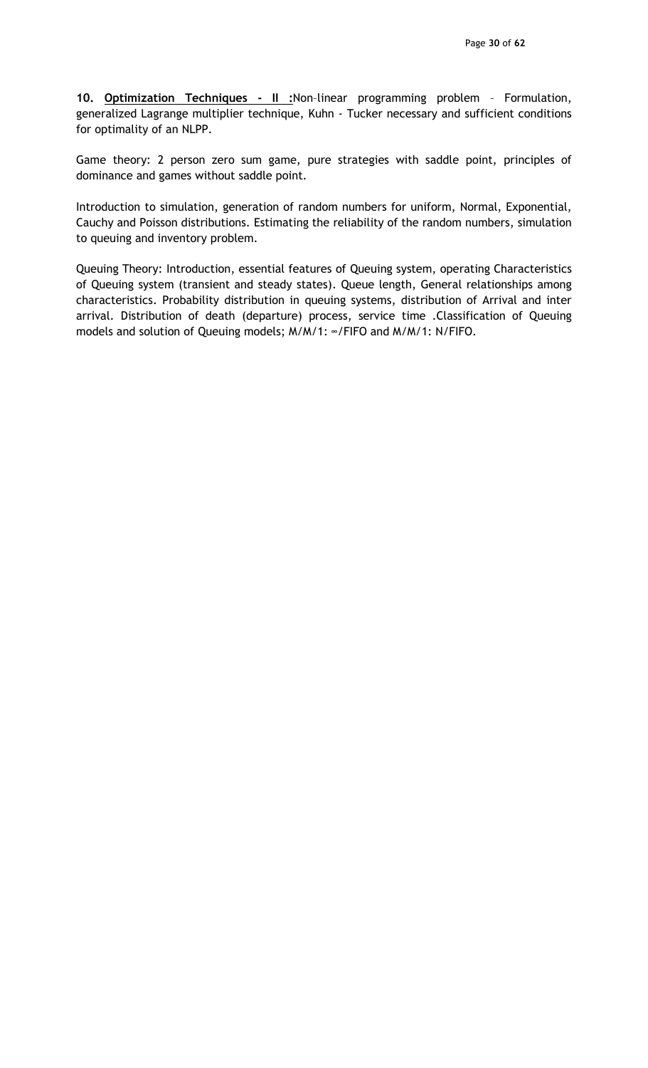**10. <u>Optimization Techniques - II :</u>**Non–linear programming problem – Formulation, generalized Lagrange multiplier technique, Kuhn - Tucker necessary and sufficient conditions for optimality of an NLPP.

Game theory: 2 person zero sum game, pure strategies with saddle point, principles of dominance and games without saddle point.

Introduction to simulation, generation of random numbers for uniform, Normal, Exponential, Cauchy and Poisson distributions. Estimating the reliability of the random numbers, simulation to queuing and inventory problem.

Queuing Theory: Introduction, essential features of Queuing system, operating Characteristics of Queuing system (transient and steady states). Queue length, General relationships among characteristics. Probability distribution in queuing systems, distribution of Arrival and inter arrival. Distribution of death (departure) process, service time .Classification of Queuing models and solution of Queuing models; M/M/1: ∞/FIFO and M/M/1: N/FIFO.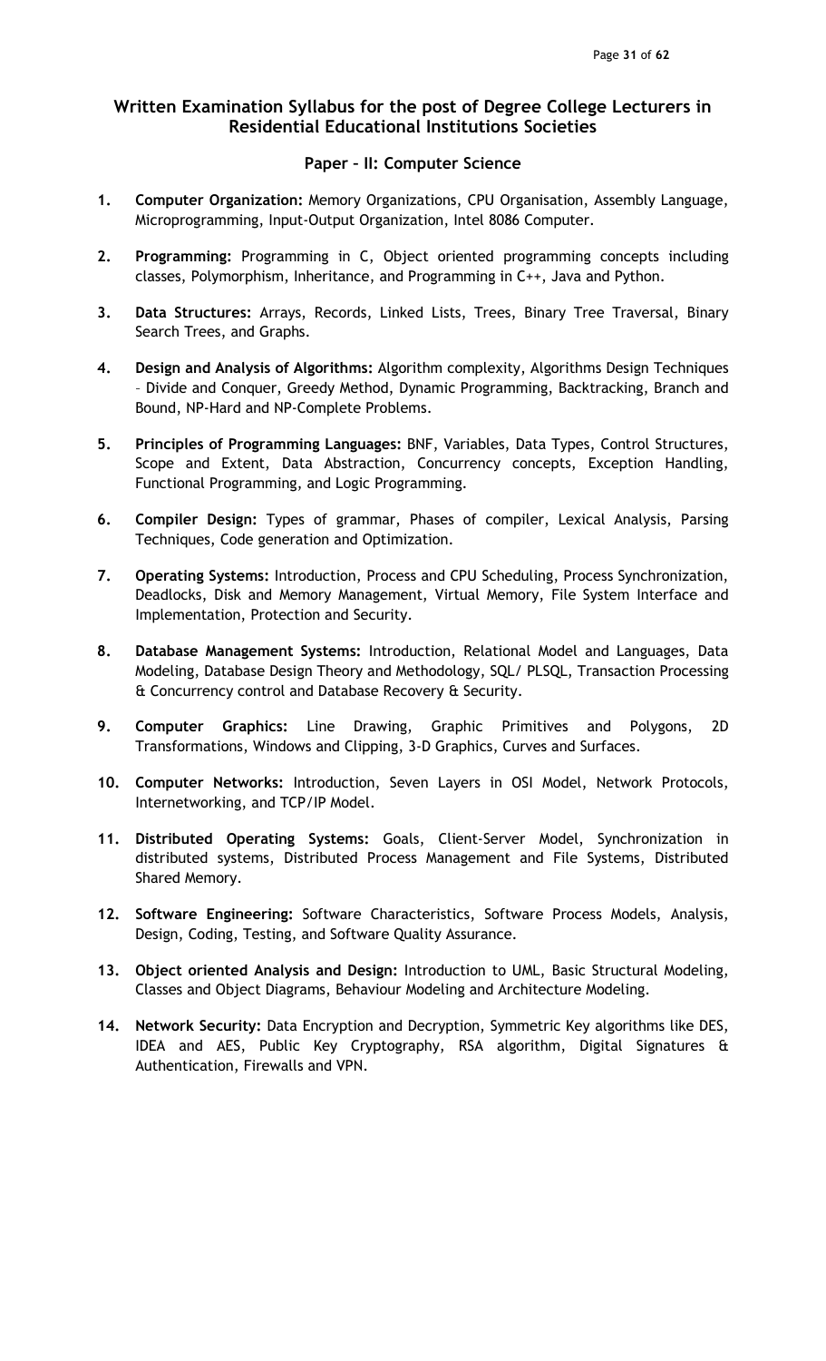## Written Examination Syllabus for the post of Degree College Lecturers in Residential Educational Institutions Societies

### Paper – II: Computer Science

1. **Computer Organization:** Memory Organizations, CPU Organisation, Assembly Language, Microprogramming, Input-Output Organization, Intel 8086 Computer.

2. **Programming:** Programming in C, Object oriented programming concepts including classes, Polymorphism, Inheritance, and Programming in C++, Java and Python.

3. **Data Structures:** Arrays, Records, Linked Lists, Trees, Binary Tree Traversal, Binary Search Trees, and Graphs.

4. **Design and Analysis of Algorithms:** Algorithm complexity, Algorithms Design Techniques – Divide and Conquer, Greedy Method, Dynamic Programming, Backtracking, Branch and Bound, NP-Hard and NP-Complete Problems.

5. **Principles of Programming Languages:** BNF, Variables, Data Types, Control Structures, Scope and Extent, Data Abstraction, Concurrency concepts, Exception Handling, Functional Programming, and Logic Programming.

6. **Compiler Design:** Types of grammar, Phases of compiler, Lexical Analysis, Parsing Techniques, Code generation and Optimization.

7. **Operating Systems:** Introduction, Process and CPU Scheduling, Process Synchronization, Deadlocks, Disk and Memory Management, Virtual Memory, File System Interface and Implementation, Protection and Security.

8. **Database Management Systems:** Introduction, Relational Model and Languages, Data Modeling, Database Design Theory and Methodology, SQL/ PLSQL, Transaction Processing & Concurrency control and Database Recovery & Security.

9. **Computer Graphics:** Line Drawing, Graphic Primitives and Polygons, 2D Transformations, Windows and Clipping, 3-D Graphics, Curves and Surfaces.

10. **Computer Networks:** Introduction, Seven Layers in OSI Model, Network Protocols, Internetworking, and TCP/IP Model.

11. **Distributed Operating Systems:** Goals, Client-Server Model, Synchronization in distributed systems, Distributed Process Management and File Systems, Distributed Shared Memory.

12. **Software Engineering:** Software Characteristics, Software Process Models, Analysis, Design, Coding, Testing, and Software Quality Assurance.

13. **Object oriented Analysis and Design:** Introduction to UML, Basic Structural Modeling, Classes and Object Diagrams, Behaviour Modeling and Architecture Modeling.

14. **Network Security:** Data Encryption and Decryption, Symmetric Key algorithms like DES, IDEA and AES, Public Key Cryptography, RSA algorithm, Digital Signatures & Authentication, Firewalls and VPN.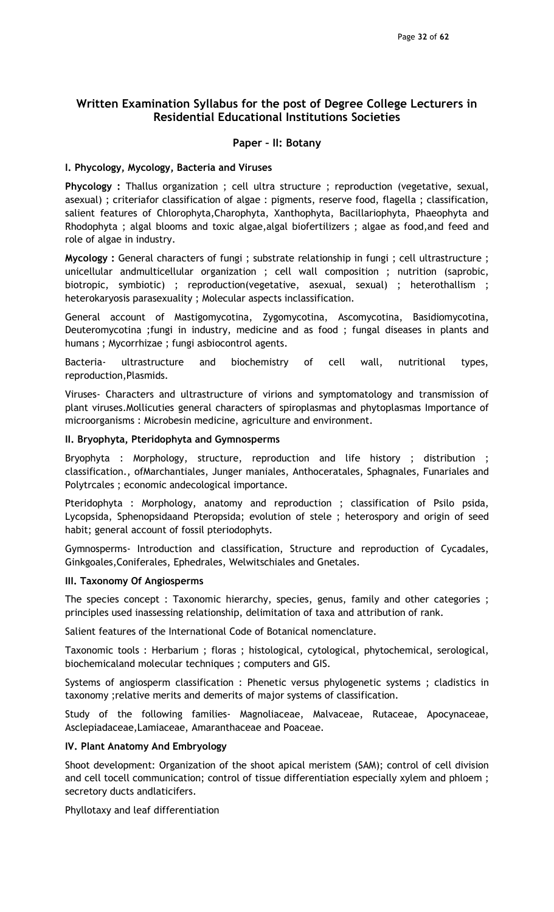## Written Examination Syllabus for the post of Degree College Lecturers in Residential Educational Institutions Societies

### Paper – II: Botany

#### I. Phycology, Mycology, Bacteria and Viruses

**Phycology :** Thallus organization ; cell ultra structure ; reproduction (vegetative, sexual, asexual) ; criteriafor classification of algae : pigments, reserve food, flagella ; classification, salient features of Chlorophyta,Charophyta, Xanthophyta, Bacillariophyta, Phaeophyta and Rhodophyta ; algal blooms and toxic algae,algal biofertilizers ; algae as food,and feed and role of algae in industry.

**Mycology :** General characters of fungi ; substrate relationship in fungi ; cell ultrastructure ; unicellular andmulticellular organization ; cell wall composition ; nutrition (saprobic, biotropic, symbiotic) ; reproduction(vegetative, asexual, sexual) ; heterothallism ; heterokaryosis parasexuality ; Molecular aspects inclassification.

General account of Mastigomycotina, Zygomycotina, Ascomycotina, Basidiomycotina, Deuteromycotina ;fungi in industry, medicine and as food ; fungal diseases in plants and humans ; Mycorrhizae ; fungi asbiocontrol agents.

Bacteria- ultrastructure and biochemistry of cell wall, nutritional types, reproduction,Plasmids.

Viruses- Characters and ultrastructure of virions and symptomatology and transmission of plant viruses.Mollicuties general characters of spiroplasmas and phytoplasmas Importance of microorganisms : Microbesin medicine, agriculture and environment.

#### II. Bryophyta, Pteridophyta and Gymnosperms

Bryophyta : Morphology, structure, reproduction and life history ; distribution ; classification., ofMarchantiales, Junger maniales, Anthoceratales, Sphagnales, Funariales and Polytrcales ; economic andecological importance.

Pteridophyta : Morphology, anatomy and reproduction ; classification of Psilo psida, Lycopsida, Sphenopsidaand Pteropsida; evolution of stele ; heterospory and origin of seed habit; general account of fossil pteriodophyts.

Gymnosperms- Introduction and classification, Structure and reproduction of Cycadales, Ginkgoales,Coniferales, Ephedrales, Welwitschiales and Gnetales.

#### III. Taxonomy Of Angiosperms

The species concept : Taxonomic hierarchy, species, genus, family and other categories ; principles used inassessing relationship, delimitation of taxa and attribution of rank.

Salient features of the International Code of Botanical nomenclature.

Taxonomic tools : Herbarium ; floras ; histological, cytological, phytochemical, serological, biochemicaland molecular techniques ; computers and GIS.

Systems of angiosperm classification : Phenetic versus phylogenetic systems ; cladistics in taxonomy ;relative merits and demerits of major systems of classification.

Study of the following families- Magnoliaceae, Malvaceae, Rutaceae, Apocynaceae, Asclepiadaceae,Lamiaceae, Amaranthaceae and Poaceae.

#### IV. Plant Anatomy And Embryology

Shoot development: Organization of the shoot apical meristem (SAM); control of cell division and cell tocell communication; control of tissue differentiation especially xylem and phloem ; secretory ducts andlaticifers.

Phyllotaxy and leaf differentiation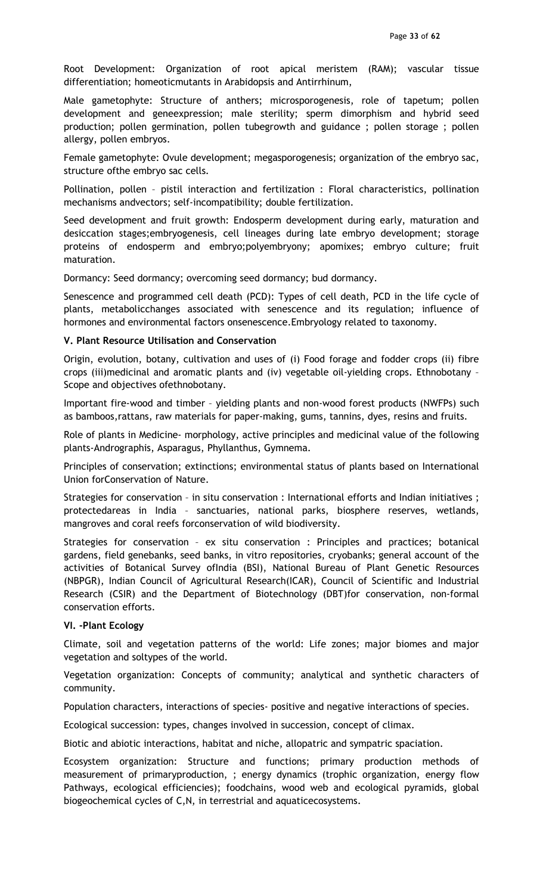Root Development: Organization of root apical meristem (RAM); vascular tissue differentiation; homeoticmutants in Arabidopsis and Antirrhinum,

Male gametophyte: Structure of anthers; microsporogenesis, role of tapetum; pollen development and geneexpression; male sterility; sperm dimorphism and hybrid seed production; pollen germination, pollen tubegrowth and guidance ; pollen storage ; pollen allergy, pollen embryos.

Female gametophyte: Ovule development; megasporogenesis; organization of the embryo sac, structure ofthe embryo sac cells.

Pollination, pollen – pistil interaction and fertilization : Floral characteristics, pollination mechanisms andvectors; self-incompatibility; double fertilization.

Seed development and fruit growth: Endosperm development during early, maturation and desiccation stages;embryogenesis, cell lineages during late embryo development; storage proteins of endosperm and embryo;polyembryony; apomixes; embryo culture; fruit maturation.

Dormancy: Seed dormancy; overcoming seed dormancy; bud dormancy.

Senescence and programmed cell death (PCD): Types of cell death, PCD in the life cycle of plants, metabolicchanges associated with senescence and its regulation; influence of hormones and environmental factors onsenescence.Embryology related to taxonomy.

**V. Plant Resource Utilisation and Conservation**

Origin, evolution, botany, cultivation and uses of (i) Food forage and fodder crops (ii) fibre crops (iii)medicinal and aromatic plants and (iv) vegetable oil-yielding crops. Ethnobotany – Scope and objectives ofethnobotany.

Important fire-wood and timber – yielding plants and non-wood forest products (NWFPs) such as bamboos,rattans, raw materials for paper-making, gums, tannins, dyes, resins and fruits.

Role of plants in Medicine- morphology, active principles and medicinal value of the following plants-Andrographis, Asparagus, Phyllanthus, Gymnema.

Principles of conservation; extinctions; environmental status of plants based on International Union forConservation of Nature.

Strategies for conservation – in situ conservation : International efforts and Indian initiatives ; protectedareas in India – sanctuaries, national parks, biosphere reserves, wetlands, mangroves and coral reefs forconservation of wild biodiversity.

Strategies for conservation – ex situ conservation : Principles and practices; botanical gardens, field genebanks, seed banks, in vitro repositories, cryobanks; general account of the activities of Botanical Survey ofIndia (BSI), National Bureau of Plant Genetic Resources (NBPGR), Indian Council of Agricultural Research(ICAR), Council of Scientific and Industrial Research (CSIR) and the Department of Biotechnology (DBT)for conservation, non-formal conservation efforts.

**VI. -Plant Ecology**

Climate, soil and vegetation patterns of the world: Life zones; major biomes and major vegetation and soltypes of the world.

Vegetation organization: Concepts of community; analytical and synthetic characters of community.

Population characters, interactions of species- positive and negative interactions of species.

Ecological succession: types, changes involved in succession, concept of climax.

Biotic and abiotic interactions, habitat and niche, allopatric and sympatric spaciation.

Ecosystem organization: Structure and functions; primary production methods of measurement of primaryproduction, ; energy dynamics (trophic organization, energy flow Pathways, ecological efficiencies); foodchains, wood web and ecological pyramids, global biogeochemical cycles of C,N, in terrestrial and aquaticecosystems.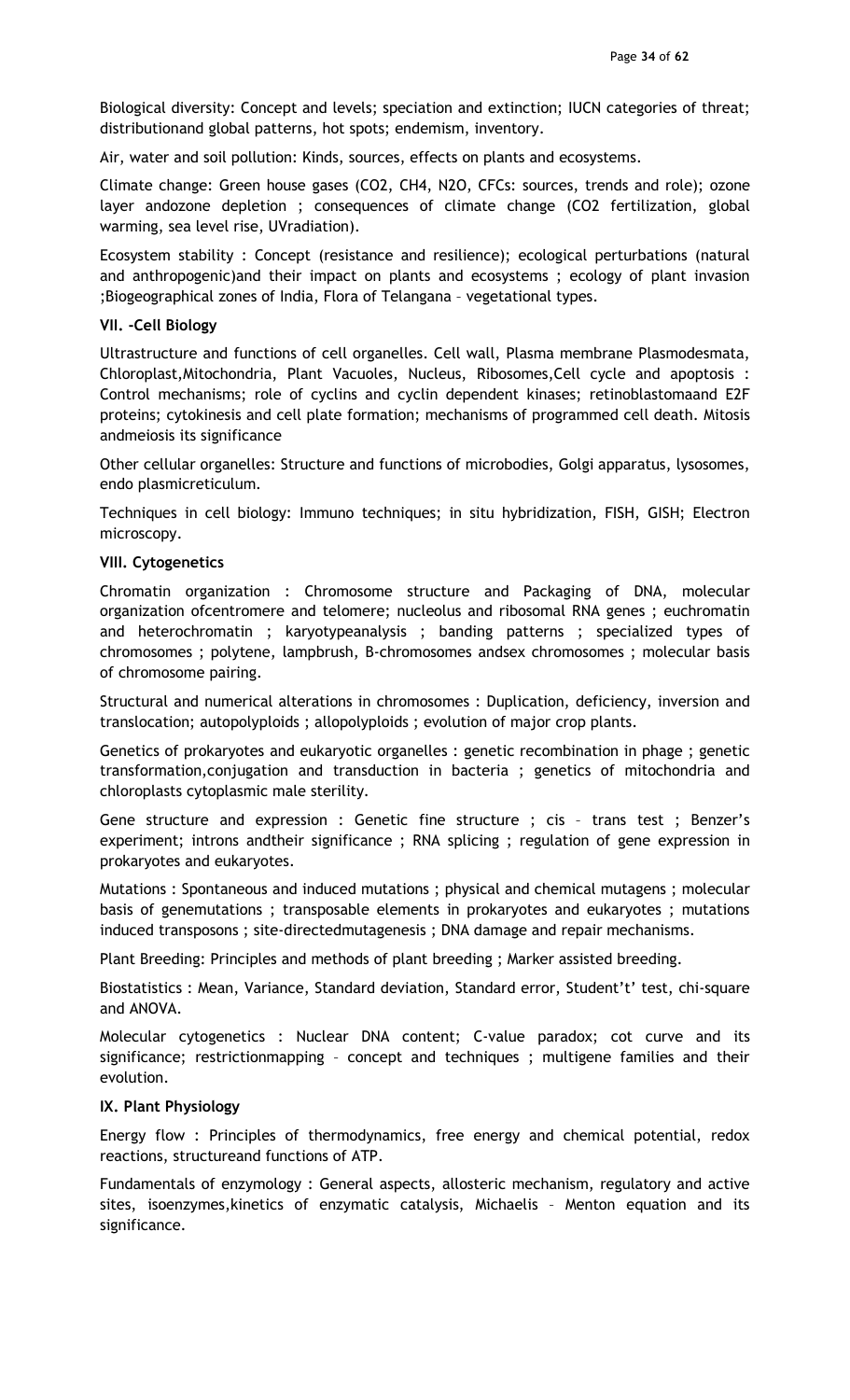Biological diversity: Concept and levels; speciation and extinction; IUCN categories of threat; distributionand global patterns, hot spots; endemism, inventory.

Air, water and soil pollution: Kinds, sources, effects on plants and ecosystems.

Climate change: Green house gases ($CO_2$, $CH_4$, $N_2O$, CFCs: sources, trends and role); ozone layer andozone depletion ; consequences of climate change ($CO_2$ fertilization, global warming, sea level rise, UVradiation).

Ecosystem stability : Concept (resistance and resilience); ecological perturbations (natural and anthropogenic)and their impact on plants and ecosystems ; ecology of plant invasion ;Biogeographical zones of India, Flora of Telangana – vegetational types.

**VII. -Cell Biology**

Ultrastructure and functions of cell organelles. Cell wall, Plasma membrane Plasmodesmata, Chloroplast,Mitochondria, Plant Vacuoles, Nucleus, Ribosomes,Cell cycle and apoptosis : Control mechanisms; role of cyclins and cyclin dependent kinases; retinoblastomaand E2F proteins; cytokinesis and cell plate formation; mechanisms of programmed cell death. Mitosis andmeiosis its significance

Other cellular organelles: Structure and functions of microbodies, Golgi apparatus, lysosomes, endo plasmicreticulum.

Techniques in cell biology: Immuno techniques; in situ hybridization, FISH, GISH; Electron microscopy.

**VIII. Cytogenetics**

Chromatin organization : Chromosome structure and Packaging of DNA, molecular organization ofcentromere and telomere; nucleolus and ribosomal RNA genes ; euchromatin and heterochromatin ; karyotypeanalysis ; banding patterns ; specialized types of chromosomes ; polytene, lampbrush, B-chromosomes andsex chromosomes ; molecular basis of chromosome pairing.

Structural and numerical alterations in chromosomes : Duplication, deficiency, inversion and translocation; autopolyploids ; allopolyploids ; evolution of major crop plants.

Genetics of prokaryotes and eukaryotic organelles : genetic recombination in phage ; genetic transformation,conjugation and transduction in bacteria ; genetics of mitochondria and chloroplasts cytoplasmic male sterility.

Gene structure and expression : Genetic fine structure ; cis – trans test ; Benzer's experiment; introns andtheir significance ; RNA splicing ; regulation of gene expression in prokaryotes and eukaryotes.

Mutations : Spontaneous and induced mutations ; physical and chemical mutagens ; molecular basis of genemutations ; transposable elements in prokaryotes and eukaryotes ; mutations induced transposons ; site-directedmutagenesis ; DNA damage and repair mechanisms.

Plant Breeding: Principles and methods of plant breeding ; Marker assisted breeding.

Biostatistics : Mean, Variance, Standard deviation, Standard error, Student't' test, chi-square and ANOVA.

Molecular cytogenetics : Nuclear DNA content; C-value paradox; cot curve and its significance; restrictionmapping – concept and techniques ; multigene families and their evolution.

**IX. Plant Physiology**

Energy flow : Principles of thermodynamics, free energy and chemical potential, redox reactions, structureand functions of ATP.

Fundamentals of enzymology : General aspects, allosteric mechanism, regulatory and active sites, isoenzymes,kinetics of enzymatic catalysis, Michaelis – Menton equation and its significance.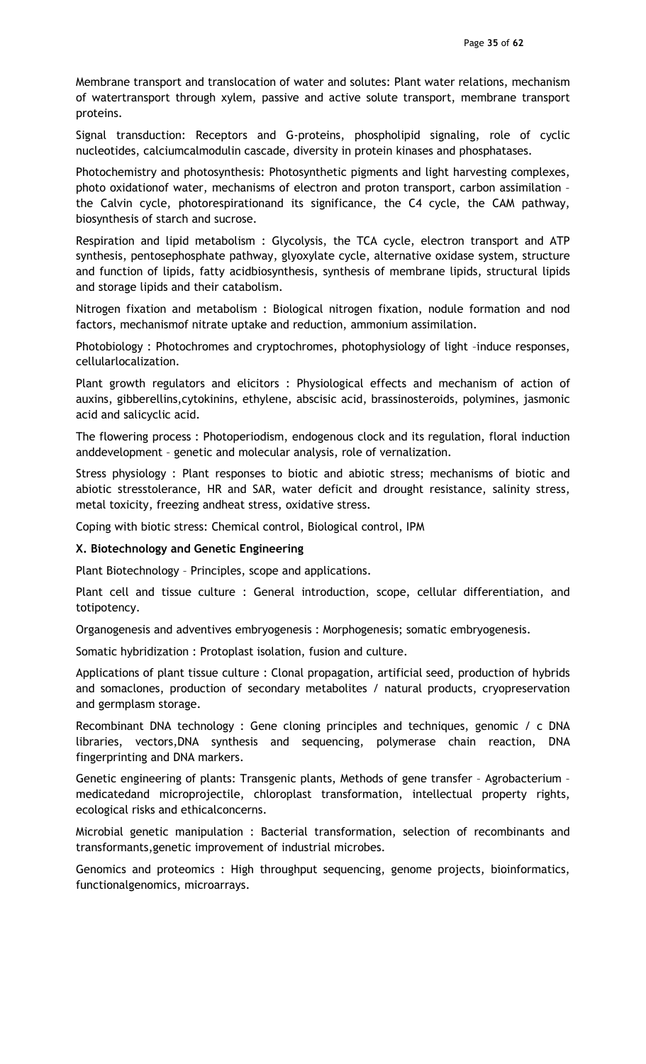Membrane transport and translocation of water and solutes: Plant water relations, mechanism of watertransport through xylem, passive and active solute transport, membrane transport proteins.

Signal transduction: Receptors and G-proteins, phospholipid signaling, role of cyclic nucleotides, calciumcalmodulin cascade, diversity in protein kinases and phosphatases.

Photochemistry and photosynthesis: Photosynthetic pigments and light harvesting complexes, photo oxidationof water, mechanisms of electron and proton transport, carbon assimilation – the Calvin cycle, photorespirationand its significance, the C4 cycle, the CAM pathway, biosynthesis of starch and sucrose.

Respiration and lipid metabolism : Glycolysis, the TCA cycle, electron transport and ATP synthesis, pentosephosphate pathway, glyoxylate cycle, alternative oxidase system, structure and function of lipids, fatty acidbiosynthesis, synthesis of membrane lipids, structural lipids and storage lipids and their catabolism.

Nitrogen fixation and metabolism : Biological nitrogen fixation, nodule formation and nod factors, mechanismof nitrate uptake and reduction, ammonium assimilation.

Photobiology : Photochromes and cryptochromes, photophysiology of light –induce responses, cellularlocalization.

Plant growth regulators and elicitors : Physiological effects and mechanism of action of auxins, gibberellins,cytokinins, ethylene, abscisic acid, brassinosteroids, polymines, jasmonic acid and salicyclic acid.

The flowering process : Photoperiodism, endogenous clock and its regulation, floral induction anddevelopment – genetic and molecular analysis, role of vernalization.

Stress physiology : Plant responses to biotic and abiotic stress; mechanisms of biotic and abiotic stresstolerance, HR and SAR, water deficit and drought resistance, salinity stress, metal toxicity, freezing andheat stress, oxidative stress.

Coping with biotic stress: Chemical control, Biological control, IPM

**X. Biotechnology and Genetic Engineering**

Plant Biotechnology – Principles, scope and applications.

Plant cell and tissue culture : General introduction, scope, cellular differentiation, and totipotency.

Organogenesis and adventives embryogenesis : Morphogenesis; somatic embryogenesis.

Somatic hybridization : Protoplast isolation, fusion and culture.

Applications of plant tissue culture : Clonal propagation, artificial seed, production of hybrids and somaclones, production of secondary metabolites / natural products, cryopreservation and germplasm storage.

Recombinant DNA technology : Gene cloning principles and techniques, genomic / c DNA libraries, vectors,DNA synthesis and sequencing, polymerase chain reaction, DNA fingerprinting and DNA markers.

Genetic engineering of plants: Transgenic plants, Methods of gene transfer – Agrobacterium – medicatedand microprojectile, chloroplast transformation, intellectual property rights, ecological risks and ethicalconcerns.

Microbial genetic manipulation : Bacterial transformation, selection of recombinants and transformants,genetic improvement of industrial microbes.

Genomics and proteomics : High throughput sequencing, genome projects, bioinformatics, functionalgenomics, microarrays.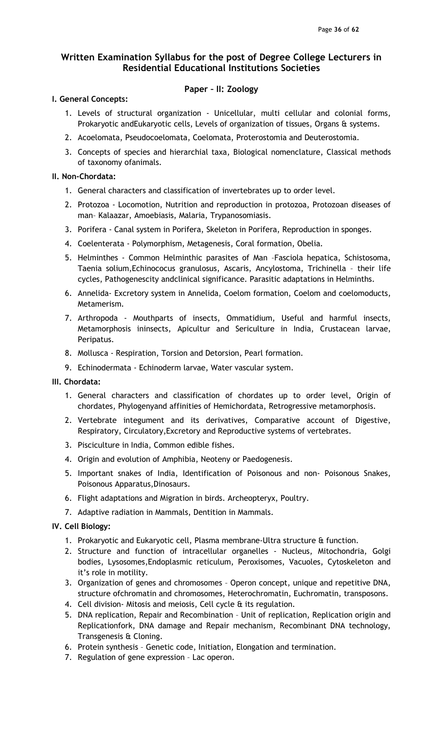## Written Examination Syllabus for the post of Degree College Lecturers in Residential Educational Institutions Societies

### Paper – II: Zoology

**I. General Concepts:**

1. Levels of structural organization - Unicellular, multi cellular and colonial forms, Prokaryotic andEukaryotic cells, Levels of organization of tissues, Organs & systems.
2. Acoelomata, Pseudocoelomata, Coelomata, Proterostomia and Deuterostomia.
3. Concepts of species and hierarchial taxa, Biological nomenclature, Classical methods of taxonomy ofanimals.

**II. Non-Chordata:**

1. General characters and classification of invertebrates up to order level.
2. Protozoa - Locomotion, Nutrition and reproduction in protozoa, Protozoan diseases of man– Kalaazar, Amoebiasis, Malaria, Trypanosomiasis.
3. Porifera - Canal system in Porifera, Skeleton in Porifera, Reproduction in sponges.
4. Coelenterata - Polymorphism, Metagenesis, Coral formation, Obelia.
5. Helminthes - Common Helminthic parasites of Man –Fasciola hepatica, Schistosoma, Taenia solium,Echinococus granulosus, Ascaris, Ancylostoma, Trichinella – their life cycles, Pathogenescity andclinical significance. Parasitic adaptations in Helminths.
6. Annelida- Excretory system in Annelida, Coelom formation, Coelom and coelomoducts, Metamerism.
7. Arthropoda - Mouthparts of insects, Ommatidium, Useful and harmful insects, Metamorphosis ininsects, Apicultur and Sericulture in India, Crustacean larvae, Peripatus.
8. Mollusca - Respiration, Torsion and Detorsion, Pearl formation.
9. Echinodermata - Echinoderm larvae, Water vascular system.

**III. Chordata:**

1. General characters and classification of chordates up to order level, Origin of chordates, Phylogenyand affinities of Hemichordata, Retrogressive metamorphosis.
2. Vertebrate integument and its derivatives, Comparative account of Digestive, Respiratory, Circulatory,Excretory and Reproductive systems of vertebrates.
3. Pisciculture in India, Common edible fishes.
4. Origin and evolution of Amphibia, Neoteny or Paedogenesis.
5. Important snakes of India, Identification of Poisonous and non- Poisonous Snakes, Poisonous Apparatus,Dinosaurs.
6. Flight adaptations and Migration in birds. Archeopteryx, Poultry.
7. Adaptive radiation in Mammals, Dentition in Mammals.

**IV. Cell Biology:**

1. Prokaryotic and Eukaryotic cell, Plasma membrane-Ultra structure & function.
2. Structure and function of intracellular organelles - Nucleus, Mitochondria, Golgi bodies, Lysosomes,Endoplasmic reticulum, Peroxisomes, Vacuoles, Cytoskeleton and it's role in motility.
3. Organization of genes and chromosomes – Operon concept, unique and repetitive DNA, structure ofchromatin and chromosomes, Heterochromatin, Euchromatin, transposons.
4. Cell division- Mitosis and meiosis, Cell cycle & its regulation.
5. DNA replication, Repair and Recombination – Unit of replication, Replication origin and Replicationfork, DNA damage and Repair mechanism, Recombinant DNA technology, Transgenesis & Cloning.
6. Protein synthesis – Genetic code, Initiation, Elongation and termination.
7. Regulation of gene expression – Lac operon.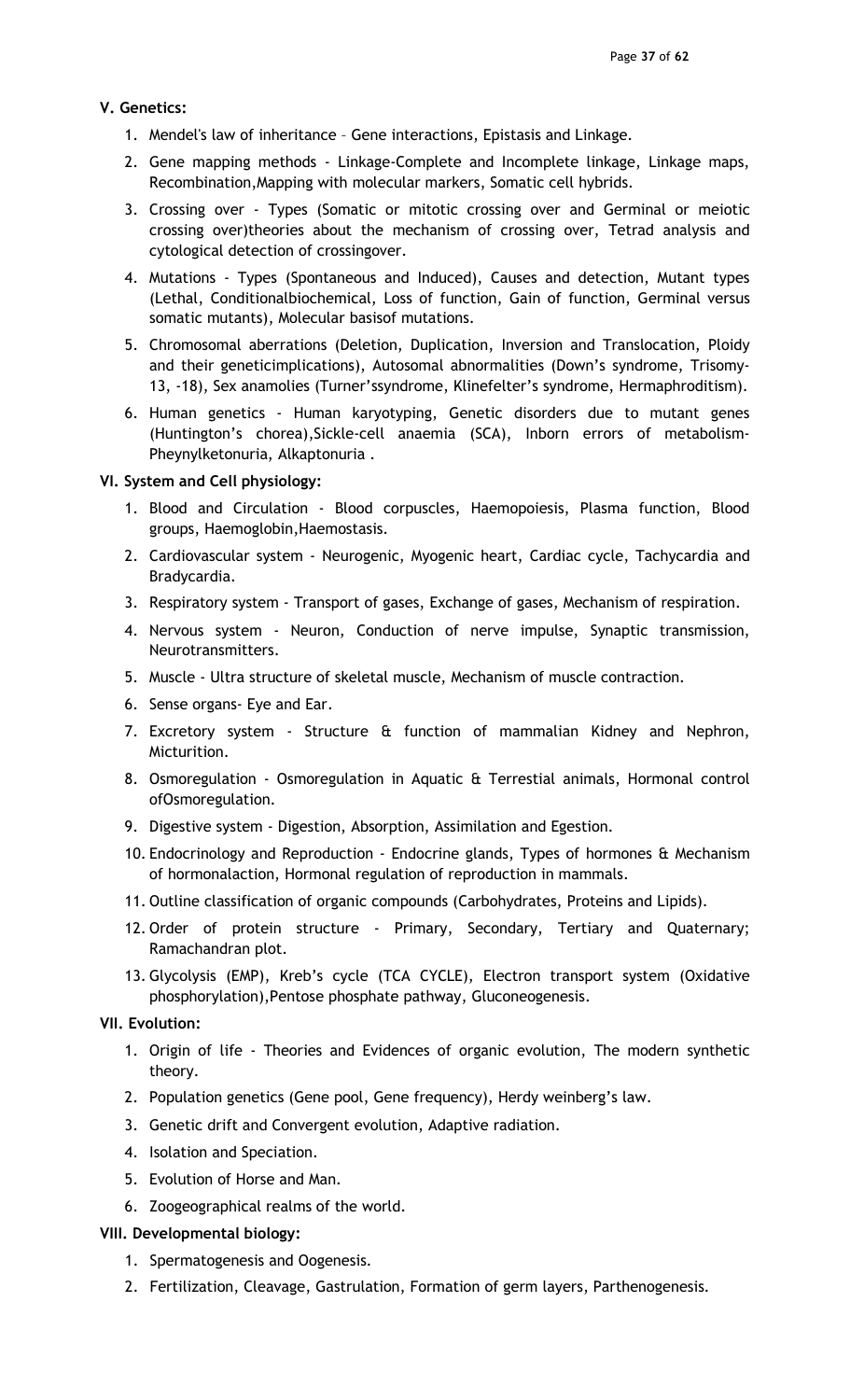**V. Genetics:**

1. Mendel's law of inheritance – Gene interactions, Epistasis and Linkage.
2. Gene mapping methods - Linkage-Complete and Incomplete linkage, Linkage maps, Recombination,Mapping with molecular markers, Somatic cell hybrids.
3. Crossing over - Types (Somatic or mitotic crossing over and Germinal or meiotic crossing over)theories about the mechanism of crossing over, Tetrad analysis and cytological detection of crossingover.
4. Mutations - Types (Spontaneous and Induced), Causes and detection, Mutant types (Lethal, Conditionalbiochemical, Loss of function, Gain of function, Germinal versus somatic mutants), Molecular basisof mutations.
5. Chromosomal aberrations (Deletion, Duplication, Inversion and Translocation, Ploidy and their geneticimplications), Autosomal abnormalities (Down's syndrome, Trisomy-13, -18), Sex anamolies (Turner'ssyndrome, Klinefelter's syndrome, Hermaphroditism).
6. Human genetics - Human karyotyping, Genetic disorders due to mutant genes (Huntington's chorea),Sickle-cell anaemia (SCA), Inborn errors of metabolism- Pheynylketonuria, Alkaptonuria .

**VI. System and Cell physiology:**

1. Blood and Circulation - Blood corpuscles, Haemopoiesis, Plasma function, Blood groups, Haemoglobin,Haemostasis.
2. Cardiovascular system - Neurogenic, Myogenic heart, Cardiac cycle, Tachycardia and Bradycardia.
3. Respiratory system - Transport of gases, Exchange of gases, Mechanism of respiration.
4. Nervous system - Neuron, Conduction of nerve impulse, Synaptic transmission, Neurotransmitters.
5. Muscle - Ultra structure of skeletal muscle, Mechanism of muscle contraction.
6. Sense organs- Eye and Ear.
7. Excretory system - Structure & function of mammalian Kidney and Nephron, Micturition.
8. Osmoregulation - Osmoregulation in Aquatic & Terrestial animals, Hormonal control ofOsmoregulation.
9. Digestive system - Digestion, Absorption, Assimilation and Egestion.
10. Endocrinology and Reproduction - Endocrine glands, Types of hormones & Mechanism of hormonalaction, Hormonal regulation of reproduction in mammals.
11. Outline classification of organic compounds (Carbohydrates, Proteins and Lipids).
12. Order of protein structure - Primary, Secondary, Tertiary and Quaternary; Ramachandran plot.
13. Glycolysis (EMP), Kreb's cycle (TCA CYCLE), Electron transport system (Oxidative phosphorylation),Pentose phosphate pathway, Gluconeogenesis.

**VII. Evolution:**

1. Origin of life - Theories and Evidences of organic evolution, The modern synthetic theory.
2. Population genetics (Gene pool, Gene frequency), Herdy weinberg's law.
3. Genetic drift and Convergent evolution, Adaptive radiation.
4. Isolation and Speciation.
5. Evolution of Horse and Man.
6. Zoogeographical realms of the world.

**VIII. Developmental biology:**

1. Spermatogenesis and Oogenesis.
2. Fertilization, Cleavage, Gastrulation, Formation of germ layers, Parthenogenesis.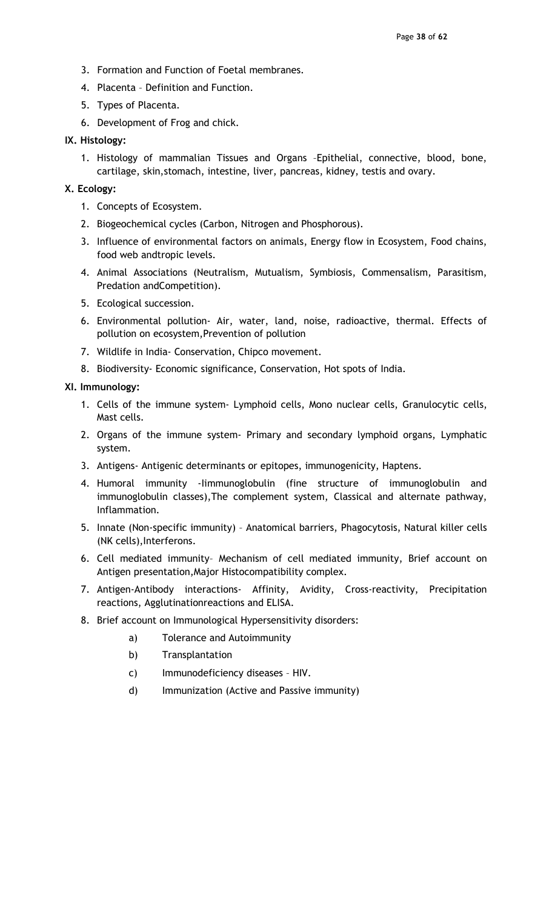3. Formation and Function of Foetal membranes.
4. Placenta – Definition and Function.
5. Types of Placenta.
6. Development of Frog and chick.

**IX. Histology:**

1. Histology of mammalian Tissues and Organs –Epithelial, connective, blood, bone, cartilage, skin,stomach, intestine, liver, pancreas, kidney, testis and ovary.

**X. Ecology:**

1. Concepts of Ecosystem.
2. Biogeochemical cycles (Carbon, Nitrogen and Phosphorous).
3. Influence of environmental factors on animals, Energy flow in Ecosystem, Food chains, food web andtropic levels.
4. Animal Associations (Neutralism, Mutualism, Symbiosis, Commensalism, Parasitism, Predation andCompetition).
5. Ecological succession.
6. Environmental pollution- Air, water, land, noise, radioactive, thermal. Effects of pollution on ecosystem,Prevention of pollution
7. Wildlife in India- Conservation, Chipco movement.
8. Biodiversity- Economic significance, Conservation, Hot spots of India.

**XI. Immunology:**

1. Cells of the immune system- Lymphoid cells, Mono nuclear cells, Granulocytic cells, Mast cells.
2. Organs of the immune system- Primary and secondary lymphoid organs, Lymphatic system.
3. Antigens- Antigenic determinants or epitopes, immunogenicity, Haptens.
4. Humoral immunity -Iimmunoglobulin (fine structure of immunoglobulin and immunoglobulin classes),The complement system, Classical and alternate pathway, Inflammation.
5. Innate (Non-specific immunity) – Anatomical barriers, Phagocytosis, Natural killer cells (NK cells),Interferons.
6. Cell mediated immunity– Mechanism of cell mediated immunity, Brief account on Antigen presentation,Major Histocompatibility complex.
7. Antigen-Antibody interactions- Affinity, Avidity, Cross-reactivity, Precipitation reactions, Agglutinationreactions and ELISA.
8. Brief account on Immunological Hypersensitivity disorders:
    - a) Tolerance and Autoimmunity
    - b) Transplantation
    - c) Immunodeficiency diseases – HIV.
    - d) Immunization (Active and Passive immunity)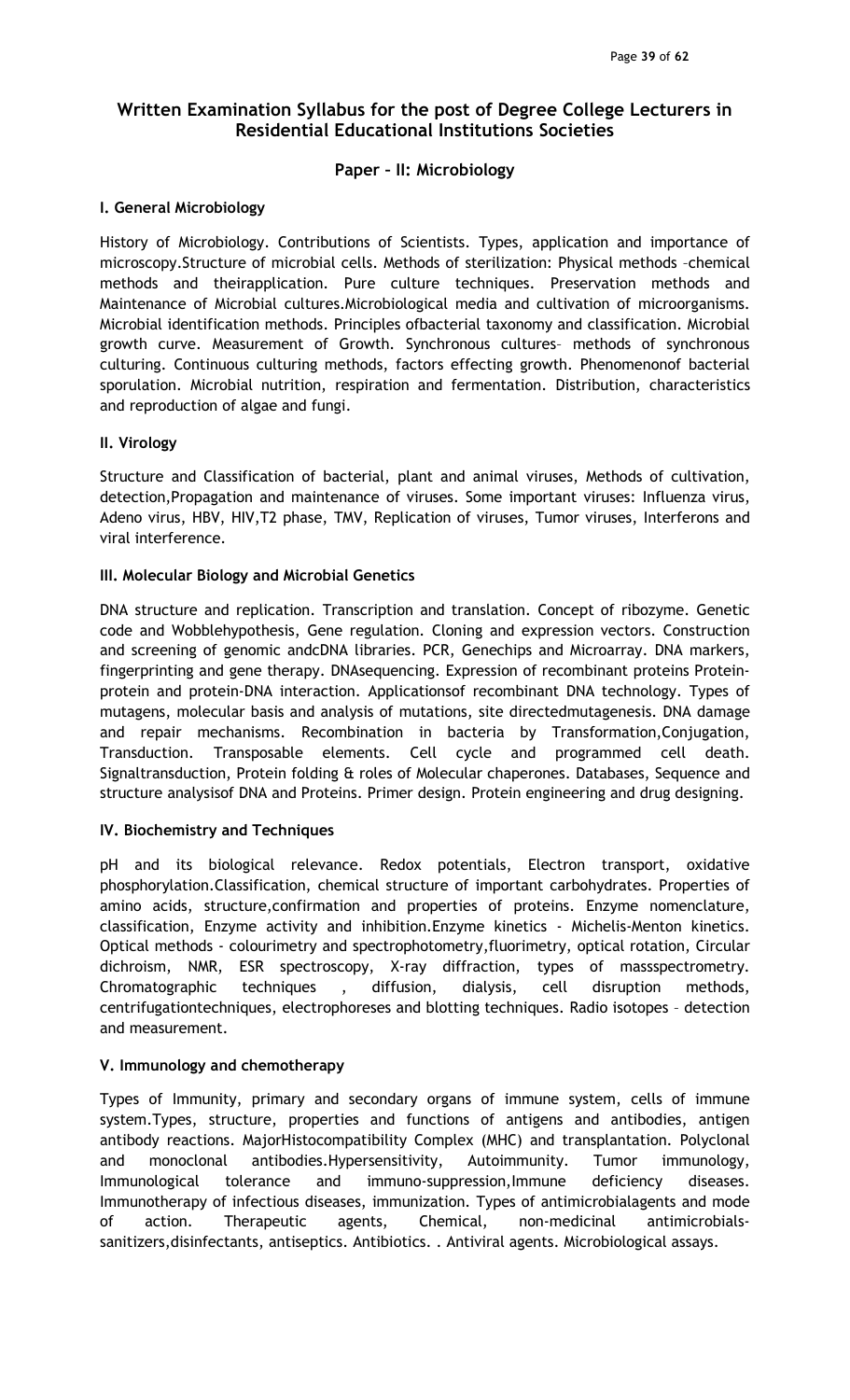## Written Examination Syllabus for the post of Degree College Lecturers in Residential Educational Institutions Societies

### Paper – II: Microbiology

**I. General Microbiology**

History of Microbiology. Contributions of Scientists. Types, application and importance of microscopy.Structure of microbial cells. Methods of sterilization: Physical methods –chemical methods and theirapplication. Pure culture techniques. Preservation methods and Maintenance of Microbial cultures.Microbiological media and cultivation of microorganisms. Microbial identification methods. Principles ofbacterial taxonomy and classification. Microbial growth curve. Measurement of Growth. Synchronous cultures– methods of synchronous culturing. Continuous culturing methods, factors effecting growth. Phenomenonof bacterial sporulation. Microbial nutrition, respiration and fermentation. Distribution, characteristics and reproduction of algae and fungi.

**II. Virology**

Structure and Classification of bacterial, plant and animal viruses, Methods of cultivation, detection,Propagation and maintenance of viruses. Some important viruses: Influenza virus, Adeno virus, HBV, HIV,T2 phase, TMV, Replication of viruses, Tumor viruses, Interferons and viral interference.

**III. Molecular Biology and Microbial Genetics**

DNA structure and replication. Transcription and translation. Concept of ribozyme. Genetic code and Wobblehypothesis, Gene regulation. Cloning and expression vectors. Construction and screening of genomic andcDNA libraries. PCR, Genechips and Microarray. DNA markers, fingerprinting and gene therapy. DNAsequencing. Expression of recombinant proteins Protein-protein and protein-DNA interaction. Applicationsof recombinant DNA technology. Types of mutagens, molecular basis and analysis of mutations, site directedmutagenesis. DNA damage and repair mechanisms. Recombination in bacteria by Transformation,Conjugation, Transduction. Transposable elements. Cell cycle and programmed cell death. Signaltransduction, Protein folding & roles of Molecular chaperones. Databases, Sequence and structure analysisof DNA and Proteins. Primer design. Protein engineering and drug designing.

**IV. Biochemistry and Techniques**

pH and its biological relevance. Redox potentials, Electron transport, oxidative phosphorylation.Classification, chemical structure of important carbohydrates. Properties of amino acids, structure,confirmation and properties of proteins. Enzyme nomenclature, classification, Enzyme activity and inhibition.Enzyme kinetics - Michelis-Menton kinetics. Optical methods - colourimetry and spectrophotometry,fluorimetry, optical rotation, Circular dichroism, NMR, ESR spectroscopy, X-ray diffraction, types of massspectrometry. Chromatographic techniques , diffusion, dialysis, cell disruption methods, centrifugationtechniques, electrophoreses and blotting techniques. Radio isotopes – detection and measurement.

**V. Immunology and chemotherapy**

Types of Immunity, primary and secondary organs of immune system, cells of immune system.Types, structure, properties and functions of antigens and antibodies, antigen antibody reactions. MajorHistocompatibility Complex (MHC) and transplantation. Polyclonal and monoclonal antibodies.Hypersensitivity, Autoimmunity. Tumor immunology, Immunological tolerance and immuno-suppression,Immune deficiency diseases. Immunotherapy of infectious diseases, immunization. Types of antimicrobialagents and mode of action. Therapeutic agents, Chemical, non-medicinal antimicrobials-sanitizers,disinfectants, antiseptics. Antibiotics. . Antiviral agents. Microbiological assays.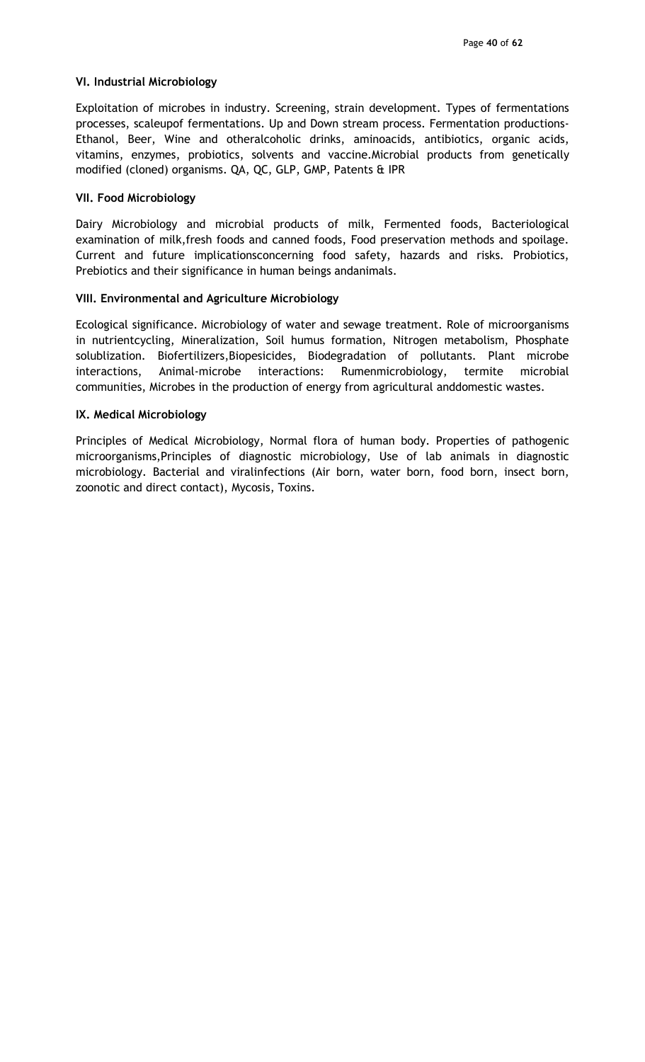### VI. Industrial Microbiology

Exploitation of microbes in industry. Screening, strain development. Types of fermentations processes, scaleupof fermentations. Up and Down stream process. Fermentation productions-Ethanol, Beer, Wine and otheralcoholic drinks, aminoacids, antibiotics, organic acids, vitamins, enzymes, probiotics, solvents and vaccine.Microbial products from genetically modified (cloned) organisms. QA, QC, GLP, GMP, Patents & IPR

### VII. Food Microbiology

Dairy Microbiology and microbial products of milk, Fermented foods, Bacteriological examination of milk,fresh foods and canned foods, Food preservation methods and spoilage. Current and future implicationsconcerning food safety, hazards and risks. Probiotics, Prebiotics and their significance in human beings andanimals.

### VIII. Environmental and Agriculture Microbiology

Ecological significance. Microbiology of water and sewage treatment. Role of microorganisms in nutrientcycling, Mineralization, Soil humus formation, Nitrogen metabolism, Phosphate solublization. Biofertilizers,Biopesicides, Biodegradation of pollutants. Plant microbe interactions, Animal-microbe interactions: Rumenmicrobiology, termite microbial communities, Microbes in the production of energy from agricultural anddomestic wastes.

### IX. Medical Microbiology

Principles of Medical Microbiology, Normal flora of human body. Properties of pathogenic microorganisms,Principles of diagnostic microbiology, Use of lab animals in diagnostic microbiology. Bacterial and viralinfections (Air born, water born, food born, insect born, zoonotic and direct contact), Mycosis, Toxins.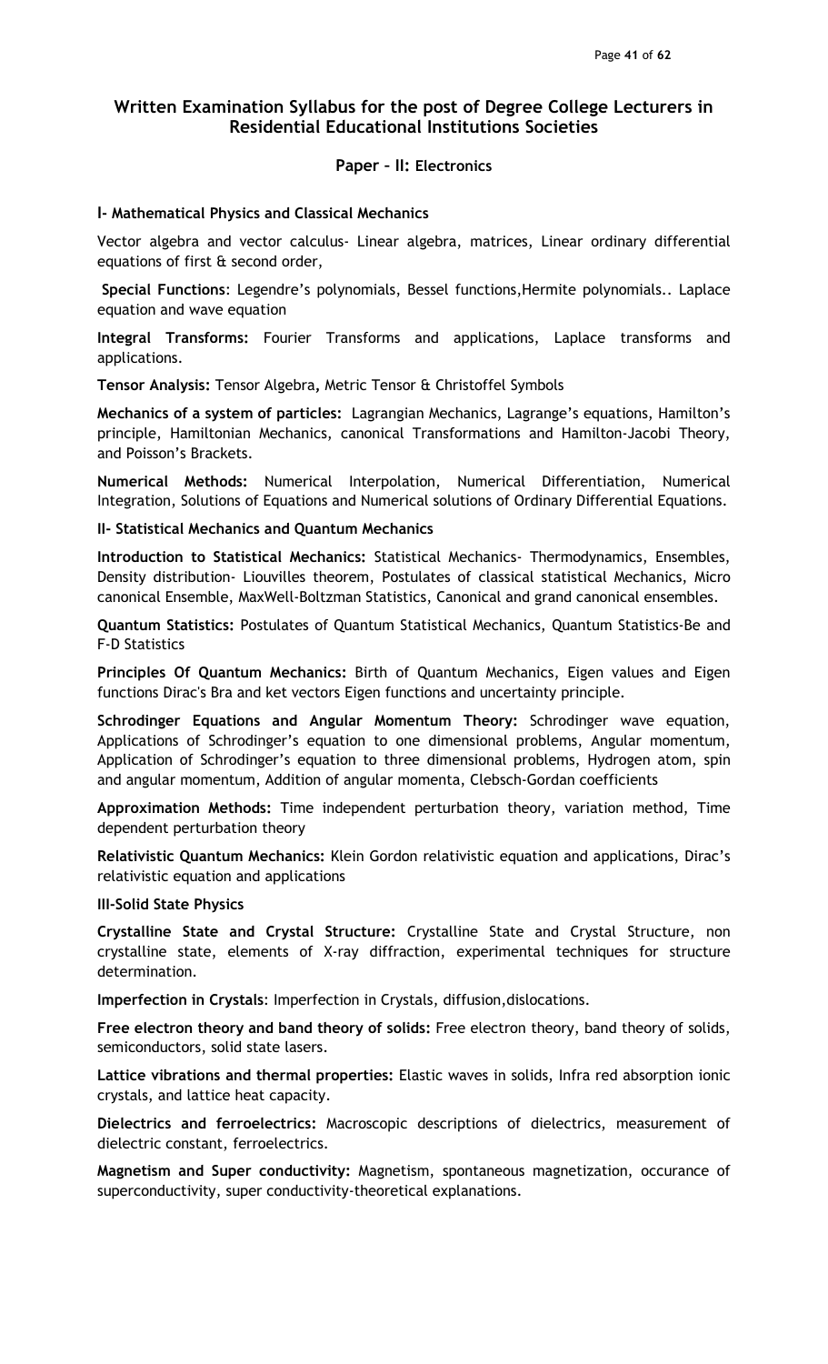## Written Examination Syllabus for the post of Degree College Lecturers in Residential Educational Institutions Societies

### Paper – II: Electronics

**I- Mathematical Physics and Classical Mechanics**

Vector algebra and vector calculus- Linear algebra, matrices, Linear ordinary differential equations of first & second order,

**Special Functions**: Legendre's polynomials, Bessel functions,Hermite polynomials.. Laplace equation and wave equation

**Integral Transforms:** Fourier Transforms and applications, Laplace transforms and applications.

**Tensor Analysis:** Tensor Algebra**,** Metric Tensor & Christoffel Symbols

**Mechanics of a system of particles:** Lagrangian Mechanics, Lagrange's equations, Hamilton's principle, Hamiltonian Mechanics, canonical Transformations and Hamilton-Jacobi Theory, and Poisson's Brackets.

**Numerical Methods:** Numerical Interpolation, Numerical Differentiation, Numerical Integration, Solutions of Equations and Numerical solutions of Ordinary Differential Equations.

**II- Statistical Mechanics and Quantum Mechanics**

**Introduction to Statistical Mechanics:** Statistical Mechanics- Thermodynamics, Ensembles, Density distribution- Liouvilles theorem, Postulates of classical statistical Mechanics, Micro canonical Ensemble, MaxWell-Boltzman Statistics, Canonical and grand canonical ensembles.

**Quantum Statistics:** Postulates of Quantum Statistical Mechanics, Quantum Statistics-Be and F-D Statistics

**Principles Of Quantum Mechanics:** Birth of Quantum Mechanics, Eigen values and Eigen functions Dirac's Bra and ket vectors Eigen functions and uncertainty principle.

**Schrodinger Equations and Angular Momentum Theory:** Schrodinger wave equation, Applications of Schrodinger's equation to one dimensional problems, Angular momentum, Application of Schrodinger's equation to three dimensional problems, Hydrogen atom, spin and angular momentum, Addition of angular momenta, Clebsch-Gordan coefficients

**Approximation Methods:** Time independent perturbation theory, variation method, Time dependent perturbation theory

**Relativistic Quantum Mechanics:** Klein Gordon relativistic equation and applications, Dirac's relativistic equation and applications

**III-Solid State Physics**

**Crystalline State and Crystal Structure:** Crystalline State and Crystal Structure, non crystalline state, elements of X-ray diffraction, experimental techniques for structure determination.

**Imperfection in Crystals**: Imperfection in Crystals, diffusion,dislocations.

**Free electron theory and band theory of solids:** Free electron theory, band theory of solids, semiconductors, solid state lasers.

**Lattice vibrations and thermal properties:** Elastic waves in solids, Infra red absorption ionic crystals, and lattice heat capacity.

**Dielectrics and ferroelectrics:** Macroscopic descriptions of dielectrics, measurement of dielectric constant, ferroelectrics.

**Magnetism and Super conductivity:** Magnetism, spontaneous magnetization, occurance of superconductivity, super conductivity-theoretical explanations.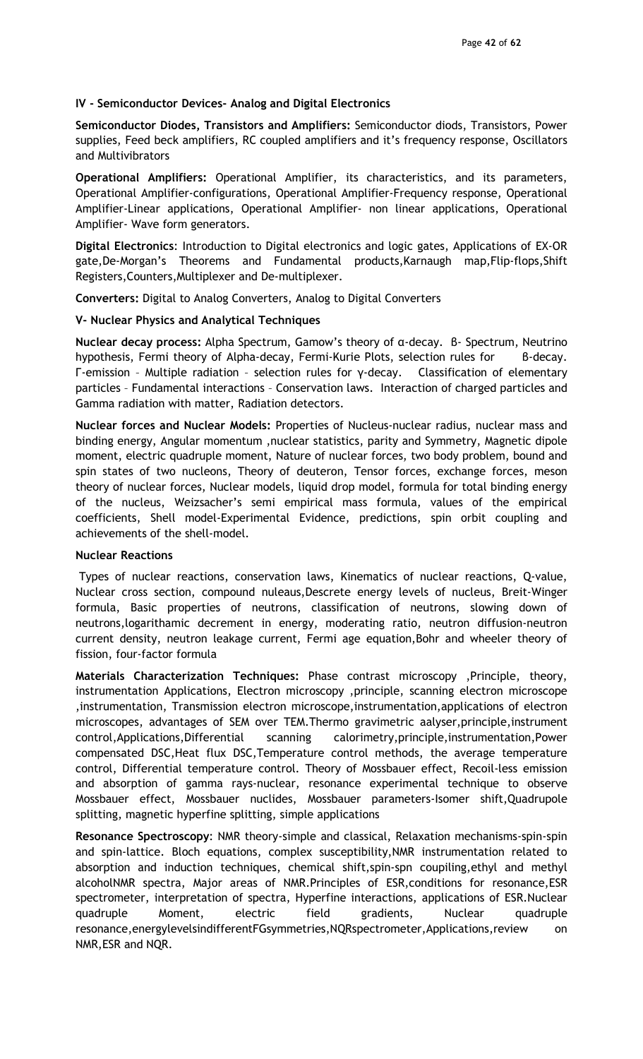**IV - Semiconductor Devices- Analog and Digital Electronics**

**Semiconductor Diodes, Transistors and Amplifiers:** Semiconductor diods, Transistors, Power supplies, Feed beck amplifiers, RC coupled amplifiers and it's frequency response, Oscillators and Multivibrators

**Operational Amplifiers:** Operational Amplifier, its characteristics, and its parameters, Operational Amplifier-configurations, Operational Amplifier-Frequency response, Operational Amplifier-Linear applications, Operational Amplifier- non linear applications, Operational Amplifier- Wave form generators.

**Digital Electronics**: Introduction to Digital electronics and logic gates, Applications of EX-OR gate,De-Morgan's Theorems and Fundamental products,Karnaugh map,Flip-flops,Shift Registers,Counters,Multiplexer and De-multiplexer.

**Converters:** Digital to Analog Converters, Analog to Digital Converters

**V- Nuclear Physics and Analytical Techniques**

**Nuclear decay process:** Alpha Spectrum, Gamow's theory of α-decay. β- Spectrum, Neutrino hypothesis, Fermi theory of Alpha-decay, Fermi-Kurie Plots, selection rules for β-decay. Γ-emission – Multiple radiation – selection rules for γ-decay. Classification of elementary particles – Fundamental interactions – Conservation laws. Interaction of charged particles and Gamma radiation with matter, Radiation detectors.

**Nuclear forces and Nuclear Models:** Properties of Nucleus-nuclear radius, nuclear mass and binding energy, Angular momentum ,nuclear statistics, parity and Symmetry, Magnetic dipole moment, electric quadruple moment, Nature of nuclear forces, two body problem, bound and spin states of two nucleons, Theory of deuteron, Tensor forces, exchange forces, meson theory of nuclear forces, Nuclear models, liquid drop model, formula for total binding energy of the nucleus, Weizsacher's semi empirical mass formula, values of the empirical coefficients, Shell model-Experimental Evidence, predictions, spin orbit coupling and achievements of the shell-model.

**Nuclear Reactions**

Types of nuclear reactions, conservation laws, Kinematics of nuclear reactions, Q-value, Nuclear cross section, compound nuleaus,Descrete energy levels of nucleus, Breit-Winger formula, Basic properties of neutrons, classification of neutrons, slowing down of neutrons,logarithamic decrement in energy, moderating ratio, neutron diffusion-neutron current density, neutron leakage current, Fermi age equation,Bohr and wheeler theory of fission, four-factor formula

**Materials Characterization Techniques:** Phase contrast microscopy ,Principle, theory, instrumentation Applications, Electron microscopy ,principle, scanning electron microscope ,instrumentation, Transmission electron microscope,instrumentation,applications of electron microscopes, advantages of SEM over TEM.Thermo gravimetric aalyser,principle,instrument control,Applications,Differential scanning calorimetry,principle,instrumentation,Power compensated DSC,Heat flux DSC,Temperature control methods, the average temperature control, Differential temperature control. Theory of Mossbauer effect, Recoil-less emission and absorption of gamma rays-nuclear, resonance experimental technique to observe Mossbauer effect, Mossbauer nuclides, Mossbauer parameters-Isomer shift,Quadrupole splitting, magnetic hyperfine splitting, simple applications

**Resonance Spectroscopy**: NMR theory-simple and classical, Relaxation mechanisms-spin-spin and spin-lattice. Bloch equations, complex susceptibility,NMR instrumentation related to absorption and induction techniques, chemical shift,spin-spn coupiling,ethyl and methyl alcoholNMR spectra, Major areas of NMR.Principles of ESR,conditions for resonance,ESR spectrometer, interpretation of spectra, Hyperfine interactions, applications of ESR.Nuclear quadruple Moment, electric field gradients, Nuclear quadruple resonance,energylevelsindifferentFGsymmetries,NQRspectrometer,Applications,review on NMR,ESR and NQR.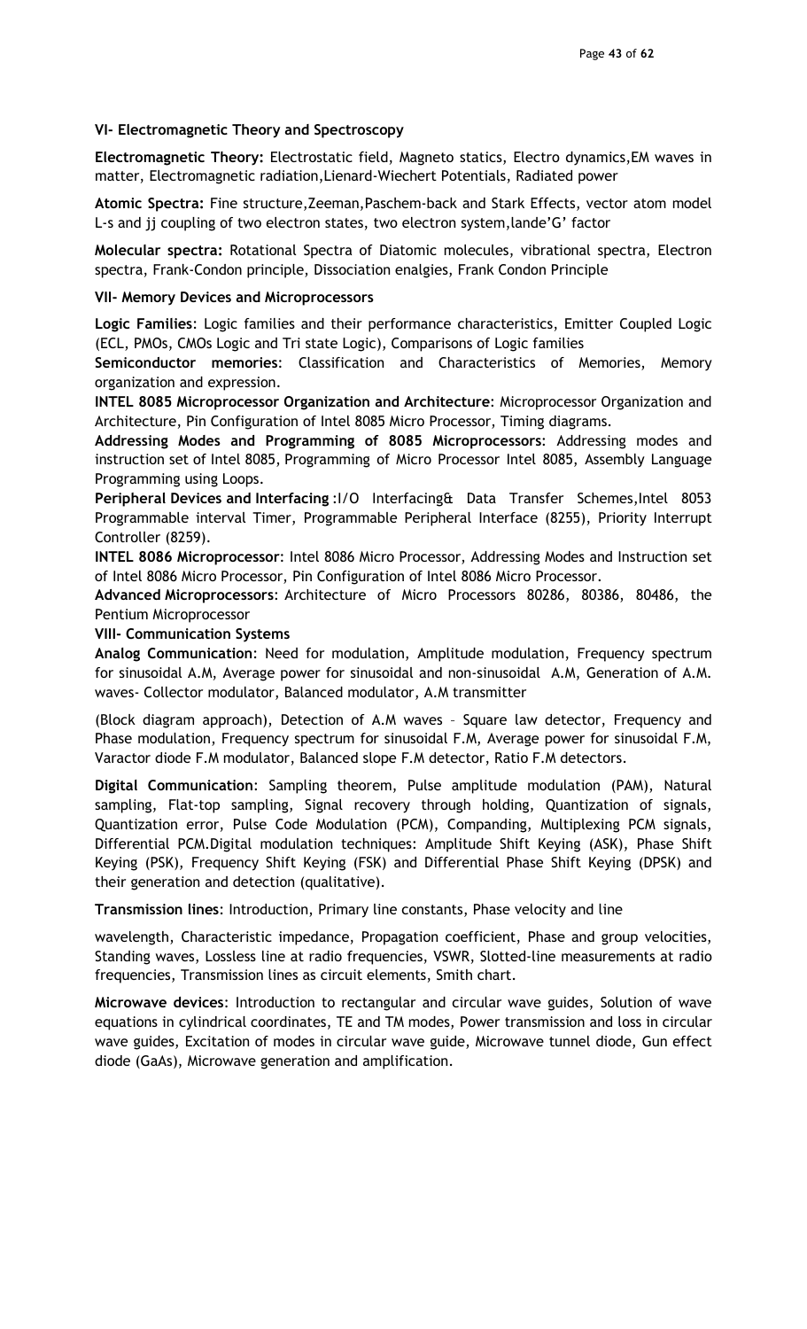**VI- Electromagnetic Theory and Spectroscopy**

**Electromagnetic Theory:** Electrostatic field, Magneto statics, Electro dynamics,EM waves in matter, Electromagnetic radiation,Lienard-Wiechert Potentials, Radiated power

**Atomic Spectra:** Fine structure,Zeeman,Paschem-back and Stark Effects, vector atom model L-s and jj coupling of two electron states, two electron system,lande'G' factor

**Molecular spectra:** Rotational Spectra of Diatomic molecules, vibrational spectra, Electron spectra, Frank-Condon principle, Dissociation enalgies, Frank Condon Principle

**VII- Memory Devices and Microprocessors**

**Logic Families**: Logic families and their performance characteristics, Emitter Coupled Logic (ECL, PMOs, CMOs Logic and Tri state Logic), Comparisons of Logic families

**Semiconductor memories**: Classification and Characteristics of Memories, Memory organization and expression.

**INTEL 8085 Microprocessor Organization and Architecture**: Microprocessor Organization and Architecture, Pin Configuration of Intel 8085 Micro Processor, Timing diagrams.

**Addressing Modes and Programming of 8085 Microprocessors**: Addressing modes and instruction set of Intel 8085, Programming of Micro Processor Intel 8085, Assembly Language Programming using Loops.

**Peripheral Devices and Interfacing** :I/O Interfacing& Data Transfer Schemes,Intel 8053 Programmable interval Timer, Programmable Peripheral Interface (8255), Priority Interrupt Controller (8259).

**INTEL 8086 Microprocessor**: Intel 8086 Micro Processor, Addressing Modes and Instruction set of Intel 8086 Micro Processor, Pin Configuration of Intel 8086 Micro Processor.

**Advanced Microprocessors**: Architecture of Micro Processors 80286, 80386, 80486, the Pentium Microprocessor

**VIII- Communication Systems**

**Analog Communication**: Need for modulation, Amplitude modulation, Frequency spectrum for sinusoidal A.M, Average power for sinusoidal and non-sinusoidal A.M, Generation of A.M. waves- Collector modulator, Balanced modulator, A.M transmitter

(Block diagram approach), Detection of A.M waves – Square law detector, Frequency and Phase modulation, Frequency spectrum for sinusoidal F.M, Average power for sinusoidal F.M, Varactor diode F.M modulator, Balanced slope F.M detector, Ratio F.M detectors.

**Digital Communication**: Sampling theorem, Pulse amplitude modulation (PAM), Natural sampling, Flat-top sampling, Signal recovery through holding, Quantization of signals, Quantization error, Pulse Code Modulation (PCM), Companding, Multiplexing PCM signals, Differential PCM.Digital modulation techniques: Amplitude Shift Keying (ASK), Phase Shift Keying (PSK), Frequency Shift Keying (FSK) and Differential Phase Shift Keying (DPSK) and their generation and detection (qualitative).

**Transmission lines**: Introduction, Primary line constants, Phase velocity and line

wavelength, Characteristic impedance, Propagation coefficient, Phase and group velocities, Standing waves, Lossless line at radio frequencies, VSWR, Slotted-line measurements at radio frequencies, Transmission lines as circuit elements, Smith chart.

**Microwave devices**: Introduction to rectangular and circular wave guides, Solution of wave equations in cylindrical coordinates, TE and TM modes, Power transmission and loss in circular wave guides, Excitation of modes in circular wave guide, Microwave tunnel diode, Gun effect diode (GaAs), Microwave generation and amplification.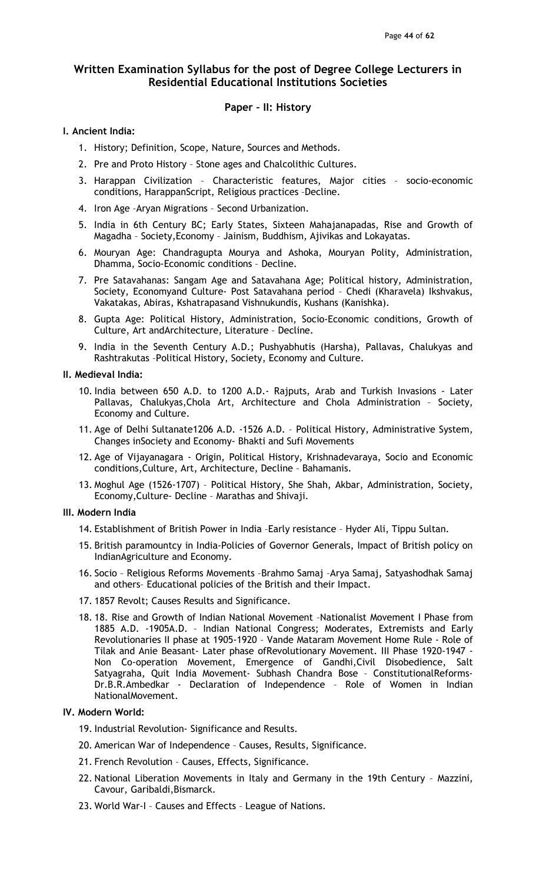## Written Examination Syllabus for the post of Degree College Lecturers in Residential Educational Institutions Societies

### Paper – II: History

**I. Ancient India:**

1. History; Definition, Scope, Nature, Sources and Methods.
2. Pre and Proto History – Stone ages and Chalcolithic Cultures.
3. Harappan Civilization – Characteristic features, Major cities – socio-economic conditions, HarappanScript, Religious practices –Decline.
4. Iron Age –Aryan Migrations – Second Urbanization.
5. India in 6th Century BC; Early States, Sixteen Mahajanapadas, Rise and Growth of Magadha – Society,Economy – Jainism, Buddhism, Ajivikas and Lokayatas.
6. Mouryan Age: Chandragupta Mourya and Ashoka, Mouryan Polity, Administration, Dhamma, Socio-Economic conditions – Decline.
7. Pre Satavahanas: Sangam Age and Satavahana Age; Political history, Administration, Society, Economyand Culture- Post Satavahana period – Chedi (Kharavela) Ikshvakus, Vakatakas, Abiras, Kshatrapasand Vishnukundis, Kushans (Kanishka).
8. Gupta Age: Political History, Administration, Socio-Economic conditions, Growth of Culture, Art andArchitecture, Literature – Decline.
9. India in the Seventh Century A.D.; Pushyabhutis (Harsha), Pallavas, Chalukyas and Rashtrakutas –Political History, Society, Economy and Culture.

**II. Medieval India:**

10. India between 650 A.D. to 1200 A.D.- Rajputs, Arab and Turkish Invasions - Later Pallavas, Chalukyas,Chola Art, Architecture and Chola Administration – Society, Economy and Culture.
11. Age of Delhi Sultanate1206 A.D. -1526 A.D. – Political History, Administrative System, Changes inSociety and Economy- Bhakti and Sufi Movements
12. Age of Vijayanagara - Origin, Political History, Krishnadevaraya, Socio and Economic conditions,Culture, Art, Architecture, Decline – Bahamanis.
13. Moghul Age (1526-1707) – Political History, She Shah, Akbar, Administration, Society, Economy,Culture- Decline – Marathas and Shivaji.

**III. Modern India**

14. Establishment of British Power in India –Early resistance – Hyder Ali, Tippu Sultan.
15. British paramountcy in India-Policies of Governor Generals, Impact of British policy on IndianAgriculture and Economy.
16. Socio – Religious Reforms Movements –Brahmo Samaj –Arya Samaj, Satyashodhak Samaj and others– Educational policies of the British and their Impact.
17. 1857 Revolt; Causes Results and Significance.
18. 18. Rise and Growth of Indian National Movement –Nationalist Movement I Phase from 1885 A.D. -1905A.D. – Indian National Congress; Moderates, Extremists and Early Revolutionaries II phase at 1905-1920 – Vande Mataram Movement Home Rule - Role of Tilak and Anie Beasant- Later phase ofRevolutionary Movement. III Phase 1920-1947 - Non Co-operation Movement, Emergence of Gandhi,Civil Disobedience, Salt Satyagraha, Quit India Movement- Subhash Chandra Bose – ConstitutionalReforms- Dr.B.R.Ambedkar - Declaration of Independence – Role of Women in Indian NationalMovement.

**IV. Modern World:**

19. Industrial Revolution- Significance and Results.
20. American War of Independence – Causes, Results, Significance.
21. French Revolution – Causes, Effects, Significance.
22. National Liberation Movements in Italy and Germany in the 19th Century – Mazzini, Cavour, Garibaldi,Bismarck.
23. World War-I – Causes and Effects – League of Nations.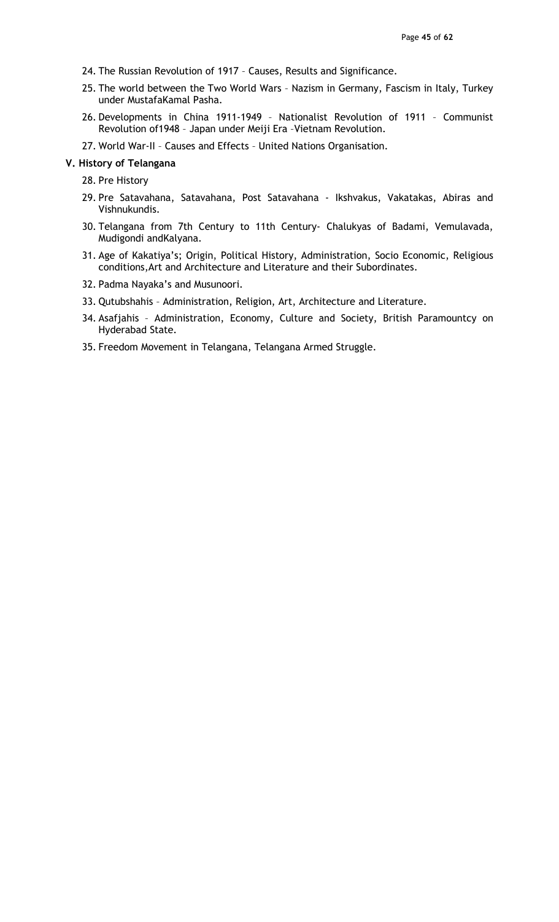24. The Russian Revolution of 1917 – Causes, Results and Significance.
25. The world between the Two World Wars – Nazism in Germany, Fascism in Italy, Turkey under MustafaKamal Pasha.
26. Developments in China 1911-1949 – Nationalist Revolution of 1911 – Communist Revolution of1948 – Japan under Meiji Era –Vietnam Revolution.
27. World War-II – Causes and Effects – United Nations Organisation.

**V. History of Telangana**

28. Pre History
29. Pre Satavahana, Satavahana, Post Satavahana - Ikshvakus, Vakatakas, Abiras and Vishnukundis.
30. Telangana from 7th Century to 11th Century- Chalukyas of Badami, Vemulavada, Mudigondi andKalyana.
31. Age of Kakatiya's; Origin, Political History, Administration, Socio Economic, Religious conditions,Art and Architecture and Literature and their Subordinates.
32. Padma Nayaka's and Musunoori.
33. Qutubshahis – Administration, Religion, Art, Architecture and Literature.
34. Asafjahis – Administration, Economy, Culture and Society, British Paramountcy on Hyderabad State.
35. Freedom Movement in Telangana, Telangana Armed Struggle.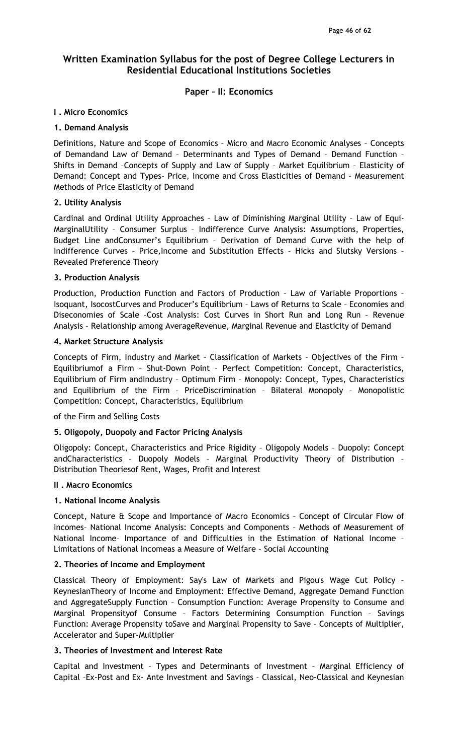## Written Examination Syllabus for the post of Degree College Lecturers in Residential Educational Institutions Societies

### Paper – II: Economics

**I . Micro Economics**

**1. Demand Analysis**

Definitions, Nature and Scope of Economics – Micro and Macro Economic Analyses – Concepts of Demandand Law of Demand – Determinants and Types of Demand – Demand Function – Shifts in Demand –Concepts of Supply and Law of Supply – Market Equilibrium – Elasticity of Demand: Concept and Types– Price, Income and Cross Elasticities of Demand – Measurement Methods of Price Elasticity of Demand

**2. Utility Analysis**

Cardinal and Ordinal Utility Approaches – Law of Diminishing Marginal Utility – Law of Equi-MarginalUtility – Consumer Surplus – Indifference Curve Analysis: Assumptions, Properties, Budget Line andConsumer's Equilibrium – Derivation of Demand Curve with the help of Indifference Curves – Price,Income and Substitution Effects – Hicks and Slutsky Versions – Revealed Preference Theory

**3. Production Analysis**

Production, Production Function and Factors of Production – Law of Variable Proportions – Isoquant, IsocostCurves and Producer's Equilibrium – Laws of Returns to Scale – Economies and Diseconomies of Scale –Cost Analysis: Cost Curves in Short Run and Long Run – Revenue Analysis – Relationship among AverageRevenue, Marginal Revenue and Elasticity of Demand

**4. Market Structure Analysis**

Concepts of Firm, Industry and Market – Classification of Markets – Objectives of the Firm – Equilibriumof a Firm – Shut-Down Point – Perfect Competition: Concept, Characteristics, Equilibrium of Firm andIndustry – Optimum Firm – Monopoly: Concept, Types, Characteristics and Equilibrium of the Firm – PriceDiscrimination – Bilateral Monopoly – Monopolistic Competition: Concept, Characteristics, Equilibrium

of the Firm and Selling Costs

**5. Oligopoly, Duopoly and Factor Pricing Analysis**

Oligopoly: Concept, Characteristics and Price Rigidity – Oligopoly Models – Duopoly: Concept andCharacteristics – Duopoly Models – Marginal Productivity Theory of Distribution – Distribution Theoriesof Rent, Wages, Profit and Interest

**II . Macro Economics**

**1. National Income Analysis**

Concept, Nature & Scope and Importance of Macro Economics – Concept of Circular Flow of Incomes– National Income Analysis: Concepts and Components – Methods of Measurement of National Income– Importance of and Difficulties in the Estimation of National Income – Limitations of National Incomeas a Measure of Welfare – Social Accounting

**2. Theories of Income and Employment**

Classical Theory of Employment: Say's Law of Markets and Pigou's Wage Cut Policy – KeynesianTheory of Income and Employment: Effective Demand, Aggregate Demand Function and AggregateSupply Function – Consumption Function: Average Propensity to Consume and Marginal Propensityof Consume – Factors Determining Consumption Function – Savings Function: Average Propensity toSave and Marginal Propensity to Save – Concepts of Multiplier, Accelerator and Super-Multiplier

**3. Theories of Investment and Interest Rate**

Capital and Investment – Types and Determinants of Investment – Marginal Efficiency of Capital –Ex-Post and Ex- Ante Investment and Savings – Classical, Neo-Classical and Keynesian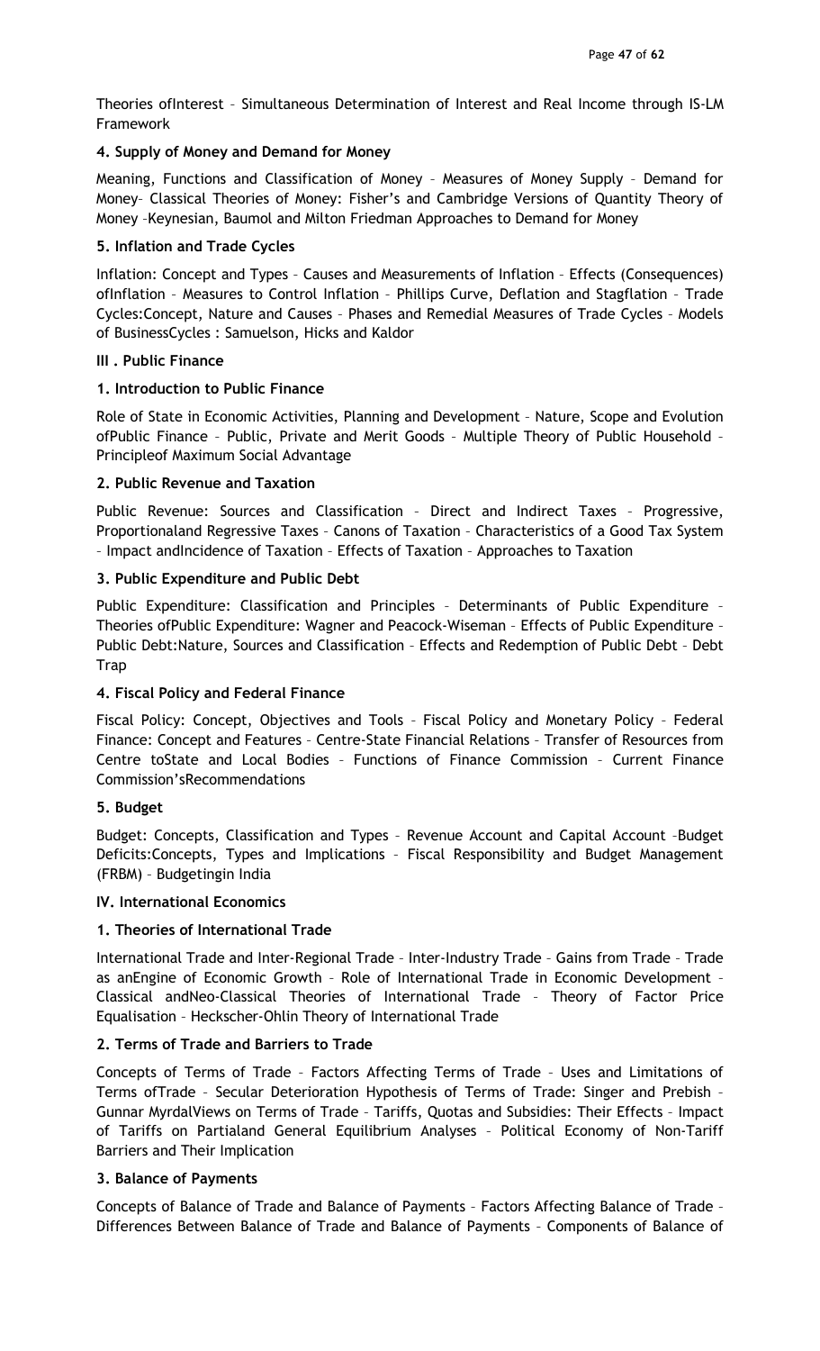Theories ofInterest – Simultaneous Determination of Interest and Real Income through IS-LM Framework

**4. Supply of Money and Demand for Money**

Meaning, Functions and Classification of Money – Measures of Money Supply – Demand for Money– Classical Theories of Money: Fisher's and Cambridge Versions of Quantity Theory of Money –Keynesian, Baumol and Milton Friedman Approaches to Demand for Money

**5. Inflation and Trade Cycles**

Inflation: Concept and Types – Causes and Measurements of Inflation – Effects (Consequences) ofInflation – Measures to Control Inflation – Phillips Curve, Deflation and Stagflation – Trade Cycles:Concept, Nature and Causes – Phases and Remedial Measures of Trade Cycles – Models of BusinessCycles : Samuelson, Hicks and Kaldor

**III . Public Finance**

**1. Introduction to Public Finance**

Role of State in Economic Activities, Planning and Development – Nature, Scope and Evolution ofPublic Finance – Public, Private and Merit Goods – Multiple Theory of Public Household – Principleof Maximum Social Advantage

**2. Public Revenue and Taxation**

Public Revenue: Sources and Classification – Direct and Indirect Taxes – Progressive, Proportionaland Regressive Taxes – Canons of Taxation – Characteristics of a Good Tax System – Impact andIncidence of Taxation – Effects of Taxation – Approaches to Taxation

**3. Public Expenditure and Public Debt**

Public Expenditure: Classification and Principles – Determinants of Public Expenditure – Theories ofPublic Expenditure: Wagner and Peacock-Wiseman – Effects of Public Expenditure – Public Debt:Nature, Sources and Classification – Effects and Redemption of Public Debt – Debt Trap

**4. Fiscal Policy and Federal Finance**

Fiscal Policy: Concept, Objectives and Tools – Fiscal Policy and Monetary Policy – Federal Finance: Concept and Features – Centre-State Financial Relations – Transfer of Resources from Centre toState and Local Bodies – Functions of Finance Commission – Current Finance Commission'sRecommendations

**5. Budget**

Budget: Concepts, Classification and Types – Revenue Account and Capital Account –Budget Deficits:Concepts, Types and Implications – Fiscal Responsibility and Budget Management (FRBM) – Budgetingin India

**IV. International Economics**

**1. Theories of International Trade**

International Trade and Inter-Regional Trade – Inter-Industry Trade – Gains from Trade – Trade as anEngine of Economic Growth – Role of International Trade in Economic Development – Classical andNeo-Classical Theories of International Trade – Theory of Factor Price Equalisation – Heckscher-Ohlin Theory of International Trade

**2. Terms of Trade and Barriers to Trade**

Concepts of Terms of Trade – Factors Affecting Terms of Trade – Uses and Limitations of Terms ofTrade – Secular Deterioration Hypothesis of Terms of Trade: Singer and Prebish – Gunnar MyrdalViews on Terms of Trade – Tariffs, Quotas and Subsidies: Their Effects – Impact of Tariffs on Partialand General Equilibrium Analyses – Political Economy of Non-Tariff Barriers and Their Implication

**3. Balance of Payments**

Concepts of Balance of Trade and Balance of Payments – Factors Affecting Balance of Trade – Differences Between Balance of Trade and Balance of Payments – Components of Balance of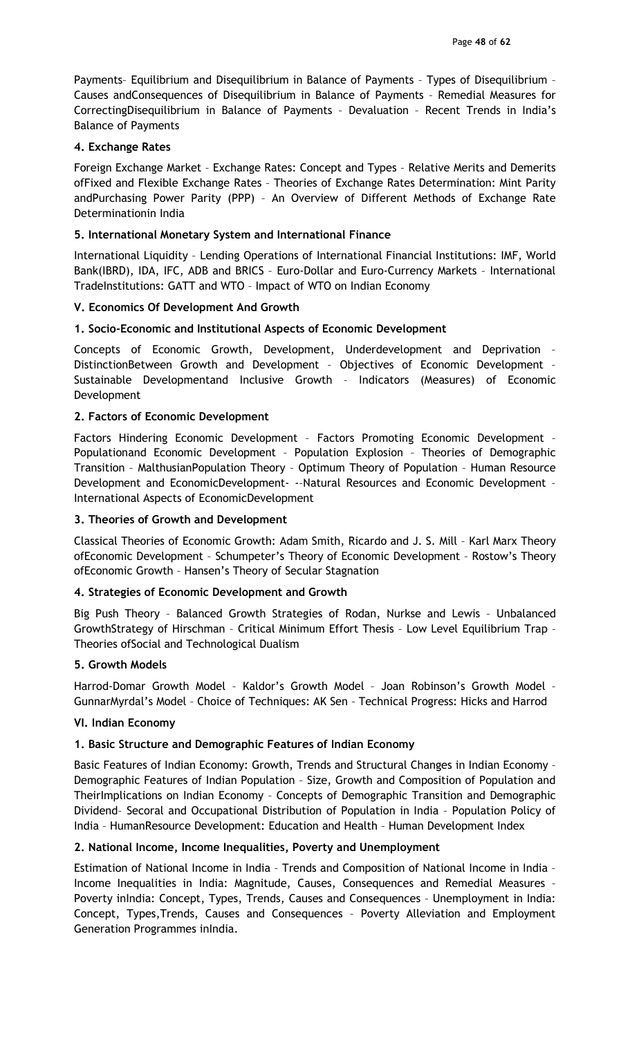Payments– Equilibrium and Disequilibrium in Balance of Payments – Types of Disequilibrium – Causes andConsequences of Disequilibrium in Balance of Payments – Remedial Measures for CorrectingDisequilibrium in Balance of Payments – Devaluation – Recent Trends in India's Balance of Payments

**4. Exchange Rates**

Foreign Exchange Market – Exchange Rates: Concept and Types – Relative Merits and Demerits ofFixed and Flexible Exchange Rates – Theories of Exchange Rates Determination: Mint Parity andPurchasing Power Parity (PPP) – An Overview of Different Methods of Exchange Rate Determinationin India

**5. International Monetary System and International Finance**

International Liquidity – Lending Operations of International Financial Institutions: IMF, World Bank(IBRD), IDA, IFC, ADB and BRICS – Euro-Dollar and Euro-Currency Markets – International TradeInstitutions: GATT and WTO – Impact of WTO on Indian Economy

**V. Economics Of Development And Growth**

**1. Socio-Economic and Institutional Aspects of Economic Development**

Concepts of Economic Growth, Development, Underdevelopment and Deprivation – DistinctionBetween Growth and Development – Objectives of Economic Development – Sustainable Developmentand Inclusive Growth – Indicators (Measures) of Economic Development

**2. Factors of Economic Development**

Factors Hindering Economic Development – Factors Promoting Economic Development – Populationand Economic Development – Population Explosion – Theories of Demographic Transition – MalthusianPopulation Theory – Optimum Theory of Population – Human Resource Development and EconomicDevelopment- --Natural Resources and Economic Development – International Aspects of EconomicDevelopment

**3. Theories of Growth and Development**

Classical Theories of Economic Growth: Adam Smith, Ricardo and J. S. Mill – Karl Marx Theory ofEconomic Development – Schumpeter's Theory of Economic Development – Rostow's Theory ofEconomic Growth – Hansen's Theory of Secular Stagnation

**4. Strategies of Economic Development and Growth**

Big Push Theory – Balanced Growth Strategies of Rodan, Nurkse and Lewis – Unbalanced GrowthStrategy of Hirschman – Critical Minimum Effort Thesis – Low Level Equilibrium Trap – Theories ofSocial and Technological Dualism

**5. Growth Models**

Harrod-Domar Growth Model – Kaldor's Growth Model – Joan Robinson's Growth Model – GunnarMyrdal's Model – Choice of Techniques: AK Sen – Technical Progress: Hicks and Harrod

**VI. Indian Economy**

**1. Basic Structure and Demographic Features of Indian Economy**

Basic Features of Indian Economy: Growth, Trends and Structural Changes in Indian Economy – Demographic Features of Indian Population – Size, Growth and Composition of Population and TheirImplications on Indian Economy – Concepts of Demographic Transition and Demographic Dividend– Secoral and Occupational Distribution of Population in India – Population Policy of India – HumanResource Development: Education and Health – Human Development Index

**2. National Income, Income Inequalities, Poverty and Unemployment**

Estimation of National Income in India – Trends and Composition of National Income in India – Income Inequalities in India: Magnitude, Causes, Consequences and Remedial Measures – Poverty inIndia: Concept, Types, Trends, Causes and Consequences – Unemployment in India: Concept, Types,Trends, Causes and Consequences – Poverty Alleviation and Employment Generation Programmes inIndia.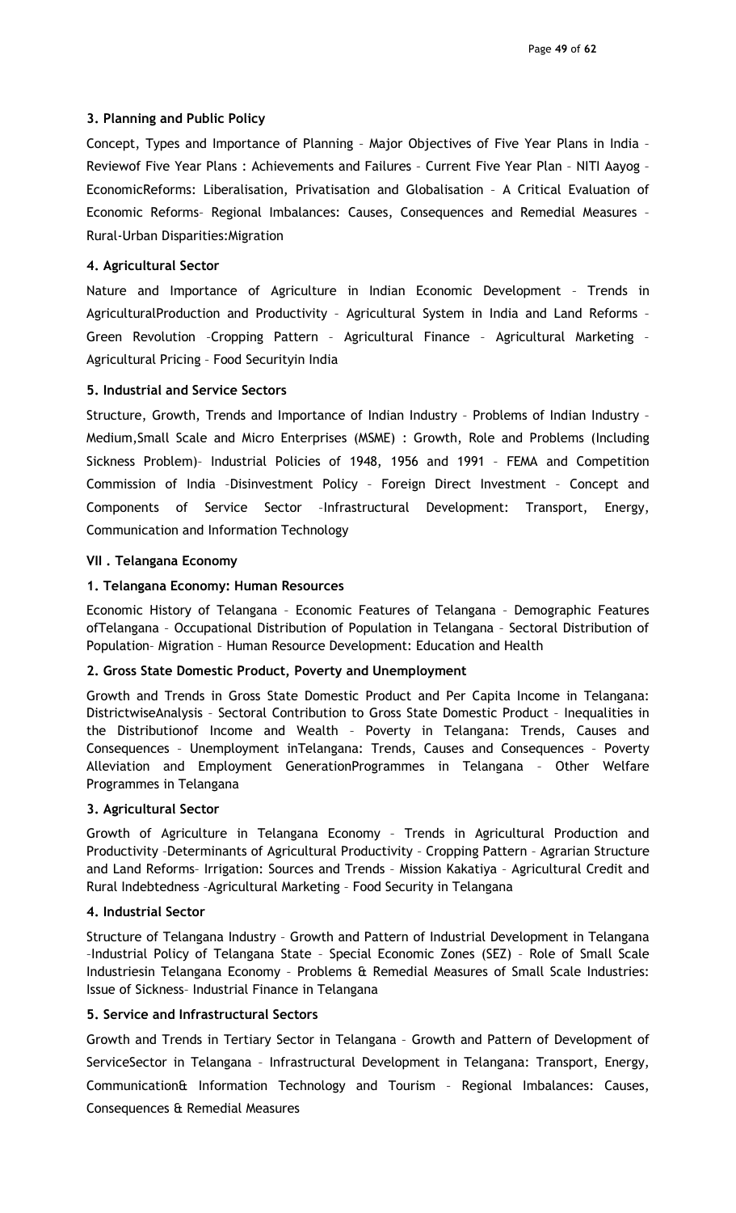### 3. Planning and Public Policy

Concept, Types and Importance of Planning – Major Objectives of Five Year Plans in India – Reviewof Five Year Plans : Achievements and Failures – Current Five Year Plan – NITI Aayog – EconomicReforms: Liberalisation, Privatisation and Globalisation – A Critical Evaluation of Economic Reforms– Regional Imbalances: Causes, Consequences and Remedial Measures – Rural-Urban Disparities:Migration

### 4. Agricultural Sector

Nature and Importance of Agriculture in Indian Economic Development – Trends in AgriculturalProduction and Productivity – Agricultural System in India and Land Reforms – Green Revolution –Cropping Pattern – Agricultural Finance – Agricultural Marketing – Agricultural Pricing – Food Securityin India

### 5. Industrial and Service Sectors

Structure, Growth, Trends and Importance of Indian Industry – Problems of Indian Industry – Medium,Small Scale and Micro Enterprises (MSME) : Growth, Role and Problems (Including Sickness Problem)– Industrial Policies of 1948, 1956 and 1991 – FEMA and Competition Commission of India –Disinvestment Policy – Foreign Direct Investment – Concept and Components of Service Sector –Infrastructural Development: Transport, Energy, Communication and Information Technology

## VII . Telangana Economy

### 1. Telangana Economy: Human Resources

Economic History of Telangana – Economic Features of Telangana – Demographic Features ofTelangana – Occupational Distribution of Population in Telangana – Sectoral Distribution of Population– Migration – Human Resource Development: Education and Health

### 2. Gross State Domestic Product, Poverty and Unemployment

Growth and Trends in Gross State Domestic Product and Per Capita Income in Telangana: DistrictwiseAnalysis – Sectoral Contribution to Gross State Domestic Product – Inequalities in the Distributionof Income and Wealth – Poverty in Telangana: Trends, Causes and Consequences – Unemployment inTelangana: Trends, Causes and Consequences – Poverty Alleviation and Employment GenerationProgrammes in Telangana – Other Welfare Programmes in Telangana

### 3. Agricultural Sector

Growth of Agriculture in Telangana Economy – Trends in Agricultural Production and Productivity –Determinants of Agricultural Productivity – Cropping Pattern – Agrarian Structure and Land Reforms– Irrigation: Sources and Trends – Mission Kakatiya – Agricultural Credit and Rural Indebtedness –Agricultural Marketing – Food Security in Telangana

### 4. Industrial Sector

Structure of Telangana Industry – Growth and Pattern of Industrial Development in Telangana –Industrial Policy of Telangana State – Special Economic Zones (SEZ) – Role of Small Scale Industriesin Telangana Economy – Problems & Remedial Measures of Small Scale Industries: Issue of Sickness– Industrial Finance in Telangana

### 5. Service and Infrastructural Sectors

Growth and Trends in Tertiary Sector in Telangana – Growth and Pattern of Development of ServiceSector in Telangana – Infrastructural Development in Telangana: Transport, Energy, Communication& Information Technology and Tourism – Regional Imbalances: Causes, Consequences & Remedial Measures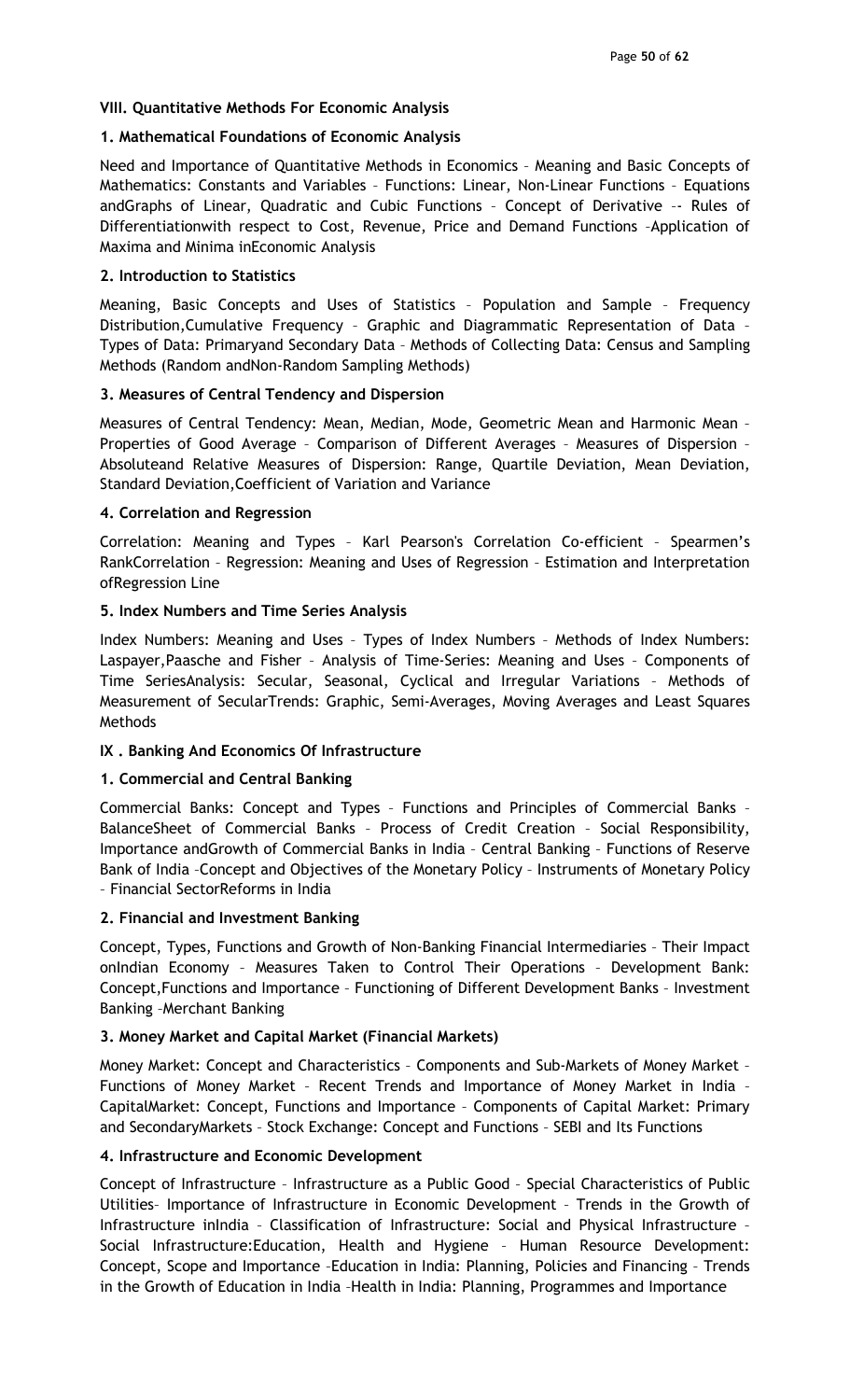**VIII. Quantitative Methods For Economic Analysis**

**1. Mathematical Foundations of Economic Analysis**

Need and Importance of Quantitative Methods in Economics – Meaning and Basic Concepts of Mathematics: Constants and Variables – Functions: Linear, Non-Linear Functions – Equations andGraphs of Linear, Quadratic and Cubic Functions – Concept of Derivative –- Rules of Differentiationwith respect to Cost, Revenue, Price and Demand Functions –Application of Maxima and Minima inEconomic Analysis

**2. Introduction to Statistics**

Meaning, Basic Concepts and Uses of Statistics – Population and Sample – Frequency Distribution,Cumulative Frequency – Graphic and Diagrammatic Representation of Data – Types of Data: Primaryand Secondary Data – Methods of Collecting Data: Census and Sampling Methods (Random andNon-Random Sampling Methods)

**3. Measures of Central Tendency and Dispersion**

Measures of Central Tendency: Mean, Median, Mode, Geometric Mean and Harmonic Mean – Properties of Good Average – Comparison of Different Averages – Measures of Dispersion – Absoluteand Relative Measures of Dispersion: Range, Quartile Deviation, Mean Deviation, Standard Deviation,Coefficient of Variation and Variance

**4. Correlation and Regression**

Correlation: Meaning and Types – Karl Pearson's Correlation Co-efficient – Spearmen's RankCorrelation – Regression: Meaning and Uses of Regression – Estimation and Interpretation ofRegression Line

**5. Index Numbers and Time Series Analysis**

Index Numbers: Meaning and Uses – Types of Index Numbers – Methods of Index Numbers: Laspayer,Paasche and Fisher – Analysis of Time-Series: Meaning and Uses – Components of Time SeriesAnalysis: Secular, Seasonal, Cyclical and Irregular Variations – Methods of Measurement of SecularTrends: Graphic, Semi-Averages, Moving Averages and Least Squares Methods

**IX . Banking And Economics Of Infrastructure**

**1. Commercial and Central Banking**

Commercial Banks: Concept and Types – Functions and Principles of Commercial Banks – BalanceSheet of Commercial Banks – Process of Credit Creation – Social Responsibility, Importance andGrowth of Commercial Banks in India – Central Banking – Functions of Reserve Bank of India –Concept and Objectives of the Monetary Policy – Instruments of Monetary Policy – Financial SectorReforms in India

**2. Financial and Investment Banking**

Concept, Types, Functions and Growth of Non-Banking Financial Intermediaries – Their Impact onIndian Economy – Measures Taken to Control Their Operations – Development Bank: Concept,Functions and Importance – Functioning of Different Development Banks – Investment Banking –Merchant Banking

**3. Money Market and Capital Market (Financial Markets)**

Money Market: Concept and Characteristics – Components and Sub-Markets of Money Market – Functions of Money Market – Recent Trends and Importance of Money Market in India – CapitalMarket: Concept, Functions and Importance – Components of Capital Market: Primary and SecondaryMarkets – Stock Exchange: Concept and Functions – SEBI and Its Functions

**4. Infrastructure and Economic Development**

Concept of Infrastructure – Infrastructure as a Public Good – Special Characteristics of Public Utilities– Importance of Infrastructure in Economic Development – Trends in the Growth of Infrastructure inIndia – Classification of Infrastructure: Social and Physical Infrastructure – Social Infrastructure:Education, Health and Hygiene – Human Resource Development: Concept, Scope and Importance –Education in India: Planning, Policies and Financing – Trends in the Growth of Education in India –Health in India: Planning, Programmes and Importance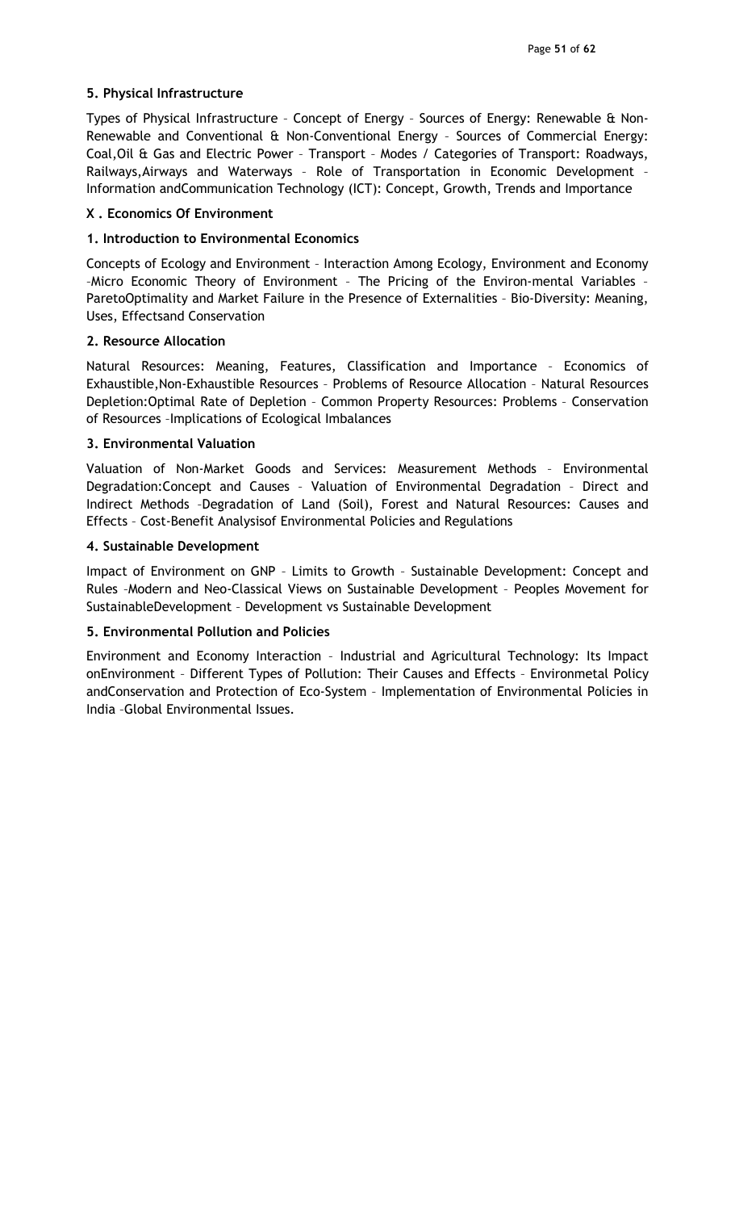### 5. Physical Infrastructure

Types of Physical Infrastructure – Concept of Energy – Sources of Energy: Renewable & Non-Renewable and Conventional & Non-Conventional Energy – Sources of Commercial Energy: Coal,Oil & Gas and Electric Power – Transport – Modes / Categories of Transport: Roadways, Railways,Airways and Waterways – Role of Transportation in Economic Development – Information andCommunication Technology (ICT): Concept, Growth, Trends and Importance

## X . Economics Of Environment

### 1. Introduction to Environmental Economics

Concepts of Ecology and Environment – Interaction Among Ecology, Environment and Economy –Micro Economic Theory of Environment – The Pricing of the Environ-mental Variables – ParetoOptimality and Market Failure in the Presence of Externalities – Bio-Diversity: Meaning, Uses, Effectsand Conservation

### 2. Resource Allocation

Natural Resources: Meaning, Features, Classification and Importance – Economics of Exhaustible,Non-Exhaustible Resources – Problems of Resource Allocation – Natural Resources Depletion:Optimal Rate of Depletion – Common Property Resources: Problems – Conservation of Resources –Implications of Ecological Imbalances

### 3. Environmental Valuation

Valuation of Non-Market Goods and Services: Measurement Methods – Environmental Degradation:Concept and Causes – Valuation of Environmental Degradation – Direct and Indirect Methods –Degradation of Land (Soil), Forest and Natural Resources: Causes and Effects – Cost-Benefit Analysisof Environmental Policies and Regulations

### 4. Sustainable Development

Impact of Environment on GNP – Limits to Growth – Sustainable Development: Concept and Rules –Modern and Neo-Classical Views on Sustainable Development – Peoples Movement for SustainableDevelopment – Development vs Sustainable Development

### 5. Environmental Pollution and Policies

Environment and Economy Interaction – Industrial and Agricultural Technology: Its Impact onEnvironment – Different Types of Pollution: Their Causes and Effects – Environmetal Policy andConservation and Protection of Eco-System – Implementation of Environmental Policies in India –Global Environmental Issues.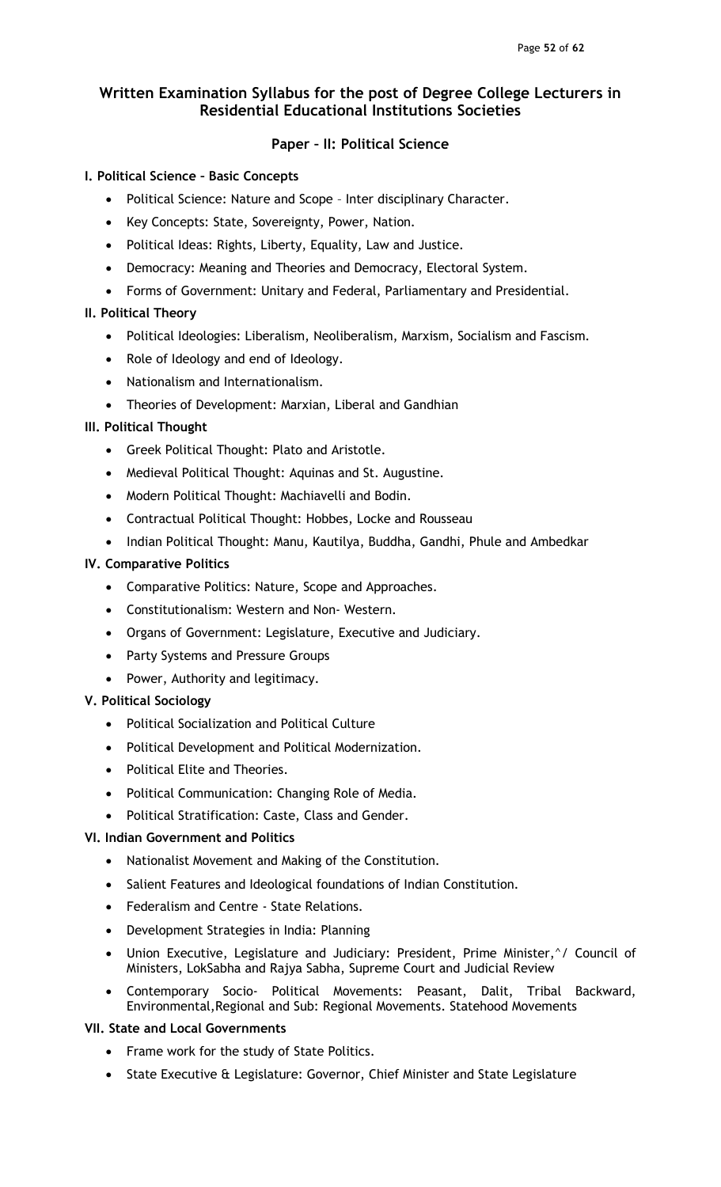## Written Examination Syllabus for the post of Degree College Lecturers in Residential Educational Institutions Societies

### Paper – II: Political Science

**I. Political Science – Basic Concepts**

- Political Science: Nature and Scope – Inter disciplinary Character.
- Key Concepts: State, Sovereignty, Power, Nation.
- Political Ideas: Rights, Liberty, Equality, Law and Justice.
- Democracy: Meaning and Theories and Democracy, Electoral System.
- Forms of Government: Unitary and Federal, Parliamentary and Presidential.

**II. Political Theory**

- Political Ideologies: Liberalism, Neoliberalism, Marxism, Socialism and Fascism.
- Role of Ideology and end of Ideology.
- Nationalism and Internationalism.
- Theories of Development: Marxian, Liberal and Gandhian

**III. Political Thought**

- Greek Political Thought: Plato and Aristotle.
- Medieval Political Thought: Aquinas and St. Augustine.
- Modern Political Thought: Machiavelli and Bodin.
- Contractual Political Thought: Hobbes, Locke and Rousseau
- Indian Political Thought: Manu, Kautilya, Buddha, Gandhi, Phule and Ambedkar

**IV. Comparative Politics**

- Comparative Politics: Nature, Scope and Approaches.
- Constitutionalism: Western and Non- Western.
- Organs of Government: Legislature, Executive and Judiciary.
- Party Systems and Pressure Groups
- Power, Authority and legitimacy.

**V. Political Sociology**

- Political Socialization and Political Culture
- Political Development and Political Modernization.
- Political Elite and Theories.
- Political Communication: Changing Role of Media.
- Political Stratification: Caste, Class and Gender.

**VI. Indian Government and Politics**

- Nationalist Movement and Making of the Constitution.
- Salient Features and Ideological foundations of Indian Constitution.
- Federalism and Centre - State Relations.
- Development Strategies in India: Planning
- Union Executive, Legislature and Judiciary: President, Prime Minister,^/ Council of Ministers, LokSabha and Rajya Sabha, Supreme Court and Judicial Review
- Contemporary Socio- Political Movements: Peasant, Dalit, Tribal Backward, Environmental,Regional and Sub: Regional Movements. Statehood Movements

**VII. State and Local Governments**

- Frame work for the study of State Politics.
- State Executive & Legislature: Governor, Chief Minister and State Legislature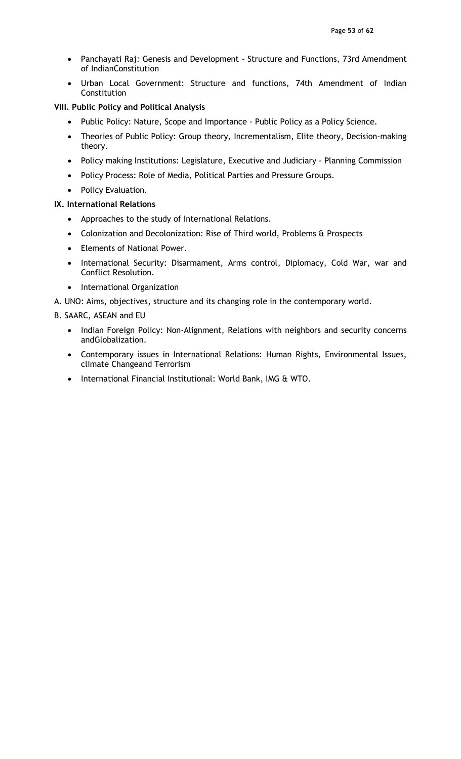- Panchayati Raj: Genesis and Development - Structure and Functions, 73rd Amendment of IndianConstitution
- Urban Local Government: Structure and functions, 74th Amendment of Indian Constitution

**VIII. Public Policy and Political Analysis**

- Public Policy: Nature, Scope and Importance - Public Policy as a Policy Science.
- Theories of Public Policy: Group theory, Incrementalism, Elite theory, Decision-making theory.
- Policy making Institutions: Legislature, Executive and Judiciary - Planning Commission
- Policy Process: Role of Media, Political Parties and Pressure Groups.
- Policy Evaluation.

**IX. International Relations**

- Approaches to the study of International Relations.
- Colonization and Decolonization: Rise of Third world, Problems & Prospects
- Elements of National Power.
- International Security: Disarmament, Arms control, Diplomacy, Cold War, war and Conflict Resolution.
- International Organization

A. UNO: Aims, objectives, structure and its changing role in the contemporary world.

B. SAARC, ASEAN and EU

- Indian Foreign Policy: Non-Alignment, Relations with neighbors and security concerns andGlobalization.
- Contemporary issues in International Relations: Human Rights, Environmental Issues, climate Changeand Terrorism
- International Financial Institutional: World Bank, IMG & WTO.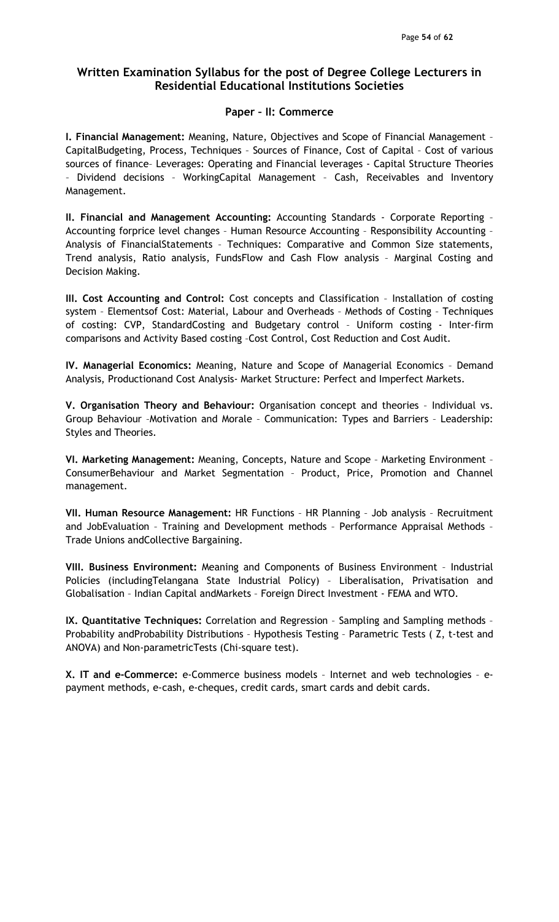## Written Examination Syllabus for the post of Degree College Lecturers in Residential Educational Institutions Societies

### Paper – II: Commerce

**I. Financial Management:** Meaning, Nature, Objectives and Scope of Financial Management – CapitalBudgeting, Process, Techniques – Sources of Finance, Cost of Capital – Cost of various sources of finance– Leverages: Operating and Financial leverages - Capital Structure Theories – Dividend decisions – WorkingCapital Management – Cash, Receivables and Inventory Management.

**II. Financial and Management Accounting:** Accounting Standards - Corporate Reporting – Accounting forprice level changes – Human Resource Accounting – Responsibility Accounting – Analysis of FinancialStatements – Techniques: Comparative and Common Size statements, Trend analysis, Ratio analysis, FundsFlow and Cash Flow analysis – Marginal Costing and Decision Making.

**III. Cost Accounting and Control:** Cost concepts and Classification – Installation of costing system – Elementsof Cost: Material, Labour and Overheads – Methods of Costing – Techniques of costing: CVP, StandardCosting and Budgetary control – Uniform costing - Inter-firm comparisons and Activity Based costing –Cost Control, Cost Reduction and Cost Audit.

**IV. Managerial Economics:** Meaning, Nature and Scope of Managerial Economics – Demand Analysis, Productionand Cost Analysis- Market Structure: Perfect and Imperfect Markets.

**V. Organisation Theory and Behaviour:** Organisation concept and theories – Individual vs. Group Behaviour –Motivation and Morale – Communication: Types and Barriers – Leadership: Styles and Theories.

**VI. Marketing Management:** Meaning, Concepts, Nature and Scope – Marketing Environment – ConsumerBehaviour and Market Segmentation – Product, Price, Promotion and Channel management.

**VII. Human Resource Management:** HR Functions – HR Planning – Job analysis – Recruitment and JobEvaluation – Training and Development methods – Performance Appraisal Methods – Trade Unions andCollective Bargaining.

**VIII. Business Environment:** Meaning and Components of Business Environment – Industrial Policies (includingTelangana State Industrial Policy) – Liberalisation, Privatisation and Globalisation – Indian Capital andMarkets – Foreign Direct Investment - FEMA and WTO.

**IX. Quantitative Techniques:** Correlation and Regression – Sampling and Sampling methods – Probability andProbability Distributions – Hypothesis Testing – Parametric Tests ( Z, t-test and ANOVA) and Non-parametricTests (Chi-square test).

**X. IT and e-Commerce:** e-Commerce business models – Internet and web technologies – e-payment methods, e-cash, e-cheques, credit cards, smart cards and debit cards.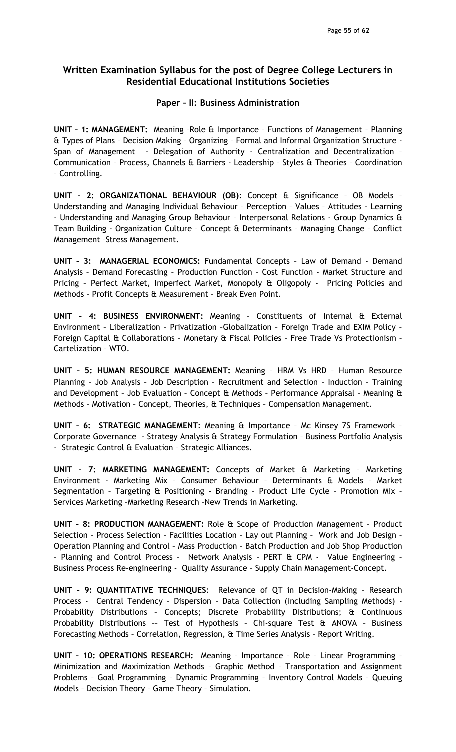## Written Examination Syllabus for the post of Degree College Lecturers in Residential Educational Institutions Societies

### Paper – II: Business Administration

**UNIT – 1: MANAGEMENT:** Meaning –Role & Importance – Functions of Management – Planning & Types of Plans – Decision Making – Organizing – Formal and Informal Organization Structure - Span of Management - Delegation of Authority - Centralization and Decentralization – Communication – Process, Channels & Barriers - Leadership – Styles & Theories – Coordination – Controlling.

**UNIT – 2: ORGANIZATIONAL BEHAVIOUR (OB)**: Concept & Significance – OB Models – Understanding and Managing Individual Behaviour – Perception – Values – Attitudes - Learning - Understanding and Managing Group Behaviour – Interpersonal Relations - Group Dynamics & Team Building - Organization Culture – Concept & Determinants – Managing Change – Conflict Management –Stress Management.

**UNIT – 3: MANAGERIAL ECONOMICS:** Fundamental Concepts – Law of Demand - Demand Analysis – Demand Forecasting – Production Function – Cost Function - Market Structure and Pricing – Perfect Market, Imperfect Market, Monopoly & Oligopoly - Pricing Policies and Methods – Profit Concepts & Measurement – Break Even Point.

**UNIT – 4: BUSINESS ENVIRONMENT:** Meaning – Constituents of Internal & External Environment – Liberalization – Privatization –Globalization – Foreign Trade and EXIM Policy – Foreign Capital & Collaborations – Monetary & Fiscal Policies – Free Trade Vs Protectionism – Cartelization – WTO.

**UNIT – 5: HUMAN RESOURCE MANAGEMENT:** Meaning – HRM Vs HRD – Human Resource Planning – Job Analysis – Job Description – Recruitment and Selection – Induction – Training and Development – Job Evaluation – Concept & Methods – Performance Appraisal – Meaning & Methods – Motivation – Concept, Theories, & Techniques – Compensation Management.

**UNIT – 6: STRATEGIC MANAGEMENT**: Meaning & Importance – Mc Kinsey 7S Framework – Corporate Governance - Strategy Analysis & Strategy Formulation – Business Portfolio Analysis - Strategic Control & Evaluation – Strategic Alliances.

**UNIT – 7: MARKETING MANAGEMENT:** Concepts of Market & Marketing – Marketing Environment - Marketing Mix – Consumer Behaviour – Determinants & Models – Market Segmentation – Targeting & Positioning - Branding – Product Life Cycle – Promotion Mix – Services Marketing –Marketing Research –New Trends in Marketing.

**UNIT – 8: PRODUCTION MANAGEMENT:** Role & Scope of Production Management – Product Selection – Process Selection – Facilities Location – Lay out Planning – Work and Job Design – Operation Planning and Control – Mass Production – Batch Production and Job Shop Production – Planning and Control Process – Network Analysis – PERT & CPM - Value Engineering – Business Process Re-engineering - Quality Assurance – Supply Chain Management-Concept.

**UNIT – 9: QUANTITATIVE TECHNIQUES**: Relevance of QT in Decision-Making – Research Process - Central Tendency – Dispersion – Data Collection (including Sampling Methods) - Probability Distributions – Concepts; Discrete Probability Distributions; & Continuous Probability Distributions –- Test of Hypothesis – Chi-square Test & ANOVA – Business Forecasting Methods – Correlation, Regression, & Time Series Analysis – Report Writing.

**UNIT – 10: OPERATIONS RESEARCH:** Meaning – Importance – Role – Linear Programming – Minimization and Maximization Methods – Graphic Method – Transportation and Assignment Problems – Goal Programming – Dynamic Programming – Inventory Control Models – Queuing Models – Decision Theory – Game Theory – Simulation.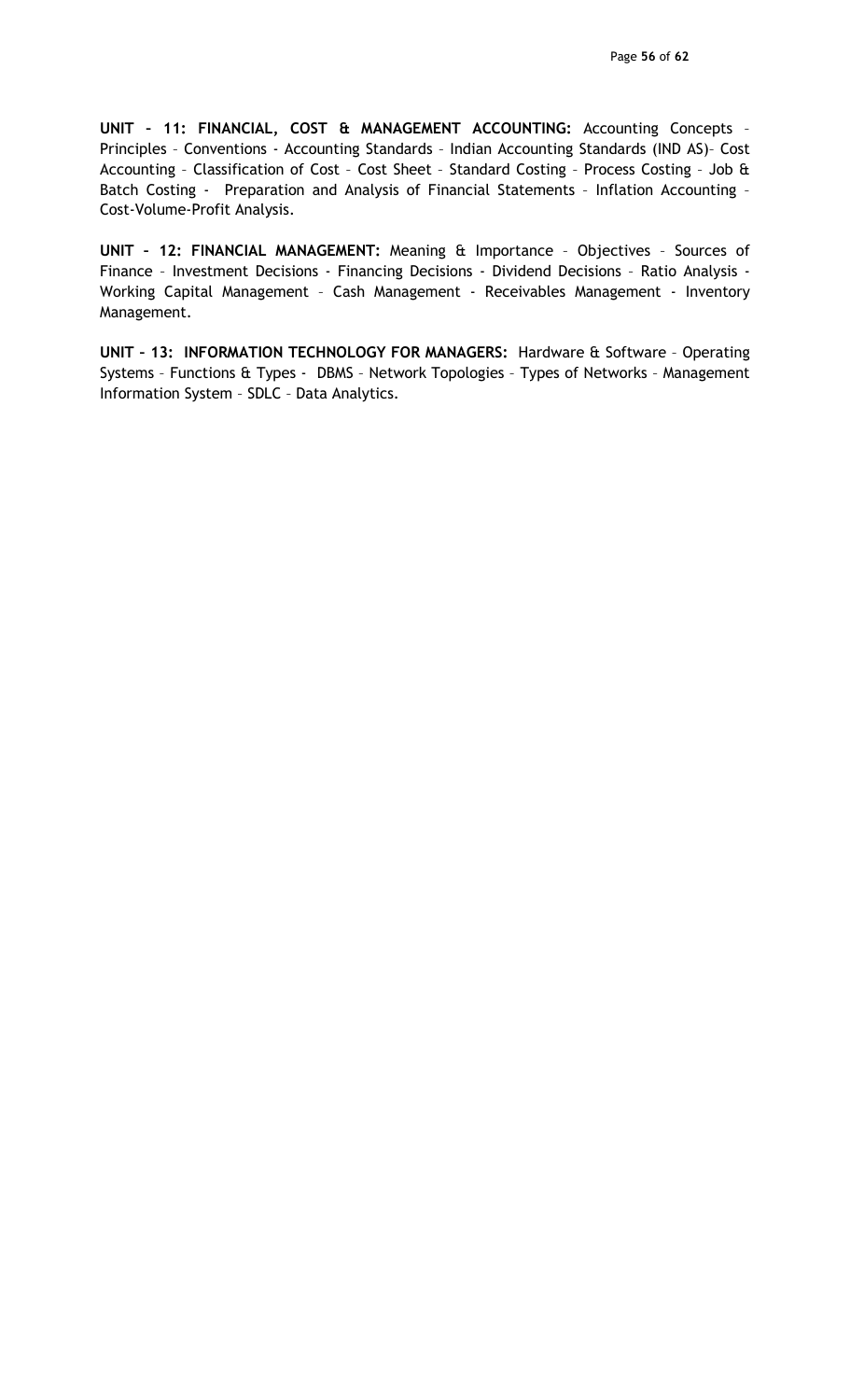**UNIT – 11: FINANCIAL, COST & MANAGEMENT ACCOUNTING:** Accounting Concepts – Principles – Conventions - Accounting Standards – Indian Accounting Standards (IND AS)– Cost Accounting – Classification of Cost – Cost Sheet – Standard Costing – Process Costing – Job & Batch Costing - Preparation and Analysis of Financial Statements – Inflation Accounting – Cost-Volume-Profit Analysis.

**UNIT – 12: FINANCIAL MANAGEMENT:** Meaning & Importance – Objectives – Sources of Finance – Investment Decisions - Financing Decisions - Dividend Decisions – Ratio Analysis - Working Capital Management – Cash Management - Receivables Management - Inventory Management.

**UNIT – 13: INFORMATION TECHNOLOGY FOR MANAGERS:** Hardware & Software – Operating Systems – Functions & Types - DBMS – Network Topologies – Types of Networks – Management Information System – SDLC – Data Analytics.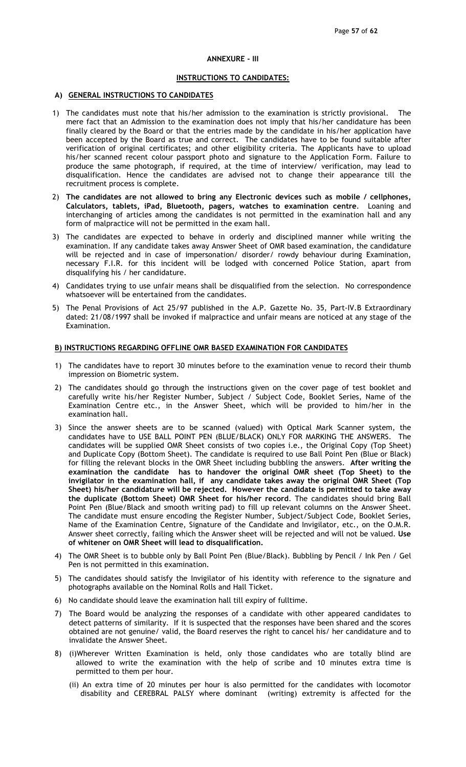## ANNEXURE - III

### INSTRUCTIONS TO CANDIDATES:

### A) GENERAL INSTRUCTIONS TO CANDIDATES

1) The candidates must note that his/her admission to the examination is strictly provisional. The mere fact that an Admission to the examination does not imply that his/her candidature has been finally cleared by the Board or that the entries made by the candidate in his/her application have been accepted by the Board as true and correct. The candidates have to be found suitable after verification of original certificates; and other eligibility criteria. The Applicants have to upload his/her scanned recent colour passport photo and signature to the Application Form. Failure to produce the same photograph, if required, at the time of interview/ verification, may lead to disqualification. Hence the candidates are advised not to change their appearance till the recruitment process is complete.
2) **The candidates are not allowed to bring any Electronic devices such as mobile / cellphones, Calculators, tablets, iPad, Bluetooth, pagers, watches to examination centre**. Loaning and interchanging of articles among the candidates is not permitted in the examination hall and any form of malpractice will not be permitted in the exam hall.
3) The candidates are expected to behave in orderly and disciplined manner while writing the examination. If any candidate takes away Answer Sheet of OMR based examination, the candidature will be rejected and in case of impersonation/ disorder/ rowdy behaviour during Examination, necessary F.I.R. for this incident will be lodged with concerned Police Station, apart from disqualifying his / her candidature.
4) Candidates trying to use unfair means shall be disqualified from the selection. No correspondence whatsoever will be entertained from the candidates.
5) The Penal Provisions of Act 25/97 published in the A.P. Gazette No. 35, Part-IV.B Extraordinary dated: 21/08/1997 shall be invoked if malpractice and unfair means are noticed at any stage of the Examination.

### B) INSTRUCTIONS REGARDING OFFLINE OMR BASED EXAMINATION FOR CANDIDATES

1) The candidates have to report 30 minutes before to the examination venue to record their thumb impression on Biometric system.
2) The candidates should go through the instructions given on the cover page of test booklet and carefully write his/her Register Number, Subject / Subject Code, Booklet Series, Name of the Examination Centre etc., in the Answer Sheet, which will be provided to him/her in the examination hall.
3) Since the answer sheets are to be scanned (valued) with Optical Mark Scanner system, the candidates have to USE BALL POINT PEN (BLUE/BLACK) ONLY FOR MARKING THE ANSWERS. The candidates will be supplied OMR Sheet consists of two copies i.e., the Original Copy (Top Sheet) and Duplicate Copy (Bottom Sheet). The candidate is required to use Ball Point Pen (Blue or Black) for filling the relevant blocks in the OMR Sheet including bubbling the answers. **After writing the examination the candidate has to handover the original OMR sheet (Top Sheet) to the invigilator in the examination hall, if any candidate takes away the original OMR Sheet (Top Sheet) his/her candidature will be rejected. However the candidate is permitted to take away the duplicate (Bottom Sheet) OMR Sheet for his/her record**. The candidates should bring Ball Point Pen (Blue/Black and smooth writing pad) to fill up relevant columns on the Answer Sheet. The candidate must ensure encoding the Register Number, Subject/Subject Code, Booklet Series, Name of the Examination Centre, Signature of the Candidate and Invigilator, etc., on the O.M.R. Answer sheet correctly, failing which the Answer sheet will be rejected and will not be valued. **Use of whitener on OMR Sheet will lead to disqualification.**
4) The OMR Sheet is to bubble only by Ball Point Pen (Blue/Black). Bubbling by Pencil / Ink Pen / Gel Pen is not permitted in this examination.
5) The candidates should satisfy the Invigilator of his identity with reference to the signature and photographs available on the Nominal Rolls and Hall Ticket.
6) No candidate should leave the examination hall till expiry of fulltime.
7) The Board would be analyzing the responses of a candidate with other appeared candidates to detect patterns of similarity. If it is suspected that the responses have been shared and the scores obtained are not genuine/ valid, the Board reserves the right to cancel his/ her candidature and to invalidate the Answer Sheet.
8) (i)Wherever Written Examination is held, only those candidates who are totally blind are allowed to write the examination with the help of scribe and 10 minutes extra time is permitted to them per hour.

   (ii) An extra time of 20 minutes per hour is also permitted for the candidates with locomotor disability and CEREBRAL PALSY where dominant (writing) extremity is affected for the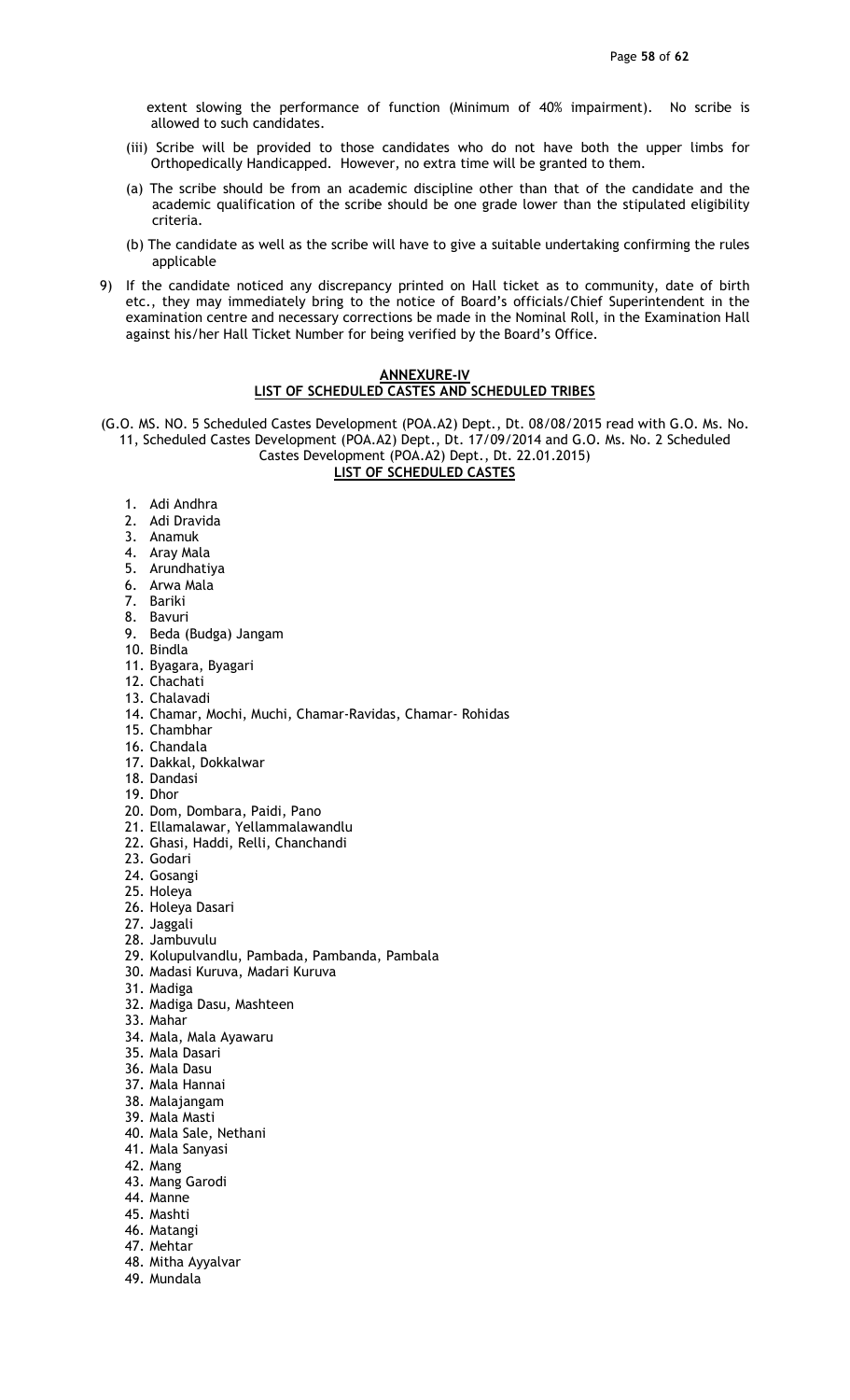extent slowing the performance of function (Minimum of 40% impairment). No scribe is allowed to such candidates.

(iii) Scribe will be provided to those candidates who do not have both the upper limbs for Orthopedically Handicapped. However, no extra time will be granted to them.

(a) The scribe should be from an academic discipline other than that of the candidate and the academic qualification of the scribe should be one grade lower than the stipulated eligibility criteria.

(b) The candidate as well as the scribe will have to give a suitable undertaking confirming the rules applicable

9) If the candidate noticed any discrepancy printed on Hall ticket as to community, date of birth etc., they may immediately bring to the notice of Board's officials/Chief Superintendent in the examination centre and necessary corrections be made in the Nominal Roll, in the Examination Hall against his/her Hall Ticket Number for being verified by the Board's Office.

## ANNEXURE-IV
## LIST OF SCHEDULED CASTES AND SCHEDULED TRIBES

(G.O. MS. NO. 5 Scheduled Castes Development (POA.A2) Dept., Dt. 08/08/2015 read with G.O. Ms. No. 11, Scheduled Castes Development (POA.A2) Dept., Dt. 17/09/2014 and G.O. Ms. No. 2 Scheduled Castes Development (POA.A2) Dept., Dt. 22.01.2015)

### LIST OF SCHEDULED CASTES

1. Adi Andhra
2. Adi Dravida
3. Anamuk
4. Aray Mala
5. Arundhatiya
6. Arwa Mala
7. Bariki
8. Bavuri
9. Beda (Budga) Jangam
10. Bindla
11. Byagara, Byagari
12. Chachati
13. Chalavadi
14. Chamar, Mochi, Muchi, Chamar-Ravidas, Chamar- Rohidas
15. Chambhar
16. Chandala
17. Dakkal, Dokkalwar
18. Dandasi
19. Dhor
20. Dom, Dombara, Paidi, Pano
21. Ellamalawar, Yellammalawandlu
22. Ghasi, Haddi, Relli, Chanchandi
23. Godari
24. Gosangi
25. Holeya
26. Holeya Dasari
27. Jaggali
28. Jambuvulu
29. Kolupulvandlu, Pambada, Pambanda, Pambala
30. Madasi Kuruva, Madari Kuruva
31. Madiga
32. Madiga Dasu, Mashteen
33. Mahar
34. Mala, Mala Ayawaru
35. Mala Dasari
36. Mala Dasu
37. Mala Hannai
38. Malajangam
39. Mala Masti
40. Mala Sale, Nethani
41. Mala Sanyasi
42. Mang
43. Mang Garodi
44. Manne
45. Mashti
46. Matangi
47. Mehtar
48. Mitha Ayyalvar
49. Mundala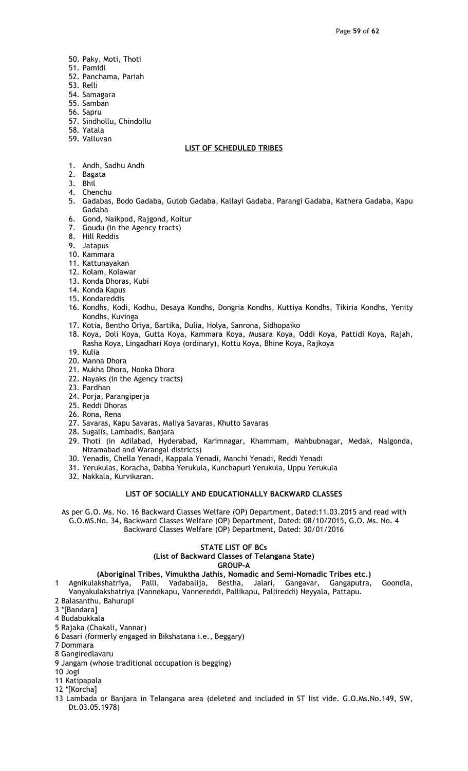50. Paky, Moti, Thoti
51. Pamidi
52. Panchama, Pariah
53. Relli
54. Samagara
55. Samban
56. Sapru
57. Sindhollu, Chindollu
58. Yatala
59. Valluvan

## LIST OF SCHEDULED TRIBES

1. Andh, Sadhu Andh
2. Bagata
3. Bhil
4. Chenchu
5. Gadabas, Bodo Gadaba, Gutob Gadaba, Kallayi Gadaba, Parangi Gadaba, Kathera Gadaba, Kapu Gadaba
6. Gond, Naikpod, Rajgond, Koitur
7. Goudu (in the Agency tracts)
8. Hill Reddis
9. Jatapus
10. Kammara
11. Kattunayakan
12. Kolam, Kolawar
13. Konda Dhoras, Kubi
14. Konda Kapus
15. Kondareddis
16. Kondhs, Kodi, Kodhu, Desaya Kondhs, Dongria Kondhs, Kuttiya Kondhs, Tikiria Kondhs, Yenity Kondhs, Kuvinga
17. Kotia, Bentho Oriya, Bartika, Dulia, Holya, Sanrona, Sidhopaiko
18. Koya, Doli Koya, Gutta Koya, Kammara Koya, Musara Koya, Oddi Koya, Pattidi Koya, Rajah, Rasha Koya, Lingadhari Koya (ordinary), Kottu Koya, Bhine Koya, Rajkoya
19. Kulia
20. Manna Dhora
21. Mukha Dhora, Nooka Dhora
22. Nayaks (in the Agency tracts)
23. Pardhan
24. Porja, Parangiperja
25. Reddi Dhoras
26. Rona, Rena
27. Savaras, Kapu Savaras, Maliya Savaras, Khutto Savaras
28. Sugalis, Lambadis, Banjara
29. Thoti (in Adilabad, Hyderabad, Karimnagar, Khammam, Mahbubnagar, Medak, Nalgonda, Nizamabad and Warangal districts)
30. Yenadis, Chella Yenadi, Kappala Yenadi, Manchi Yenadi, Reddi Yenadi
31. Yerukulas, Koracha, Dabba Yerukula, Kunchapuri Yerukula, Uppu Yerukula
32. Nakkala, Kurvikaran.

## LIST OF SOCIALLY AND EDUCATIONALLY BACKWARD CLASSES

As per G.O. Ms. No. 16 Backward Classes Welfare (OP) Department, Dated:11.03.2015 and read with G.O.MS.No. 34, Backward Classes Welfare (OP) Department, Dated: 08/10/2015, G.O. Ms. No. 4 Backward Classes Welfare (OP) Department, Dated: 30/01/2016

### STATE LIST OF BCs
### (List of Backward Classes of Telangana State)
### GROUP-A
### (Aboriginal Tribes, Vimuktha Jathis, Nomadic and Semi-Nomadic Tribes etc.)

1 Agnikulakshatriya, Palli, Vadabalija, Bestha, Jalari, Gangavar, Gangaputra, Goondla, Vanyakulakshatriya (Vannekapu, Vannereddi, Pallikapu, Pallireddi) Neyyala, Pattapu.
2 Balasanthu, Bahurupi
3 *[Bandara]
4 Budabukkala
5 Rajaka (Chakali, Vannar)
6 Dasari (formerly engaged in Bikshatana i.e., Beggary)
7 Dommara
8 Gangiredlavaru
9 Jangam (whose traditional occupation is begging)
10 Jogi
11 Katipapala
12 *[Korcha]
13 Lambada or Banjara in Telangana area (deleted and included in ST list vide. G.O.Ms.No.149, SW, Dt.03.05.1978)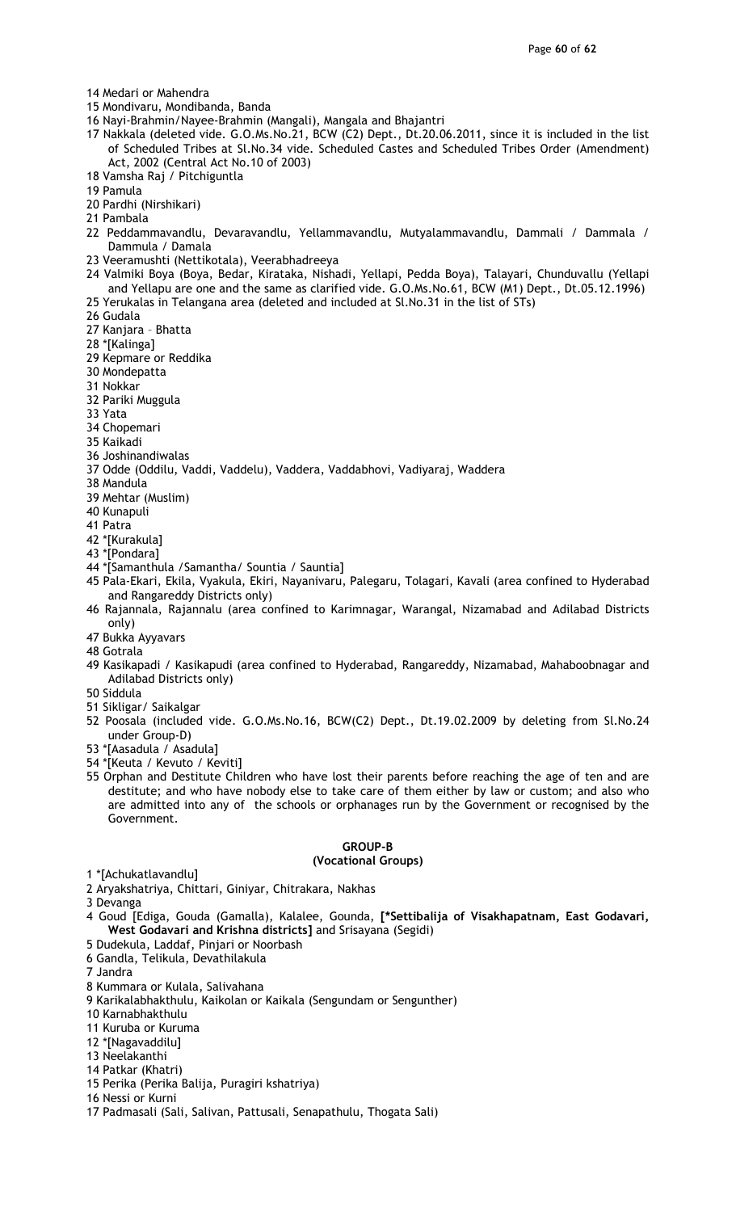14 Medari or Mahendra
15 Mondivaru, Mondibanda, Banda
16 Nayi-Brahmin/Nayee-Brahmin (Mangali), Mangala and Bhajantri
17 Nakkala (deleted vide. G.O.Ms.No.21, BCW (C2) Dept., Dt.20.06.2011, since it is included in the list of Scheduled Tribes at Sl.No.34 vide. Scheduled Castes and Scheduled Tribes Order (Amendment) Act, 2002 (Central Act No.10 of 2003)
18 Vamsha Raj / Pitchiguntla
19 Pamula
20 Pardhi (Nirshikari)
21 Pambala
22 Peddammavandlu, Devaravandlu, Yellammavandlu, Mutyalammavandlu, Dammali / Dammala / Dammula / Damala
23 Veeramushti (Nettikotala), Veerabhadreeya
24 Valmiki Boya (Boya, Bedar, Kirataka, Nishadi, Yellapi, Pedda Boya), Talayari, Chunduvallu (Yellapi and Yellapu are one and the same as clarified vide. G.O.Ms.No.61, BCW (M1) Dept., Dt.05.12.1996)
25 Yerukalas in Telangana area (deleted and included at Sl.No.31 in the list of STs)
26 Gudala
27 Kanjara – Bhatta
28 *[Kalinga]
29 Kepmare or Reddika
30 Mondepatta
31 Nokkar
32 Pariki Muggula
33 Yata
34 Chopemari
35 Kaikadi
36 Joshinandiwalas
37 Odde (Oddilu, Vaddi, Vaddelu), Vaddera, Vaddabhovi, Vadiyaraj, Waddera
38 Mandula
39 Mehtar (Muslim)
40 Kunapuli
41 Patra
42 *[Kurakula]
43 *[Pondara]
44 *[Samanthula /Samantha/ Sountia / Sauntia]
45 Pala-Ekari, Ekila, Vyakula, Ekiri, Nayanivaru, Palegaru, Tolagari, Kavali (area confined to Hyderabad and Rangareddy Districts only)
46 Rajannala, Rajannalu (area confined to Karimnagar, Warangal, Nizamabad and Adilabad Districts only)
47 Bukka Ayyavars
48 Gotrala
49 Kasikapadi / Kasikapudi (area confined to Hyderabad, Rangareddy, Nizamabad, Mahaboobnagar and Adilabad Districts only)
50 Siddula
51 Sikligar/ Saikalgar
52 Poosala (included vide. G.O.Ms.No.16, BCW(C2) Dept., Dt.19.02.2009 by deleting from Sl.No.24 under Group-D)
53 *[Aasadula / Asadula]
54 *[Keuta / Kevuto / Keviti]
55 Orphan and Destitute Children who have lost their parents before reaching the age of ten and are destitute; and who have nobody else to take care of them either by law or custom; and also who are admitted into any of the schools or orphanages run by the Government or recognised by the Government.

**GROUP-B**
**(Vocational Groups)**

1 *[Achukatlavandlu]
2 Aryakshatriya, Chittari, Giniyar, Chitrakara, Nakhas
3 Devanga
4 Goud [Ediga, Gouda (Gamalla), Kalalee, Gounda, **[*Settibalija of Visakhapatnam, East Godavari, West Godavari and Krishna districts]** and Srisayana (Segidi)
5 Dudekula, Laddaf, Pinjari or Noorbash
6 Gandla, Telikula, Devathilakula
7 Jandra
8 Kummara or Kulala, Salivahana
9 Karikalabhakthulu, Kaikolan or Kaikala (Sengundam or Sengunther)
10 Karnabhakthulu
11 Kuruba or Kuruma
12 *[Nagavaddilu]
13 Neelakanthi
14 Patkar (Khatri)
15 Perika (Perika Balija, Puragiri kshatriya)
16 Nessi or Kurni
17 Padmasali (Sali, Salivan, Pattusali, Senapathulu, Thogata Sali)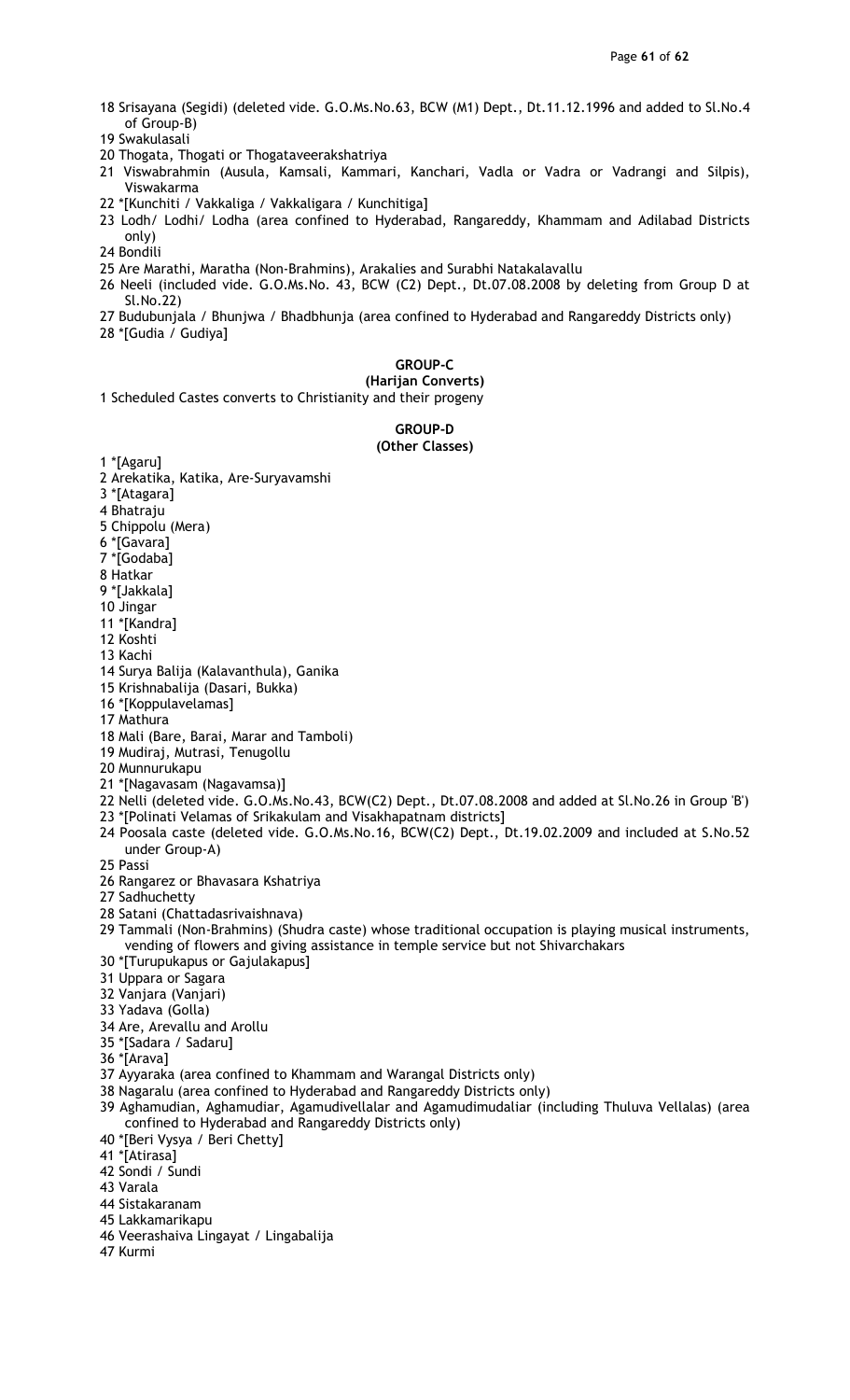18 Srisayana (Segidi) (deleted vide. G.O.Ms.No.63, BCW (M1) Dept., Dt.11.12.1996 and added to Sl.No.4 of Group-B)
19 Swakulasali
20 Thogata, Thogati or Thogataveerakshatriya
21 Viswabrahmin (Ausula, Kamsali, Kammari, Kanchari, Vadla or Vadra or Vadrangi and Silpis), Viswakarma
22 *[Kunchiti / Vakkaliga / Vakkaligara / Kunchitiga]
23 Lodh/ Lodhi/ Lodha (area confined to Hyderabad, Rangareddy, Khammam and Adilabad Districts only)
24 Bondili
25 Are Marathi, Maratha (Non-Brahmins), Arakalies and Surabhi Natakalavallu
26 Neeli (included vide. G.O.Ms.No. 43, BCW (C2) Dept., Dt.07.08.2008 by deleting from Group D at Sl.No.22)
27 Budubunjala / Bhunjwa / Bhadbhunja (area confined to Hyderabad and Rangareddy Districts only)
28 *[Gudia / Gudiya]

**GROUP-C**
**(Harijan Converts)**

1 Scheduled Castes converts to Christianity and their progeny

**GROUP-D**
**(Other Classes)**

1 *[Agaru]
2 Arekatika, Katika, Are-Suryavamshi
3 *[Atagara]
4 Bhatraju
5 Chippolu (Mera)
6 *[Gavara]
7 *[Godaba]
8 Hatkar
9 *[Jakkala]
10 Jingar
11 *[Kandra]
12 Koshti
13 Kachi
14 Surya Balija (Kalavanthula), Ganika
15 Krishnabalija (Dasari, Bukka)
16 *[Koppulavelamas]
17 Mathura
18 Mali (Bare, Barai, Marar and Tamboli)
19 Mudiraj, Mutrasi, Tenugollu
20 Munnurukapu
21 *[Nagavasam (Nagavamsa)]
22 Nelli (deleted vide. G.O.Ms.No.43, BCW(C2) Dept., Dt.07.08.2008 and added at Sl.No.26 in Group 'B')
23 *[Polinati Velamas of Srikakulam and Visakhapatnam districts]
24 Poosala caste (deleted vide. G.O.Ms.No.16, BCW(C2) Dept., Dt.19.02.2009 and included at S.No.52 under Group-A)
25 Passi
26 Rangarez or Bhavasara Kshatriya
27 Sadhuchetty
28 Satani (Chattadasrivaishnava)
29 Tammali (Non-Brahmins) (Shudra caste) whose traditional occupation is playing musical instruments, vending of flowers and giving assistance in temple service but not Shivarchakars
30 *[Turupukapus or Gajulakapus]
31 Uppara or Sagara
32 Vanjara (Vanjari)
33 Yadava (Golla)
34 Are, Arevallu and Arollu
35 *[Sadara / Sadaru]
36 *[Arava]
37 Ayyaraka (area confined to Khammam and Warangal Districts only)
38 Nagaralu (area confined to Hyderabad and Rangareddy Districts only)
39 Aghamudian, Aghamudiar, Agamudivellalar and Agamudimudaliar (including Thuluva Vellalas) (area confined to Hyderabad and Rangareddy Districts only)
40 *[Beri Vysya / Beri Chetty]
41 *[Atirasa]
42 Sondi / Sundi
43 Varala
44 Sistakaranam
45 Lakkamarikapu
46 Veerashaiva Lingayat / Lingabalija
47 Kurmi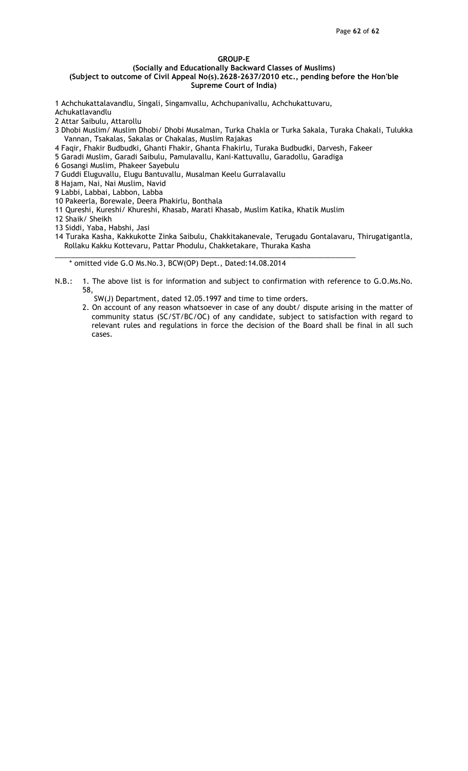## GROUP-E

**(Socially and Educationally Backward Classes of Muslims)**
**(Subject to outcome of Civil Appeal No(s).2628-2637/2010 etc., pending before the Hon'ble Supreme Court of India)**

1 Achchukattalavandlu, Singali, Singamvallu, Achchupanivallu, Achchukattuvaru, Achukatlavandlu
2 Attar Saibulu, Attarollu
3 Dhobi Muslim/ Muslim Dhobi/ Dhobi Musalman, Turka Chakla or Turka Sakala, Turaka Chakali, Tulukka Vannan, Tsakalas, Sakalas or Chakalas, Muslim Rajakas
4 Faqir, Fhakir Budbudki, Ghanti Fhakir, Ghanta Fhakirlu, Turaka Budbudki, Darvesh, Fakeer
5 Garadi Muslim, Garadi Saibulu, Pamulavallu, Kani-Kattuvallu, Garadollu, Garadiga
6 Gosangi Muslim, Phakeer Sayebulu
7 Guddi Eluguvallu, Elugu Bantuvallu, Musalman Keelu Gurralavallu
8 Hajam, Nai, Nai Muslim, Navid
9 Labbi, Labbai, Labbon, Labba
10 Pakeerla, Borewale, Deera Phakirlu, Bonthala
11 Qureshi, Kureshi/ Khureshi, Khasab, Marati Khasab, Muslim Katika, Khatik Muslim
12 Shaik/ Sheikh
13 Siddi, Yaba, Habshi, Jasi
14 Turaka Kasha, Kakkukotte Zinka Saibulu, Chakkitakanevale, Terugadu Gontalavaru, Thirugatigantla, Rollaku Kakku Kottevaru, Pattar Phodulu, Chakketakare, Thuraka Kasha

---

\* omitted vide G.O Ms.No.3, BCW(OP) Dept., Dated:14.08.2014

N.B.:
1. The above list is for information and subject to confirmation with reference to G.O.Ms.No. 58, SW(J) Department, dated 12.05.1997 and time to time orders.
2. On account of any reason whatsoever in case of any doubt/ dispute arising in the matter of community status (SC/ST/BC/OC) of any candidate, subject to satisfaction with regard to relevant rules and regulations in force the decision of the Board shall be final in all such cases.